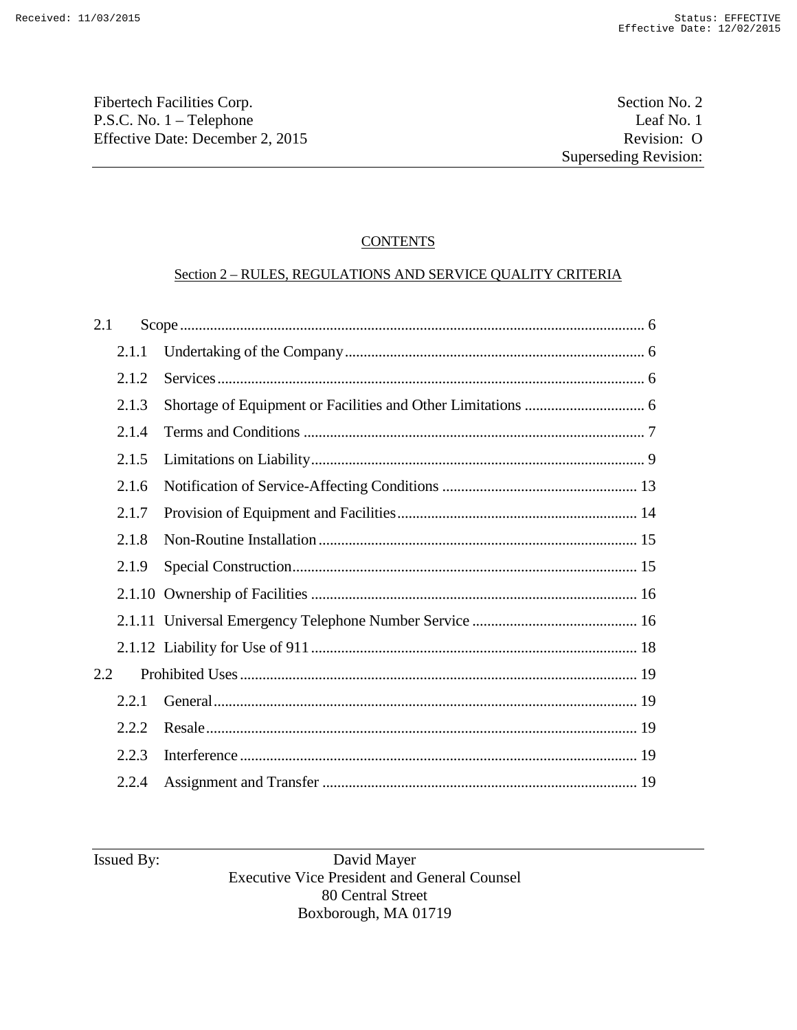Fibertech Facilities Corp.
P.S.C. No. 1 – Telephone
Effective Date: December 2, 2015

Section No. 2
Leaf No. 1
Revision: O
Superseding Revision:

## CONTENTS

### Section 2 – RULES, REGULATIONS AND SERVICE QUALITY CRITERIA

2.1 Scope ........................................................ 6
- 2.1.1 Undertaking of the Company ........................................ 6
- 2.1.2 Services ........................................................ 6
- 2.1.3 Shortage of Equipment or Facilities and Other Limitations ........................ 6
- 2.1.4 Terms and Conditions ........................................ 7
- 2.1.5 Limitations on Liability ........................................ 9
- 2.1.6 Notification of Service-Affecting Conditions ........................................ 13
- 2.1.7 Provision of Equipment and Facilities ........................................ 14
- 2.1.8 Non-Routine Installation ........................................ 15
- 2.1.9 Special Construction ........................................ 15
- 2.1.10 Ownership of Facilities ........................................ 16
- 2.1.11 Universal Emergency Telephone Number Service ........................................ 16
- 2.1.12 Liability for Use of 911 ........................................ 18

2.2 Prohibited Uses ........................................ 19
- 2.2.1 General ........................................ 19
- 2.2.2 Resale ........................................ 19
- 2.2.3 Interference ........................................ 19
- 2.2.4 Assignment and Transfer ........................................ 19

Issued By: David Mayer
Executive Vice President and General Counsel
80 Central Street
Boxborough, MA 01719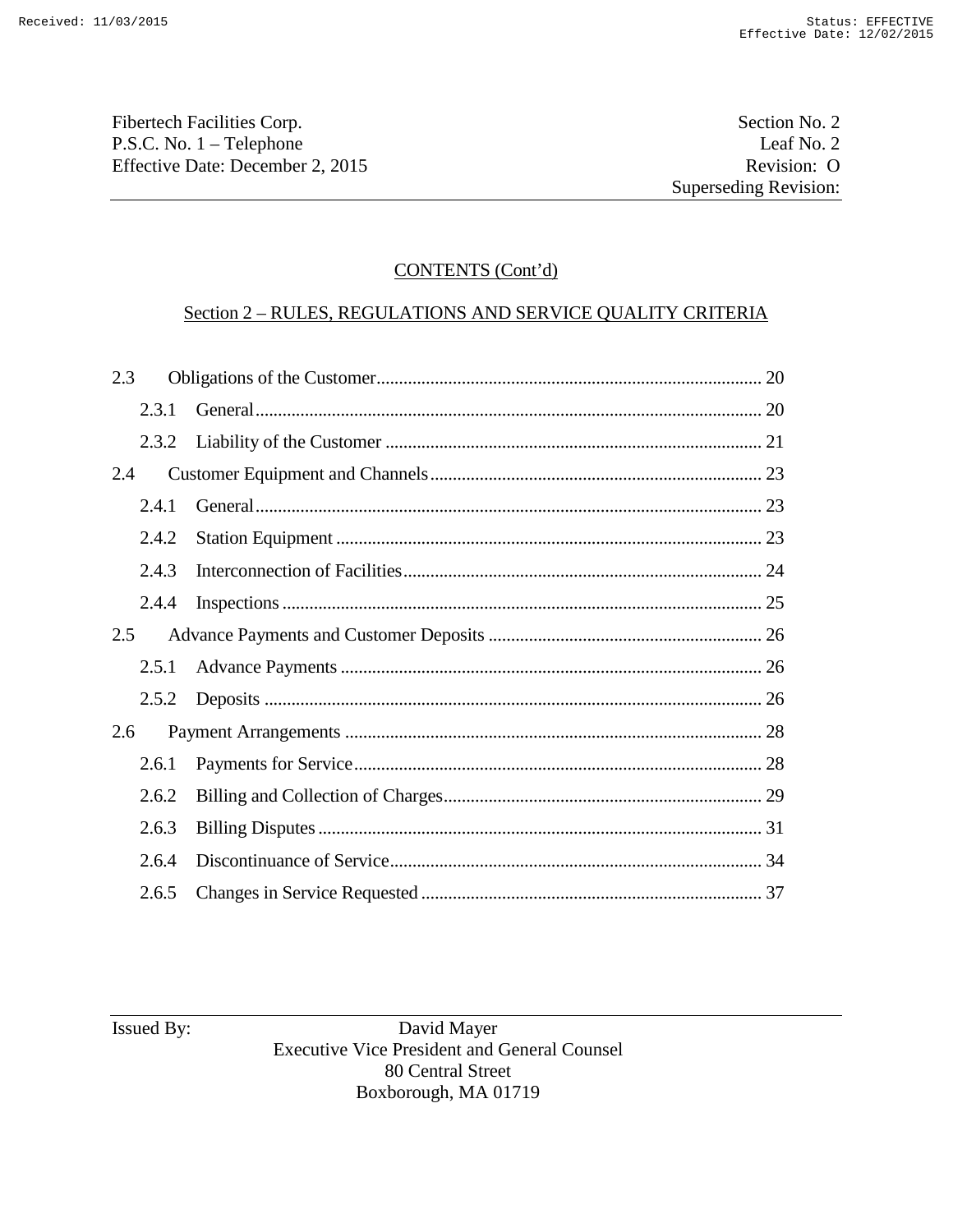## CONTENTS (Cont'd)

## Section 2 – RULES, REGULATIONS AND SERVICE QUALITY CRITERIA

- 2.3 Obligations of the Customer ..... 20
  - 2.3.1 General ..... 20
  - 2.3.2 Liability of the Customer ..... 21
- 2.4 Customer Equipment and Channels ..... 23
  - 2.4.1 General ..... 23
  - 2.4.2 Station Equipment ..... 23
  - 2.4.3 Interconnection of Facilities ..... 24
  - 2.4.4 Inspections ..... 25
- 2.5 Advance Payments and Customer Deposits ..... 26
  - 2.5.1 Advance Payments ..... 26
  - 2.5.2 Deposits ..... 26
- 2.6 Payment Arrangements ..... 28
  - 2.6.1 Payments for Service ..... 28
  - 2.6.2 Billing and Collection of Charges ..... 29
  - 2.6.3 Billing Disputes ..... 31
  - 2.6.4 Discontinuance of Service ..... 34
  - 2.6.5 Changes in Service Requested ..... 37

Issued By: David Mayer
Executive Vice President and General Counsel
80 Central Street
Boxborough, MA 01719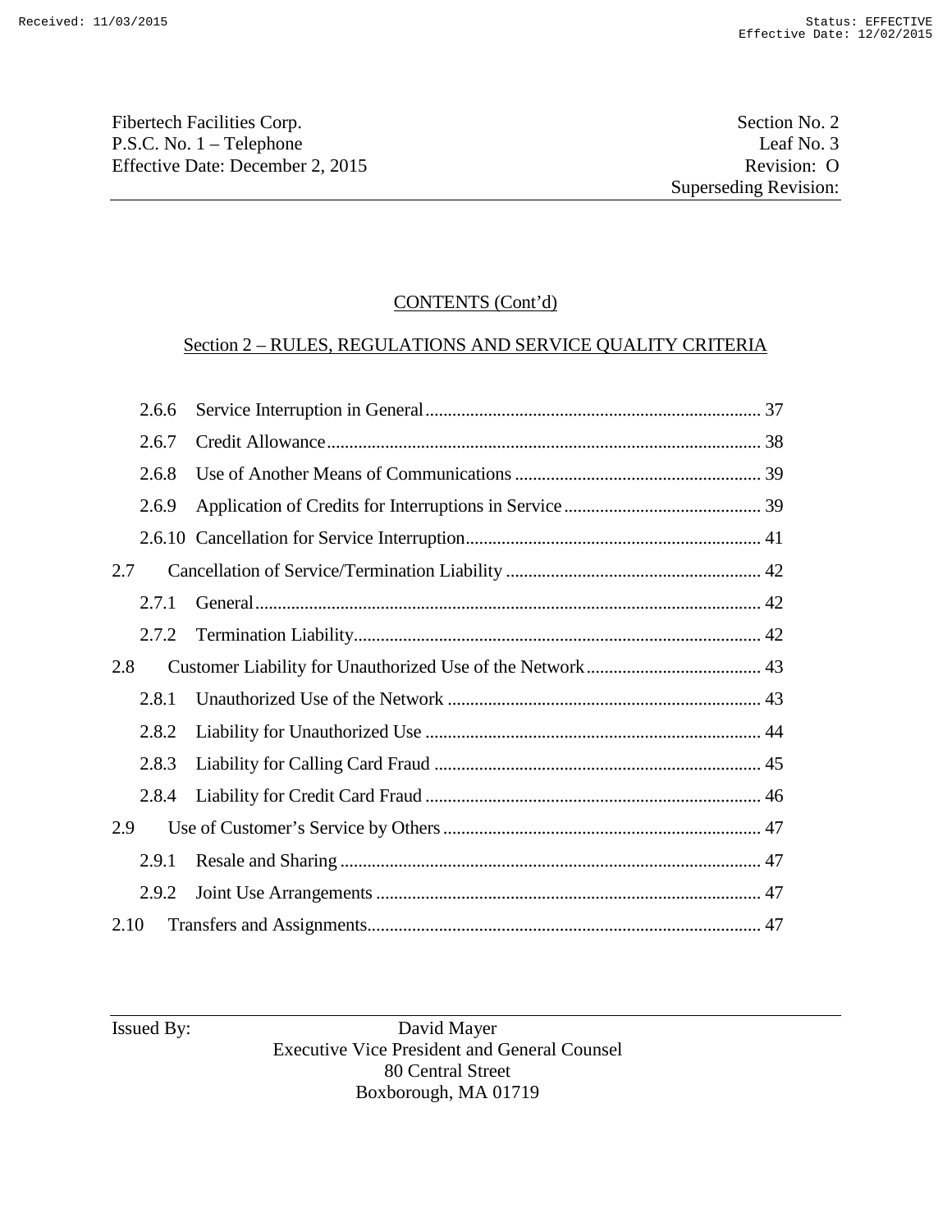Fibertech Facilities Corp.
P.S.C. No. 1 – Telephone
Effective Date: December 2, 2015

Section No. 2
Leaf No. 3
Revision: O
Superseding Revision:

CONTENTS (Cont'd)

Section 2 – RULES, REGULATIONS AND SERVICE QUALITY CRITERIA

- 2.6.6 Service Interruption in General ..... 37
- 2.6.7 Credit Allowance ..... 38
- 2.6.8 Use of Another Means of Communications ..... 39
- 2.6.9 Application of Credits for Interruptions in Service ..... 39
- 2.6.10 Cancellation for Service Interruption ..... 41

2.7 Cancellation of Service/Termination Liability ..... 42

- 2.7.1 General ..... 42
- 2.7.2 Termination Liability ..... 42

2.8 Customer Liability for Unauthorized Use of the Network ..... 43

- 2.8.1 Unauthorized Use of the Network ..... 43
- 2.8.2 Liability for Unauthorized Use ..... 44
- 2.8.3 Liability for Calling Card Fraud ..... 45
- 2.8.4 Liability for Credit Card Fraud ..... 46

2.9 Use of Customer's Service by Others ..... 47

- 2.9.1 Resale and Sharing ..... 47
- 2.9.2 Joint Use Arrangements ..... 47

2.10 Transfers and Assignments ..... 47

Issued By: David Mayer
Executive Vice President and General Counsel
80 Central Street
Boxborough, MA 01719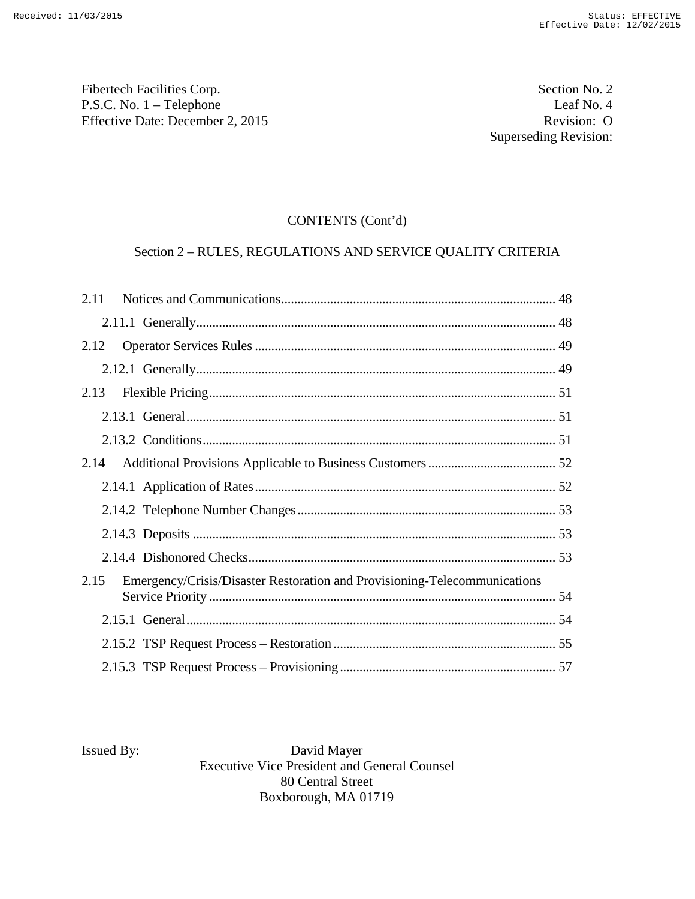## CONTENTS (Cont'd)

### Section 2 – RULES, REGULATIONS AND SERVICE QUALITY CRITERIA

2.11 Notices and Communications ........ 48
- 2.11.1 Generally ........ 48

2.12 Operator Services Rules ........ 49
- 2.12.1 Generally ........ 49

2.13 Flexible Pricing ........ 51
- 2.13.1 General ........ 51
- 2.13.2 Conditions ........ 51

2.14 Additional Provisions Applicable to Business Customers ........ 52
- 2.14.1 Application of Rates ........ 52
- 2.14.2 Telephone Number Changes ........ 53
- 2.14.3 Deposits ........ 53
- 2.14.4 Dishonored Checks ........ 53

2.15 Emergency/Crisis/Disaster Restoration and Provisioning-Telecommunications Service Priority ........ 54
- 2.15.1 General ........ 54
- 2.15.2 TSP Request Process – Restoration ........ 55
- 2.15.3 TSP Request Process – Provisioning ........ 57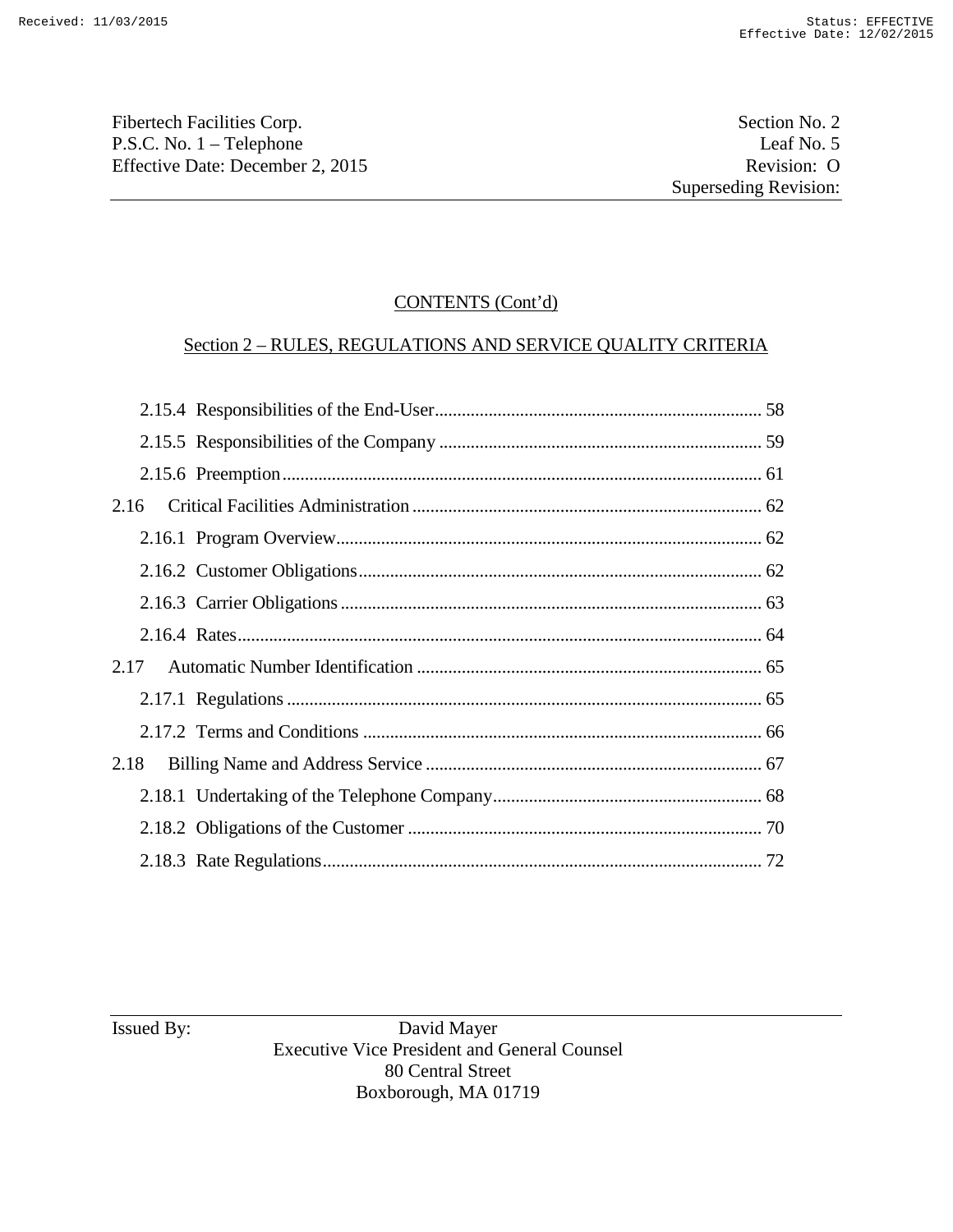Fibertech Facilities Corp.
P.S.C. No. 1 – Telephone
Effective Date: December 2, 2015

Section No. 2
Leaf No. 5
Revision: O
Superseding Revision:

## CONTENTS (Cont'd)

### Section 2 – RULES, REGULATIONS AND SERVICE QUALITY CRITERIA

- 2.15.4 Responsibilities of the End-User ........ 58
- 2.15.5 Responsibilities of the Company ........ 59
- 2.15.6 Preemption ........ 61

2.16 Critical Facilities Administration ........ 62

- 2.16.1 Program Overview ........ 62
- 2.16.2 Customer Obligations ........ 62
- 2.16.3 Carrier Obligations ........ 63
- 2.16.4 Rates ........ 64

2.17 Automatic Number Identification ........ 65

- 2.17.1 Regulations ........ 65
- 2.17.2 Terms and Conditions ........ 66

2.18 Billing Name and Address Service ........ 67

- 2.18.1 Undertaking of the Telephone Company ........ 68
- 2.18.2 Obligations of the Customer ........ 70
- 2.18.3 Rate Regulations ........ 72

Issued By: David Mayer
Executive Vice President and General Counsel
80 Central Street
Boxborough, MA 01719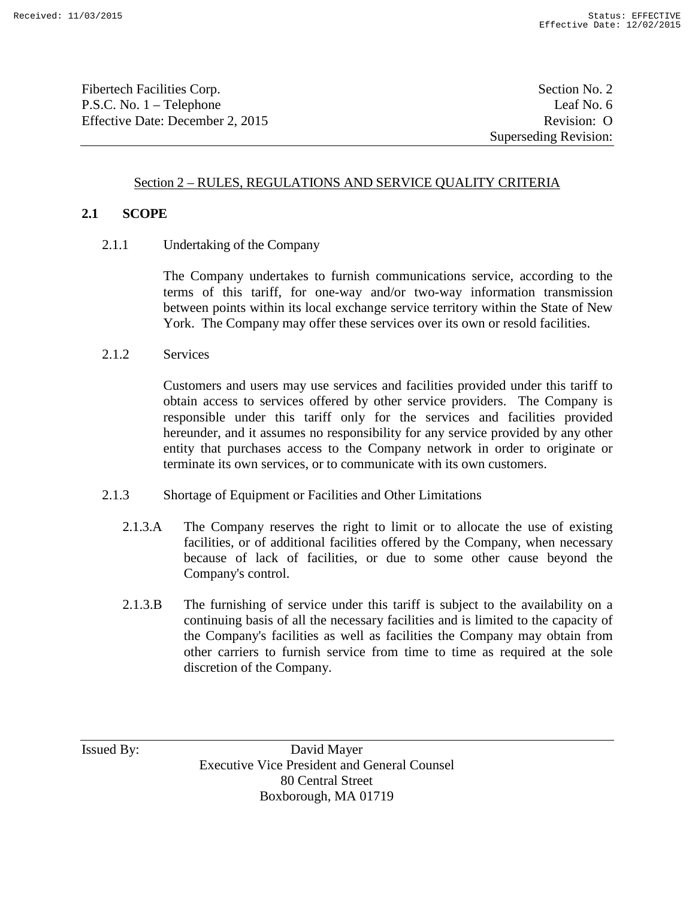## Section 2 – RULES, REGULATIONS AND SERVICE QUALITY CRITERIA

### 2.1 SCOPE

2.1.1 Undertaking of the Company

The Company undertakes to furnish communications service, according to the terms of this tariff, for one-way and/or two-way information transmission between points within its local exchange service territory within the State of New York. The Company may offer these services over its own or resold facilities.

2.1.2 Services

Customers and users may use services and facilities provided under this tariff to obtain access to services offered by other service providers. The Company is responsible under this tariff only for the services and facilities provided hereunder, and it assumes no responsibility for any service provided by any other entity that purchases access to the Company network in order to originate or terminate its own services, or to communicate with its own customers.

2.1.3 Shortage of Equipment or Facilities and Other Limitations

2.1.3.A The Company reserves the right to limit or to allocate the use of existing facilities, or of additional facilities offered by the Company, when necessary because of lack of facilities, or due to some other cause beyond the Company's control.

2.1.3.B The furnishing of service under this tariff is subject to the availability on a continuing basis of all the necessary facilities and is limited to the capacity of the Company's facilities as well as facilities the Company may obtain from other carriers to furnish service from time to time as required at the sole discretion of the Company.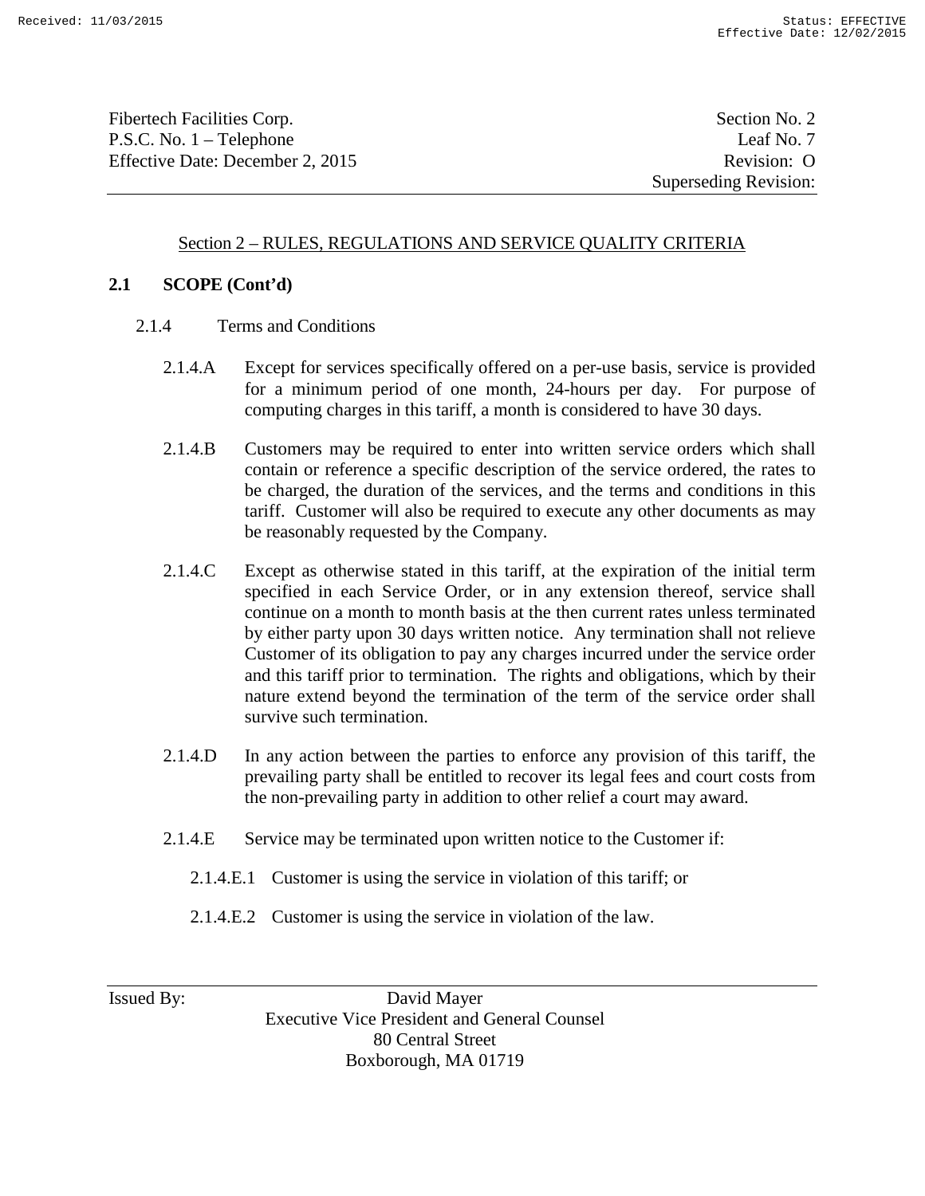## Section 2 – RULES, REGULATIONS AND SERVICE QUALITY CRITERIA

### 2.1 SCOPE (Cont'd)

2.1.4 Terms and Conditions

2.1.4.A Except for services specifically offered on a per-use basis, service is provided for a minimum period of one month, 24-hours per day. For purpose of computing charges in this tariff, a month is considered to have 30 days.

2.1.4.B Customers may be required to enter into written service orders which shall contain or reference a specific description of the service ordered, the rates to be charged, the duration of the services, and the terms and conditions in this tariff. Customer will also be required to execute any other documents as may be reasonably requested by the Company.

2.1.4.C Except as otherwise stated in this tariff, at the expiration of the initial term specified in each Service Order, or in any extension thereof, service shall continue on a month to month basis at the then current rates unless terminated by either party upon 30 days written notice. Any termination shall not relieve Customer of its obligation to pay any charges incurred under the service order and this tariff prior to termination. The rights and obligations, which by their nature extend beyond the termination of the term of the service order shall survive such termination.

2.1.4.D In any action between the parties to enforce any provision of this tariff, the prevailing party shall be entitled to recover its legal fees and court costs from the non-prevailing party in addition to other relief a court may award.

2.1.4.E Service may be terminated upon written notice to the Customer if:

2.1.4.E.1 Customer is using the service in violation of this tariff; or

2.1.4.E.2 Customer is using the service in violation of the law.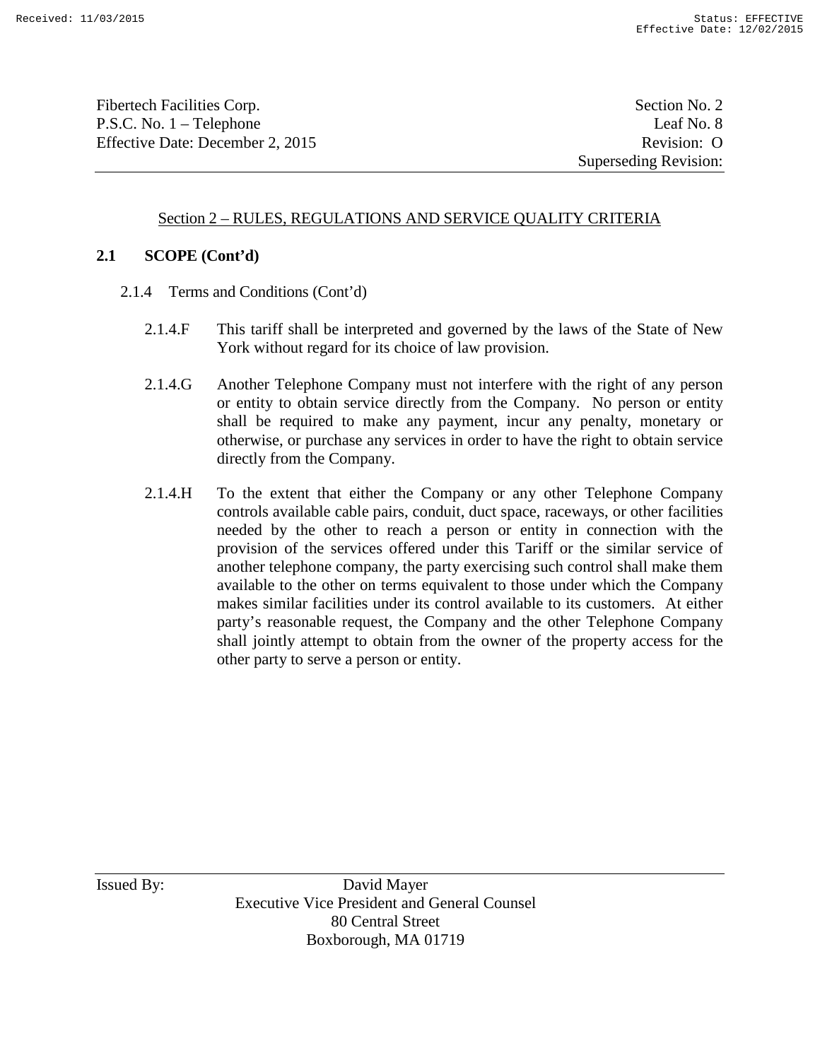## Section 2 – RULES, REGULATIONS AND SERVICE QUALITY CRITERIA

### 2.1 SCOPE (Cont'd)

2.1.4 Terms and Conditions (Cont'd)

2.1.4.F This tariff shall be interpreted and governed by the laws of the State of New York without regard for its choice of law provision.

2.1.4.G Another Telephone Company must not interfere with the right of any person or entity to obtain service directly from the Company. No person or entity shall be required to make any payment, incur any penalty, monetary or otherwise, or purchase any services in order to have the right to obtain service directly from the Company.

2.1.4.H To the extent that either the Company or any other Telephone Company controls available cable pairs, conduit, duct space, raceways, or other facilities needed by the other to reach a person or entity in connection with the provision of the services offered under this Tariff or the similar service of another telephone company, the party exercising such control shall make them available to the other on terms equivalent to those under which the Company makes similar facilities under its control available to its customers. At either party's reasonable request, the Company and the other Telephone Company shall jointly attempt to obtain from the owner of the property access for the other party to serve a person or entity.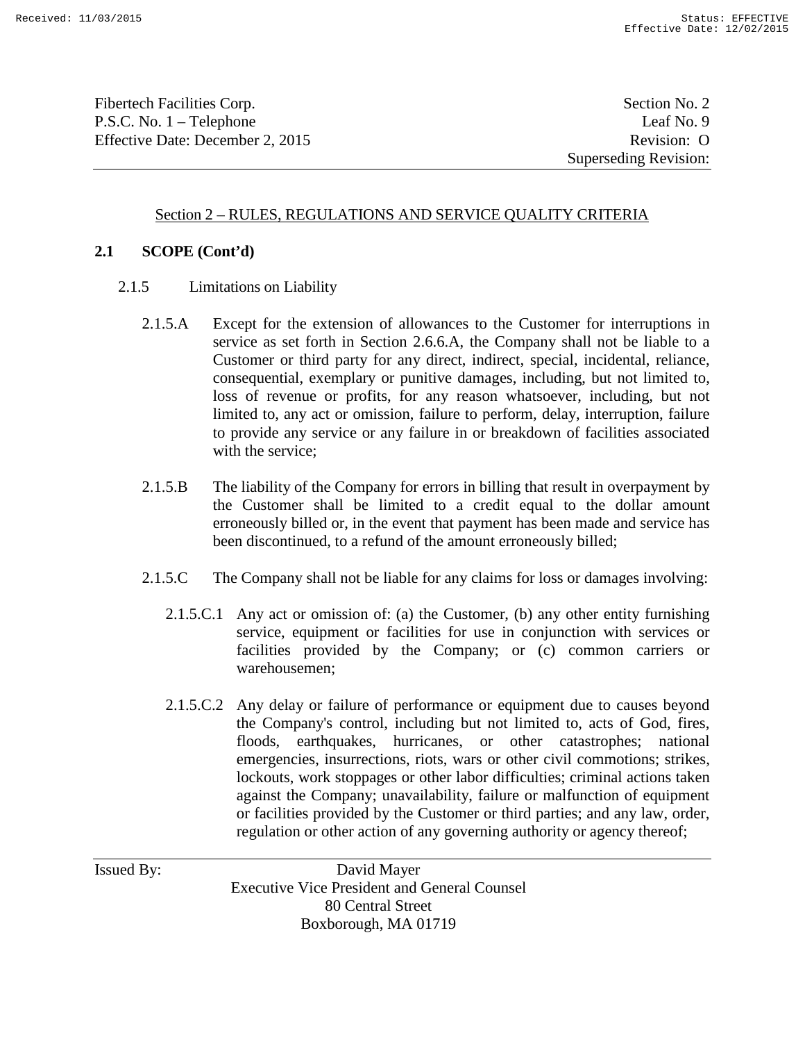## Section 2 – RULES, REGULATIONS AND SERVICE QUALITY CRITERIA

### 2.1 SCOPE (Cont'd)

2.1.5 Limitations on Liability

2.1.5.A Except for the extension of allowances to the Customer for interruptions in service as set forth in Section 2.6.6.A, the Company shall not be liable to a Customer or third party for any direct, indirect, special, incidental, reliance, consequential, exemplary or punitive damages, including, but not limited to, loss of revenue or profits, for any reason whatsoever, including, but not limited to, any act or omission, failure to perform, delay, interruption, failure to provide any service or any failure in or breakdown of facilities associated with the service;

2.1.5.B The liability of the Company for errors in billing that result in overpayment by the Customer shall be limited to a credit equal to the dollar amount erroneously billed or, in the event that payment has been made and service has been discontinued, to a refund of the amount erroneously billed;

2.1.5.C The Company shall not be liable for any claims for loss or damages involving:

2.1.5.C.1 Any act or omission of: (a) the Customer, (b) any other entity furnishing service, equipment or facilities for use in conjunction with services or facilities provided by the Company; or (c) common carriers or warehousemen;

2.1.5.C.2 Any delay or failure of performance or equipment due to causes beyond the Company's control, including but not limited to, acts of God, fires, floods, earthquakes, hurricanes, or other catastrophes; national emergencies, insurrections, riots, wars or other civil commotions; strikes, lockouts, work stoppages or other labor difficulties; criminal actions taken against the Company; unavailability, failure or malfunction of equipment or facilities provided by the Customer or third parties; and any law, order, regulation or other action of any governing authority or agency thereof;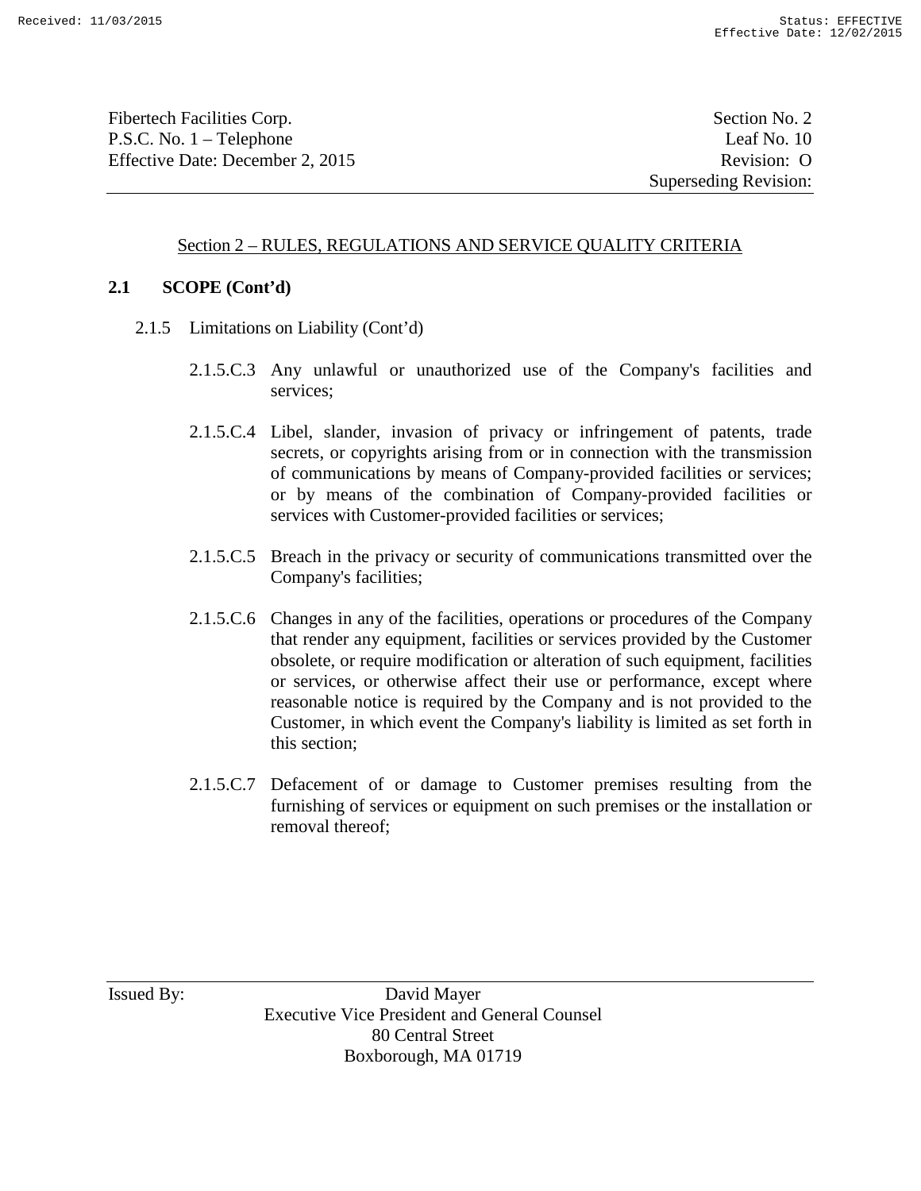## Section 2 – RULES, REGULATIONS AND SERVICE QUALITY CRITERIA

### 2.1 SCOPE (Cont'd)

2.1.5 Limitations on Liability (Cont'd)

2.1.5.C.3 Any unlawful or unauthorized use of the Company's facilities and services;

2.1.5.C.4 Libel, slander, invasion of privacy or infringement of patents, trade secrets, or copyrights arising from or in connection with the transmission of communications by means of Company-provided facilities or services; or by means of the combination of Company-provided facilities or services with Customer-provided facilities or services;

2.1.5.C.5 Breach in the privacy or security of communications transmitted over the Company's facilities;

2.1.5.C.6 Changes in any of the facilities, operations or procedures of the Company that render any equipment, facilities or services provided by the Customer obsolete, or require modification or alteration of such equipment, facilities or services, or otherwise affect their use or performance, except where reasonable notice is required by the Company and is not provided to the Customer, in which event the Company's liability is limited as set forth in this section;

2.1.5.C.7 Defacement of or damage to Customer premises resulting from the furnishing of services or equipment on such premises or the installation or removal thereof;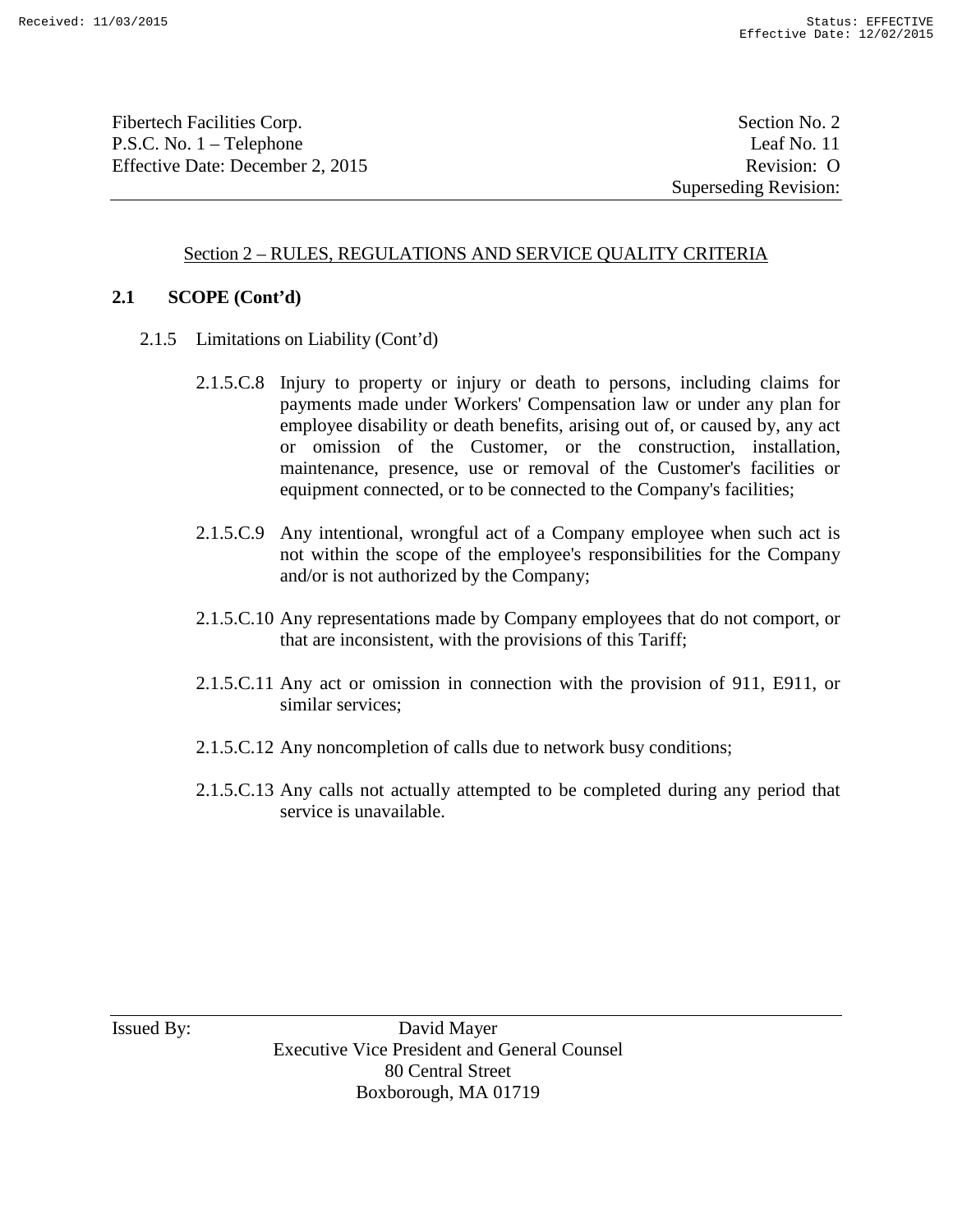Section 2 – RULES, REGULATIONS AND SERVICE QUALITY CRITERIA

**2.1 SCOPE (Cont'd)**

2.1.5 Limitations on Liability (Cont'd)

2.1.5.C.8 Injury to property or injury or death to persons, including claims for payments made under Workers' Compensation law or under any plan for employee disability or death benefits, arising out of, or caused by, any act or omission of the Customer, or the construction, installation, maintenance, presence, use or removal of the Customer's facilities or equipment connected, or to be connected to the Company's facilities;

2.1.5.C.9 Any intentional, wrongful act of a Company employee when such act is not within the scope of the employee's responsibilities for the Company and/or is not authorized by the Company;

2.1.5.C.10 Any representations made by Company employees that do not comport, or that are inconsistent, with the provisions of this Tariff;

2.1.5.C.11 Any act or omission in connection with the provision of 911, E911, or similar services;

2.1.5.C.12 Any noncompletion of calls due to network busy conditions;

2.1.5.C.13 Any calls not actually attempted to be completed during any period that service is unavailable.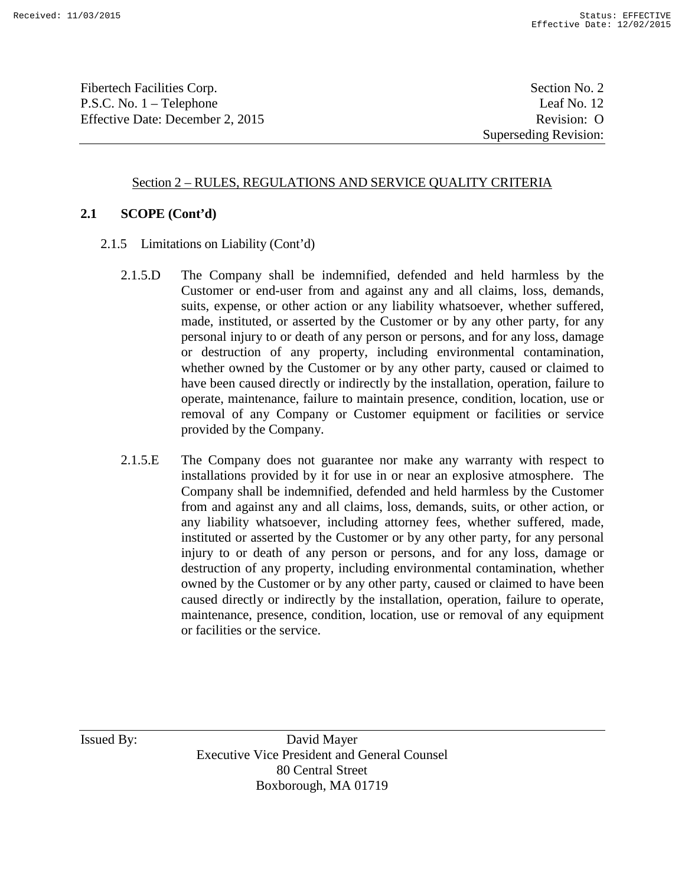## Section 2 – RULES, REGULATIONS AND SERVICE QUALITY CRITERIA

### 2.1 SCOPE (Cont'd)

2.1.5 Limitations on Liability (Cont'd)

2.1.5.D The Company shall be indemnified, defended and held harmless by the Customer or end-user from and against any and all claims, loss, demands, suits, expense, or other action or any liability whatsoever, whether suffered, made, instituted, or asserted by the Customer or by any other party, for any personal injury to or death of any person or persons, and for any loss, damage or destruction of any property, including environmental contamination, whether owned by the Customer or by any other party, caused or claimed to have been caused directly or indirectly by the installation, operation, failure to operate, maintenance, failure to maintain presence, condition, location, use or removal of any Company or Customer equipment or facilities or service provided by the Company.

2.1.5.E The Company does not guarantee nor make any warranty with respect to installations provided by it for use in or near an explosive atmosphere. The Company shall be indemnified, defended and held harmless by the Customer from and against any and all claims, loss, demands, suits, or other action, or any liability whatsoever, including attorney fees, whether suffered, made, instituted or asserted by the Customer or by any other party, for any personal injury to or death of any person or persons, and for any loss, damage or destruction of any property, including environmental contamination, whether owned by the Customer or by any other party, caused or claimed to have been caused directly or indirectly by the installation, operation, failure to operate, maintenance, presence, condition, location, use or removal of any equipment or facilities or the service.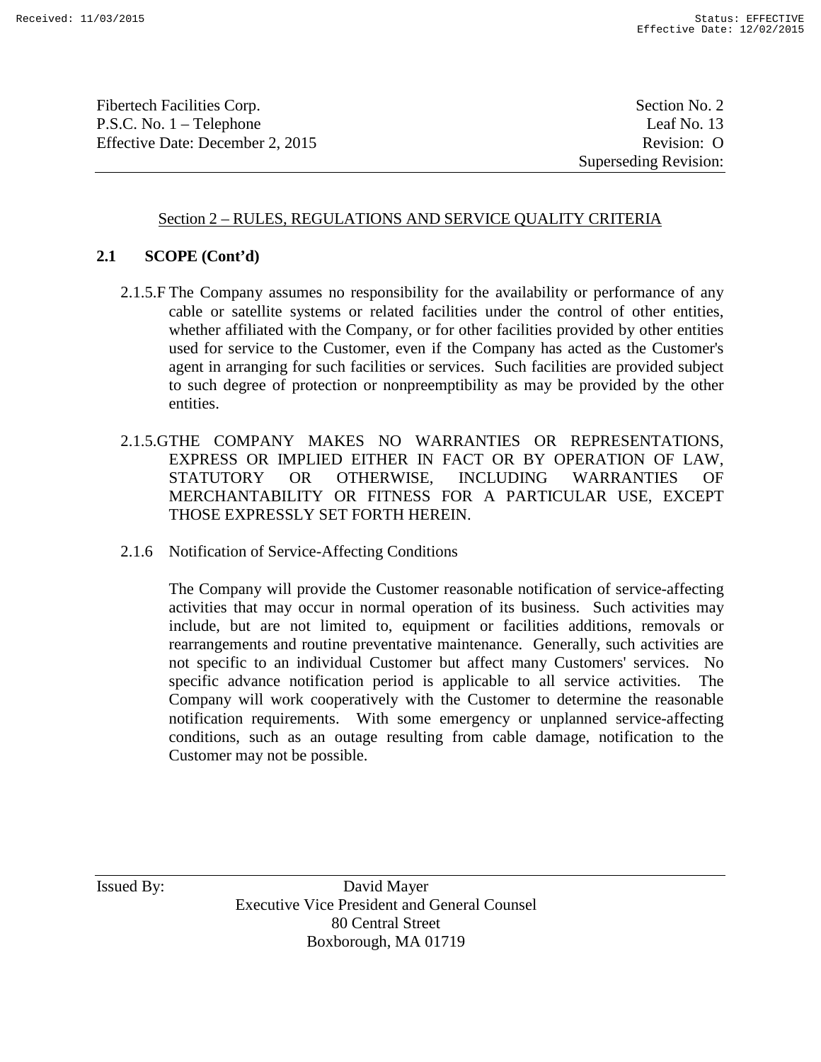## Section 2 – RULES, REGULATIONS AND SERVICE QUALITY CRITERIA

### 2.1 SCOPE (Cont'd)

2.1.5.F The Company assumes no responsibility for the availability or performance of any cable or satellite systems or related facilities under the control of other entities, whether affiliated with the Company, or for other facilities provided by other entities used for service to the Customer, even if the Company has acted as the Customer's agent in arranging for such facilities or services. Such facilities are provided subject to such degree of protection or nonpreemptibility as may be provided by the other entities.

2.1.5.G THE COMPANY MAKES NO WARRANTIES OR REPRESENTATIONS, EXPRESS OR IMPLIED EITHER IN FACT OR BY OPERATION OF LAW, STATUTORY OR OTHERWISE, INCLUDING WARRANTIES OF MERCHANTABILITY OR FITNESS FOR A PARTICULAR USE, EXCEPT THOSE EXPRESSLY SET FORTH HEREIN.

2.1.6 Notification of Service-Affecting Conditions

The Company will provide the Customer reasonable notification of service-affecting activities that may occur in normal operation of its business. Such activities may include, but are not limited to, equipment or facilities additions, removals or rearrangements and routine preventative maintenance. Generally, such activities are not specific to an individual Customer but affect many Customers' services. No specific advance notification period is applicable to all service activities. The Company will work cooperatively with the Customer to determine the reasonable notification requirements. With some emergency or unplanned service-affecting conditions, such as an outage resulting from cable damage, notification to the Customer may not be possible.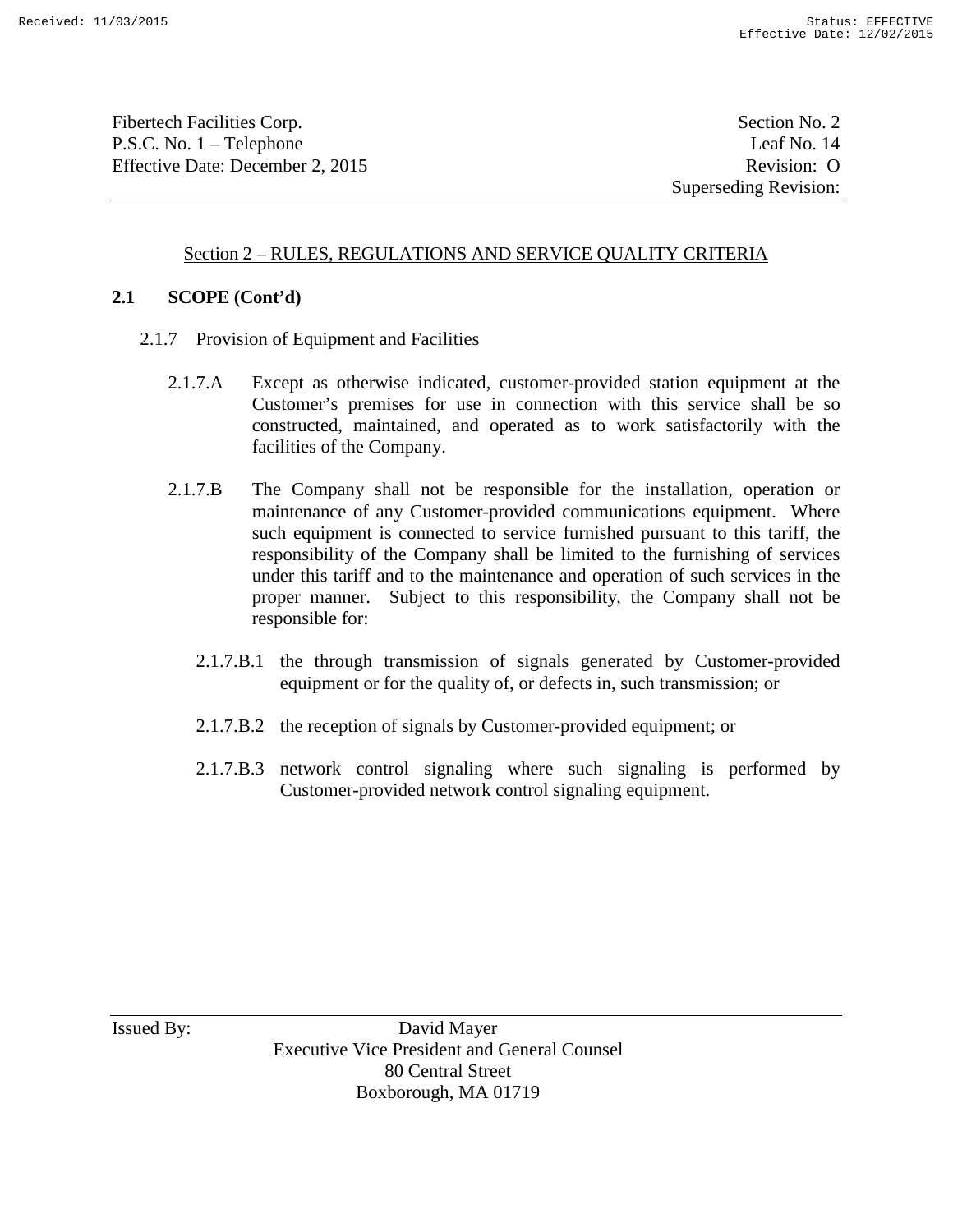## Section 2 – RULES, REGULATIONS AND SERVICE QUALITY CRITERIA

### 2.1 SCOPE (Cont'd)

2.1.7 Provision of Equipment and Facilities

2.1.7.A Except as otherwise indicated, customer-provided station equipment at the Customer's premises for use in connection with this service shall be so constructed, maintained, and operated as to work satisfactorily with the facilities of the Company.

2.1.7.B The Company shall not be responsible for the installation, operation or maintenance of any Customer-provided communications equipment. Where such equipment is connected to service furnished pursuant to this tariff, the responsibility of the Company shall be limited to the furnishing of services under this tariff and to the maintenance and operation of such services in the proper manner. Subject to this responsibility, the Company shall not be responsible for:

2.1.7.B.1 the through transmission of signals generated by Customer-provided equipment or for the quality of, or defects in, such transmission; or

2.1.7.B.2 the reception of signals by Customer-provided equipment; or

2.1.7.B.3 network control signaling where such signaling is performed by Customer-provided network control signaling equipment.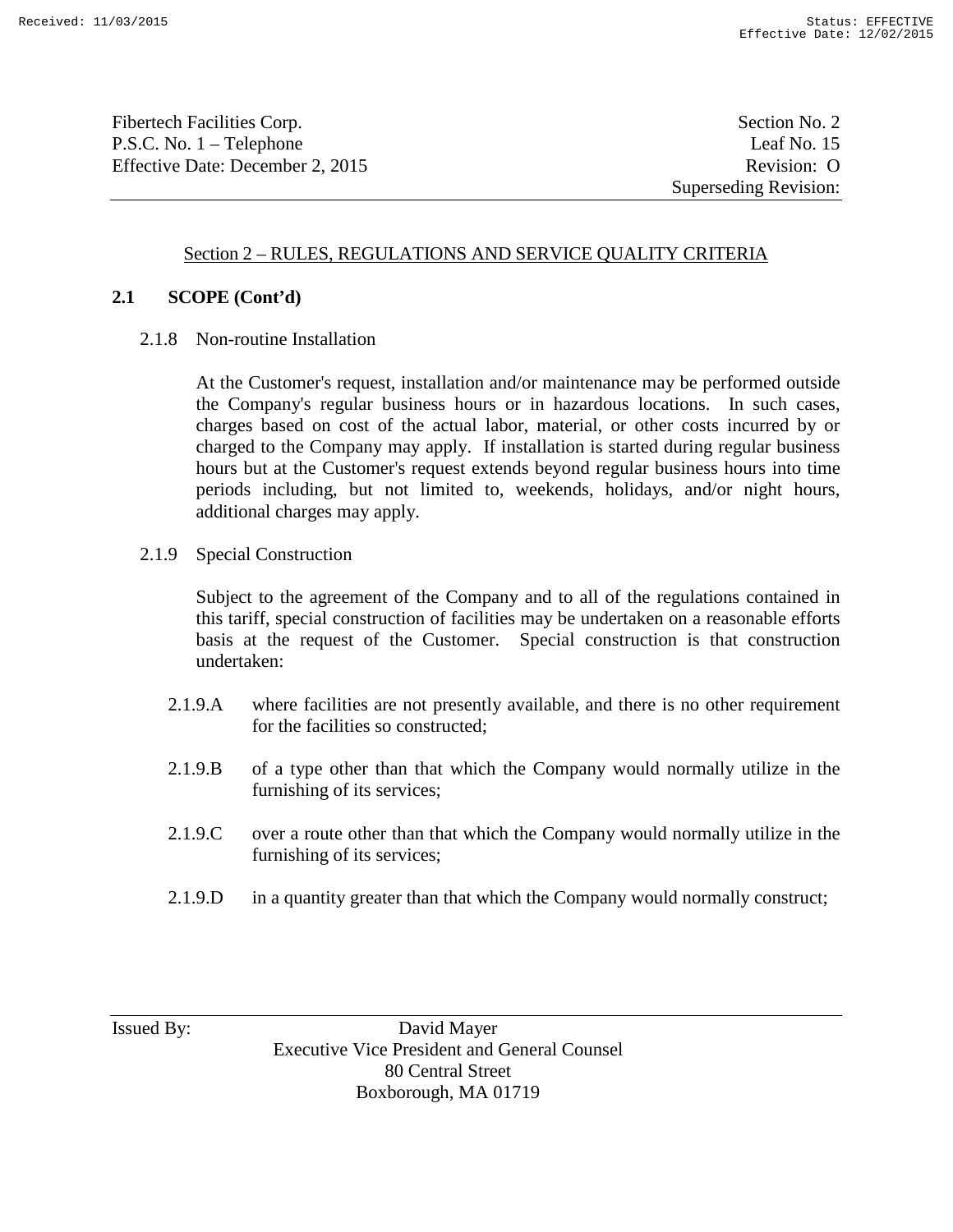## Section 2 – RULES, REGULATIONS AND SERVICE QUALITY CRITERIA

### 2.1 SCOPE (Cont'd)

2.1.8 Non-routine Installation

At the Customer's request, installation and/or maintenance may be performed outside the Company's regular business hours or in hazardous locations. In such cases, charges based on cost of the actual labor, material, or other costs incurred by or charged to the Company may apply. If installation is started during regular business hours but at the Customer's request extends beyond regular business hours into time periods including, but not limited to, weekends, holidays, and/or night hours, additional charges may apply.

2.1.9 Special Construction

Subject to the agreement of the Company and to all of the regulations contained in this tariff, special construction of facilities may be undertaken on a reasonable efforts basis at the request of the Customer. Special construction is that construction undertaken:

2.1.9.A where facilities are not presently available, and there is no other requirement for the facilities so constructed;

2.1.9.B of a type other than that which the Company would normally utilize in the furnishing of its services;

2.1.9.C over a route other than that which the Company would normally utilize in the furnishing of its services;

2.1.9.D in a quantity greater than that which the Company would normally construct;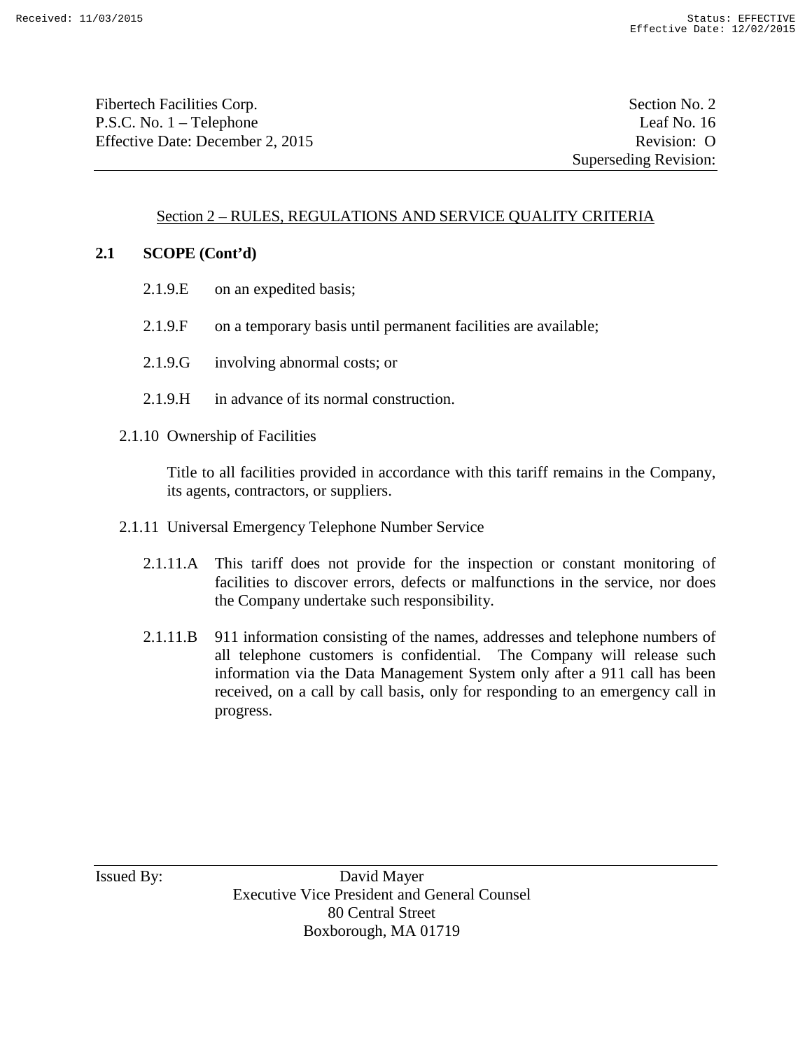## Section 2 – RULES, REGULATIONS AND SERVICE QUALITY CRITERIA

### 2.1 SCOPE (Cont'd)

2.1.9.E on an expedited basis;

2.1.9.F on a temporary basis until permanent facilities are available;

2.1.9.G involving abnormal costs; or

2.1.9.H in advance of its normal construction.

2.1.10 Ownership of Facilities

Title to all facilities provided in accordance with this tariff remains in the Company, its agents, contractors, or suppliers.

2.1.11 Universal Emergency Telephone Number Service

2.1.11.A This tariff does not provide for the inspection or constant monitoring of facilities to discover errors, defects or malfunctions in the service, nor does the Company undertake such responsibility.

2.1.11.B 911 information consisting of the names, addresses and telephone numbers of all telephone customers is confidential. The Company will release such information via the Data Management System only after a 911 call has been received, on a call by call basis, only for responding to an emergency call in progress.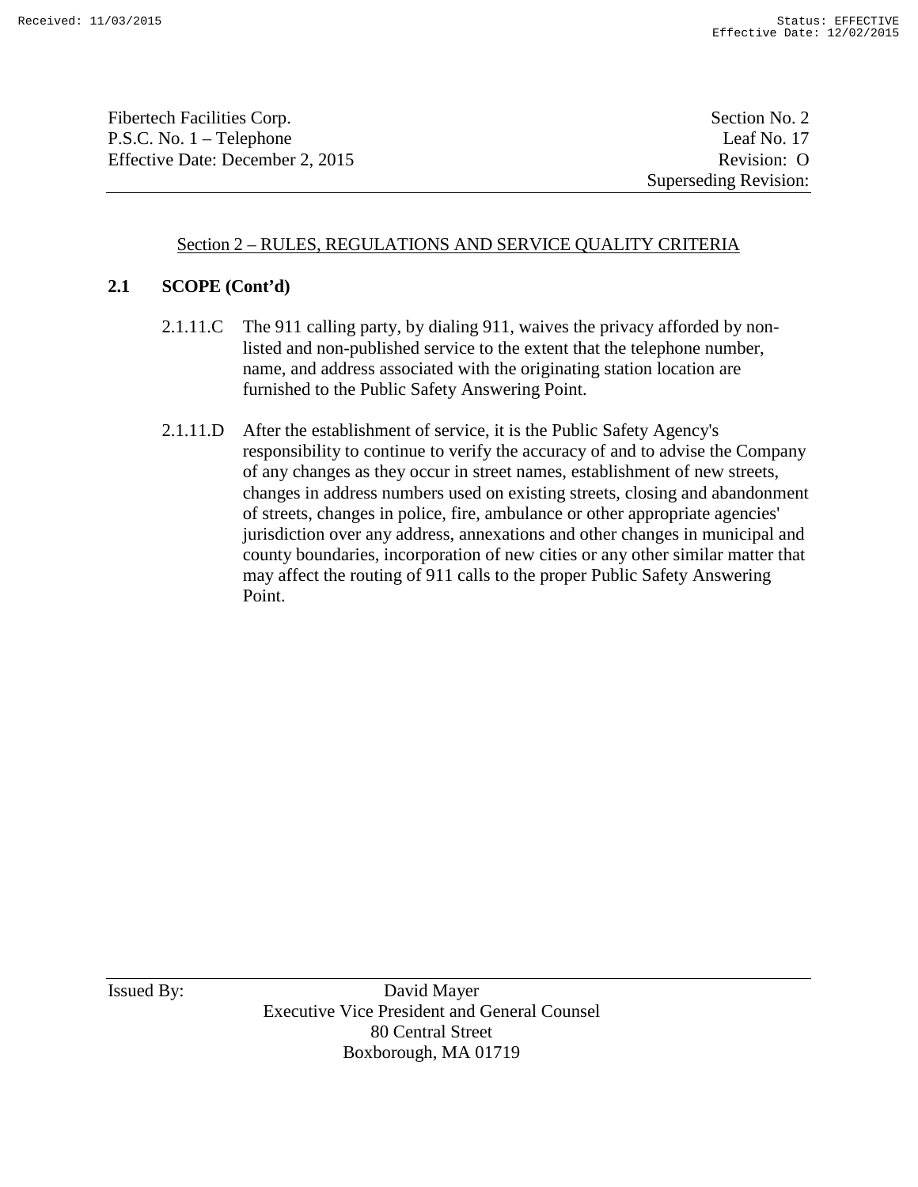## Section 2 – RULES, REGULATIONS AND SERVICE QUALITY CRITERIA

### 2.1 SCOPE (Cont'd)

2.1.11.C The 911 calling party, by dialing 911, waives the privacy afforded by non-listed and non-published service to the extent that the telephone number, name, and address associated with the originating station location are furnished to the Public Safety Answering Point.

2.1.11.D After the establishment of service, it is the Public Safety Agency's responsibility to continue to verify the accuracy of and to advise the Company of any changes as they occur in street names, establishment of new streets, changes in address numbers used on existing streets, closing and abandonment of streets, changes in police, fire, ambulance or other appropriate agencies' jurisdiction over any address, annexations and other changes in municipal and county boundaries, incorporation of new cities or any other similar matter that may affect the routing of 911 calls to the proper Public Safety Answering Point.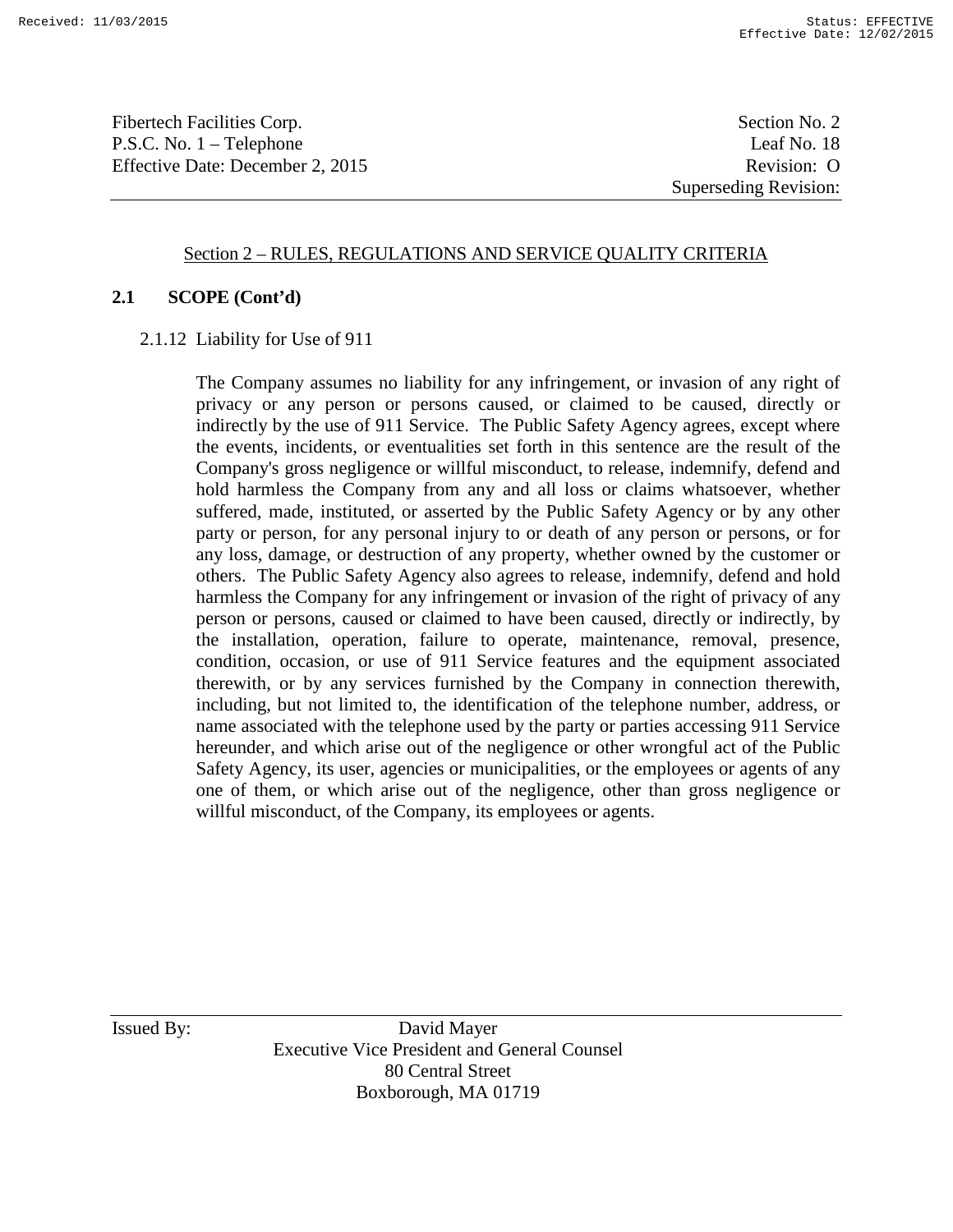## Section 2 – RULES, REGULATIONS AND SERVICE QUALITY CRITERIA

### 2.1 SCOPE (Cont'd)

2.1.12 Liability for Use of 911

The Company assumes no liability for any infringement, or invasion of any right of privacy or any person or persons caused, or claimed to be caused, directly or indirectly by the use of 911 Service. The Public Safety Agency agrees, except where the events, incidents, or eventualities set forth in this sentence are the result of the Company's gross negligence or willful misconduct, to release, indemnify, defend and hold harmless the Company from any and all loss or claims whatsoever, whether suffered, made, instituted, or asserted by the Public Safety Agency or by any other party or person, for any personal injury to or death of any person or persons, or for any loss, damage, or destruction of any property, whether owned by the customer or others. The Public Safety Agency also agrees to release, indemnify, defend and hold harmless the Company for any infringement or invasion of the right of privacy of any person or persons, caused or claimed to have been caused, directly or indirectly, by the installation, operation, failure to operate, maintenance, removal, presence, condition, occasion, or use of 911 Service features and the equipment associated therewith, or by any services furnished by the Company in connection therewith, including, but not limited to, the identification of the telephone number, address, or name associated with the telephone used by the party or parties accessing 911 Service hereunder, and which arise out of the negligence or other wrongful act of the Public Safety Agency, its user, agencies or municipalities, or the employees or agents of any one of them, or which arise out of the negligence, other than gross negligence or willful misconduct, of the Company, its employees or agents.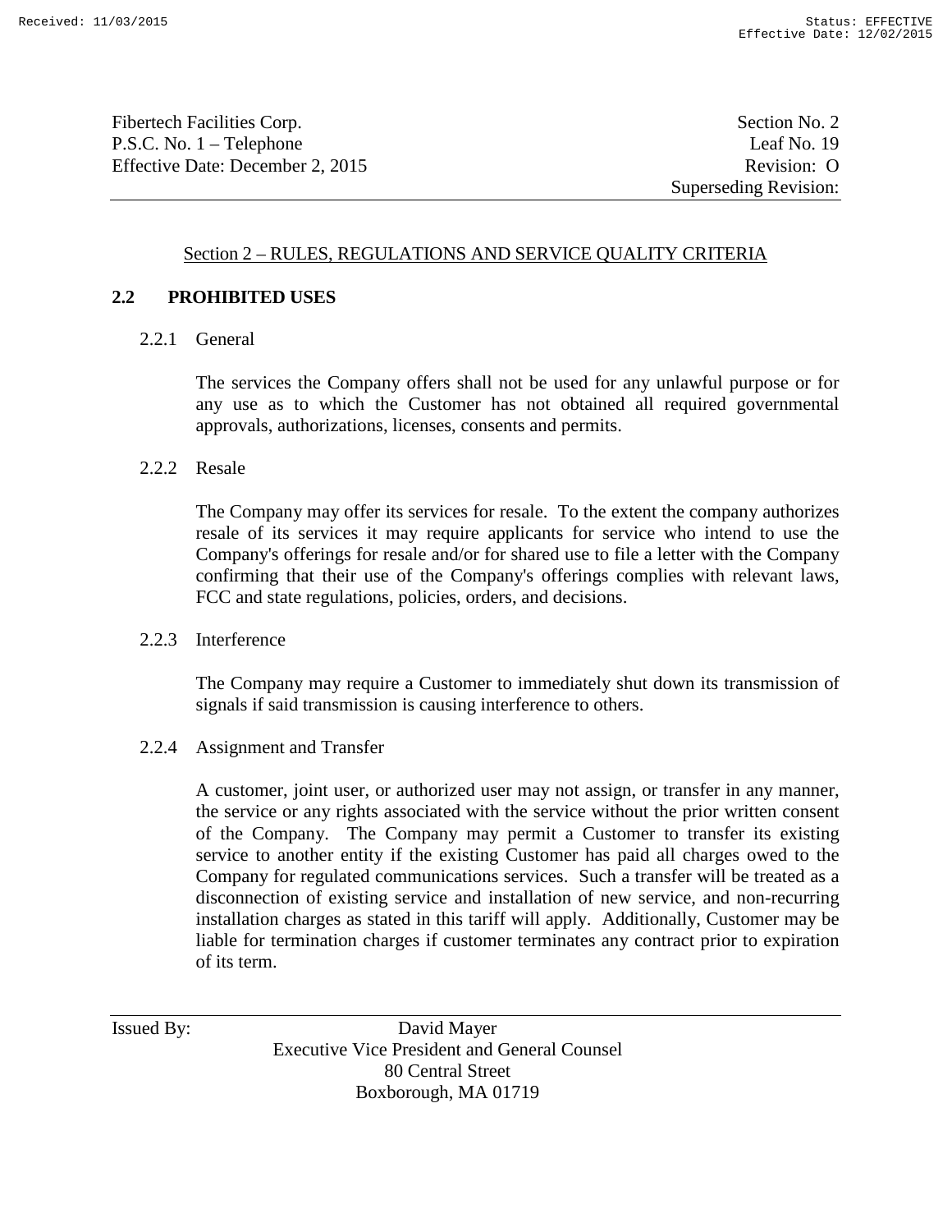## Section 2 – RULES, REGULATIONS AND SERVICE QUALITY CRITERIA

### 2.2 PROHIBITED USES

2.2.1 General

The services the Company offers shall not be used for any unlawful purpose or for any use as to which the Customer has not obtained all required governmental approvals, authorizations, licenses, consents and permits.

2.2.2 Resale

The Company may offer its services for resale. To the extent the company authorizes resale of its services it may require applicants for service who intend to use the Company's offerings for resale and/or for shared use to file a letter with the Company confirming that their use of the Company's offerings complies with relevant laws, FCC and state regulations, policies, orders, and decisions.

2.2.3 Interference

The Company may require a Customer to immediately shut down its transmission of signals if said transmission is causing interference to others.

2.2.4 Assignment and Transfer

A customer, joint user, or authorized user may not assign, or transfer in any manner, the service or any rights associated with the service without the prior written consent of the Company. The Company may permit a Customer to transfer its existing service to another entity if the existing Customer has paid all charges owed to the Company for regulated communications services. Such a transfer will be treated as a disconnection of existing service and installation of new service, and non-recurring installation charges as stated in this tariff will apply. Additionally, Customer may be liable for termination charges if customer terminates any contract prior to expiration of its term.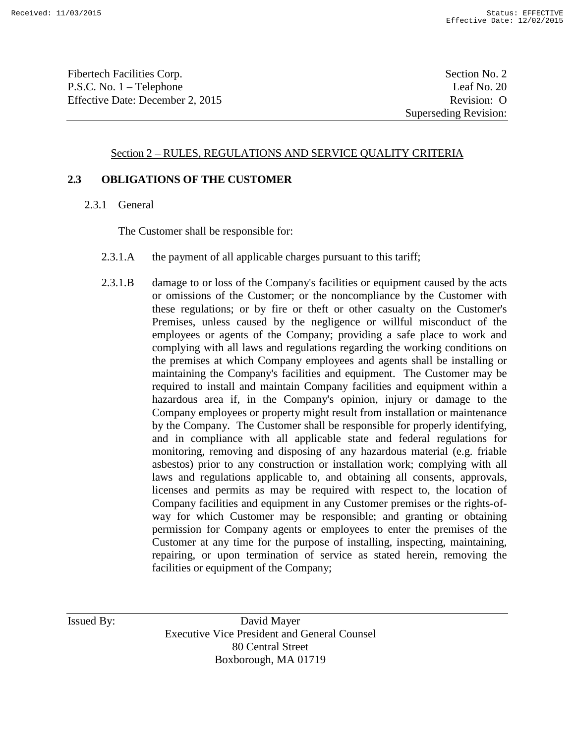## Section 2 – RULES, REGULATIONS AND SERVICE QUALITY CRITERIA

### 2.3 OBLIGATIONS OF THE CUSTOMER

2.3.1 General

The Customer shall be responsible for:

2.3.1.A the payment of all applicable charges pursuant to this tariff;

2.3.1.B damage to or loss of the Company's facilities or equipment caused by the acts or omissions of the Customer; or the noncompliance by the Customer with these regulations; or by fire or theft or other casualty on the Customer's Premises, unless caused by the negligence or willful misconduct of the employees or agents of the Company; providing a safe place to work and complying with all laws and regulations regarding the working conditions on the premises at which Company employees and agents shall be installing or maintaining the Company's facilities and equipment. The Customer may be required to install and maintain Company facilities and equipment within a hazardous area if, in the Company's opinion, injury or damage to the Company employees or property might result from installation or maintenance by the Company. The Customer shall be responsible for properly identifying, and in compliance with all applicable state and federal regulations for monitoring, removing and disposing of any hazardous material (e.g. friable asbestos) prior to any construction or installation work; complying with all laws and regulations applicable to, and obtaining all consents, approvals, licenses and permits as may be required with respect to, the location of Company facilities and equipment in any Customer premises or the rights-of-way for which Customer may be responsible; and granting or obtaining permission for Company agents or employees to enter the premises of the Customer at any time for the purpose of installing, inspecting, maintaining, repairing, or upon termination of service as stated herein, removing the facilities or equipment of the Company;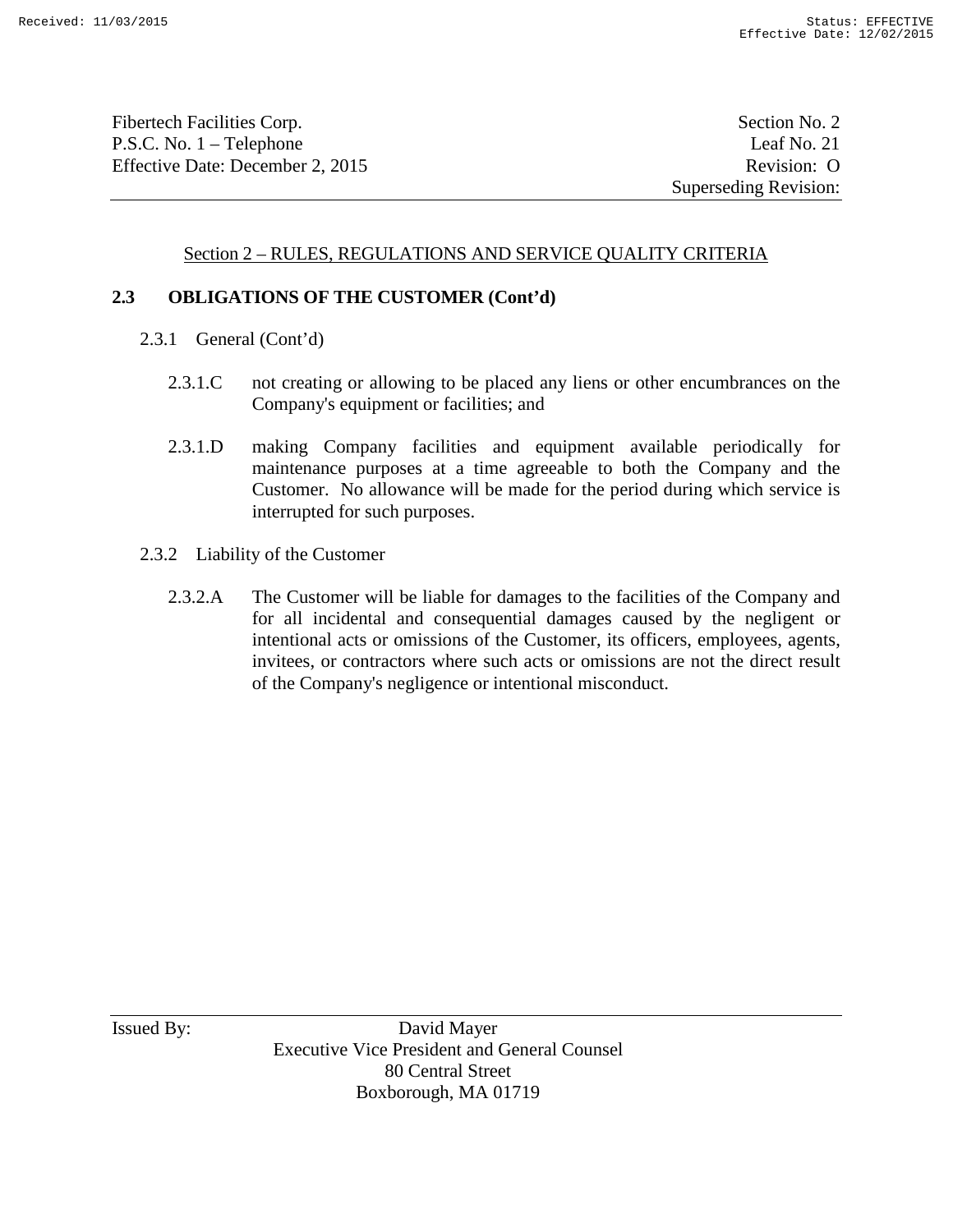Section 2 – RULES, REGULATIONS AND SERVICE QUALITY CRITERIA

**2.3 OBLIGATIONS OF THE CUSTOMER (Cont'd)**

2.3.1 General (Cont'd)

2.3.1.C not creating or allowing to be placed any liens or other encumbrances on the Company's equipment or facilities; and

2.3.1.D making Company facilities and equipment available periodically for maintenance purposes at a time agreeable to both the Company and the Customer. No allowance will be made for the period during which service is interrupted for such purposes.

2.3.2 Liability of the Customer

2.3.2.A The Customer will be liable for damages to the facilities of the Company and for all incidental and consequential damages caused by the negligent or intentional acts or omissions of the Customer, its officers, employees, agents, invitees, or contractors where such acts or omissions are not the direct result of the Company's negligence or intentional misconduct.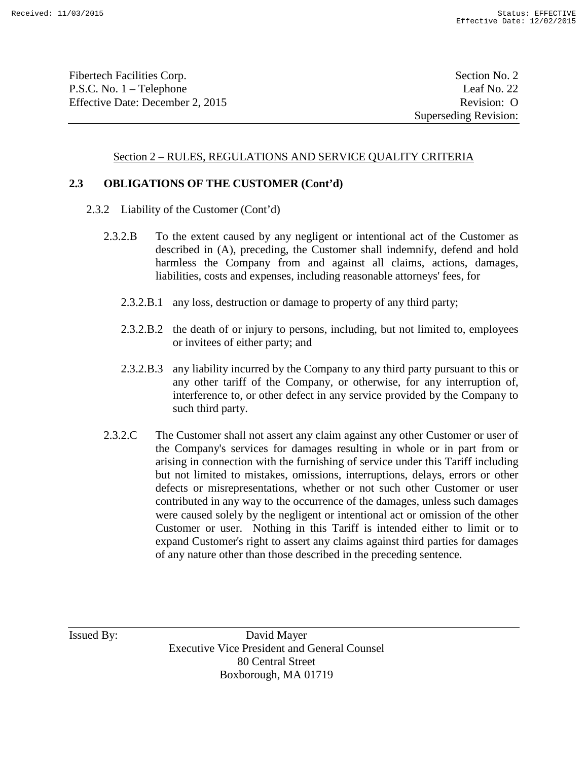## Section 2 – RULES, REGULATIONS AND SERVICE QUALITY CRITERIA

### 2.3 OBLIGATIONS OF THE CUSTOMER (Cont'd)

2.3.2 Liability of the Customer (Cont'd)

2.3.2.B To the extent caused by any negligent or intentional act of the Customer as described in (A), preceding, the Customer shall indemnify, defend and hold harmless the Company from and against all claims, actions, damages, liabilities, costs and expenses, including reasonable attorneys' fees, for

2.3.2.B.1 any loss, destruction or damage to property of any third party;

2.3.2.B.2 the death of or injury to persons, including, but not limited to, employees or invitees of either party; and

2.3.2.B.3 any liability incurred by the Company to any third party pursuant to this or any other tariff of the Company, or otherwise, for any interruption of, interference to, or other defect in any service provided by the Company to such third party.

2.3.2.C The Customer shall not assert any claim against any other Customer or user of the Company's services for damages resulting in whole or in part from or arising in connection with the furnishing of service under this Tariff including but not limited to mistakes, omissions, interruptions, delays, errors or other defects or misrepresentations, whether or not such other Customer or user contributed in any way to the occurrence of the damages, unless such damages were caused solely by the negligent or intentional act or omission of the other Customer or user. Nothing in this Tariff is intended either to limit or to expand Customer's right to assert any claims against third parties for damages of any nature other than those described in the preceding sentence.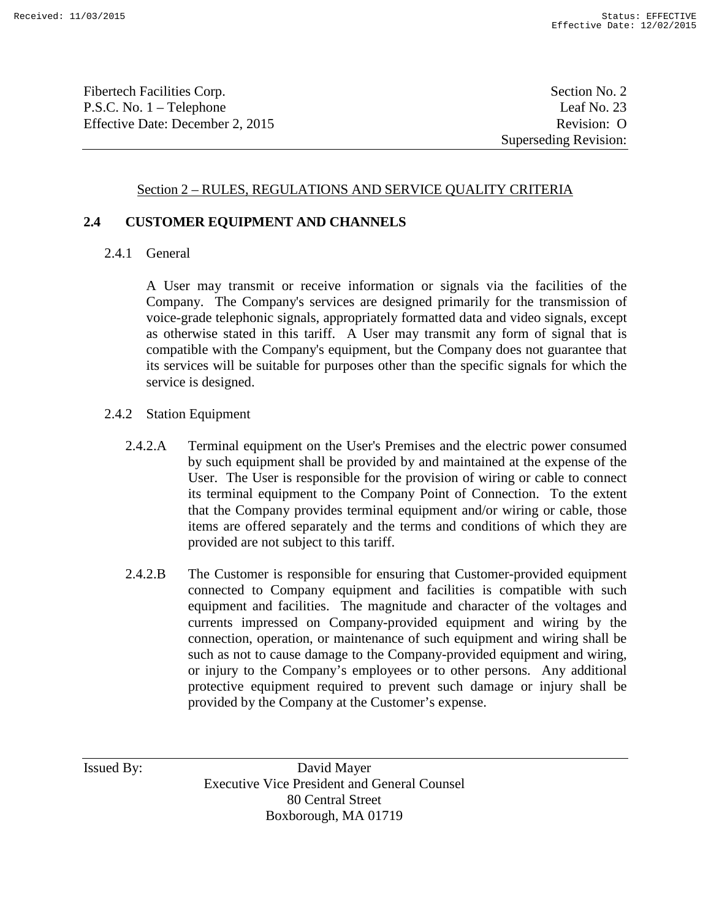## Section 2 – RULES, REGULATIONS AND SERVICE QUALITY CRITERIA

### 2.4 CUSTOMER EQUIPMENT AND CHANNELS

#### 2.4.1 General

A User may transmit or receive information or signals via the facilities of the Company. The Company's services are designed primarily for the transmission of voice-grade telephonic signals, appropriately formatted data and video signals, except as otherwise stated in this tariff. A User may transmit any form of signal that is compatible with the Company's equipment, but the Company does not guarantee that its services will be suitable for purposes other than the specific signals for which the service is designed.

#### 2.4.2 Station Equipment

2.4.2.A Terminal equipment on the User's Premises and the electric power consumed by such equipment shall be provided by and maintained at the expense of the User. The User is responsible for the provision of wiring or cable to connect its terminal equipment to the Company Point of Connection. To the extent that the Company provides terminal equipment and/or wiring or cable, those items are offered separately and the terms and conditions of which they are provided are not subject to this tariff.

2.4.2.B The Customer is responsible for ensuring that Customer-provided equipment connected to Company equipment and facilities is compatible with such equipment and facilities. The magnitude and character of the voltages and currents impressed on Company-provided equipment and wiring by the connection, operation, or maintenance of such equipment and wiring shall be such as not to cause damage to the Company-provided equipment and wiring, or injury to the Company's employees or to other persons. Any additional protective equipment required to prevent such damage or injury shall be provided by the Company at the Customer's expense.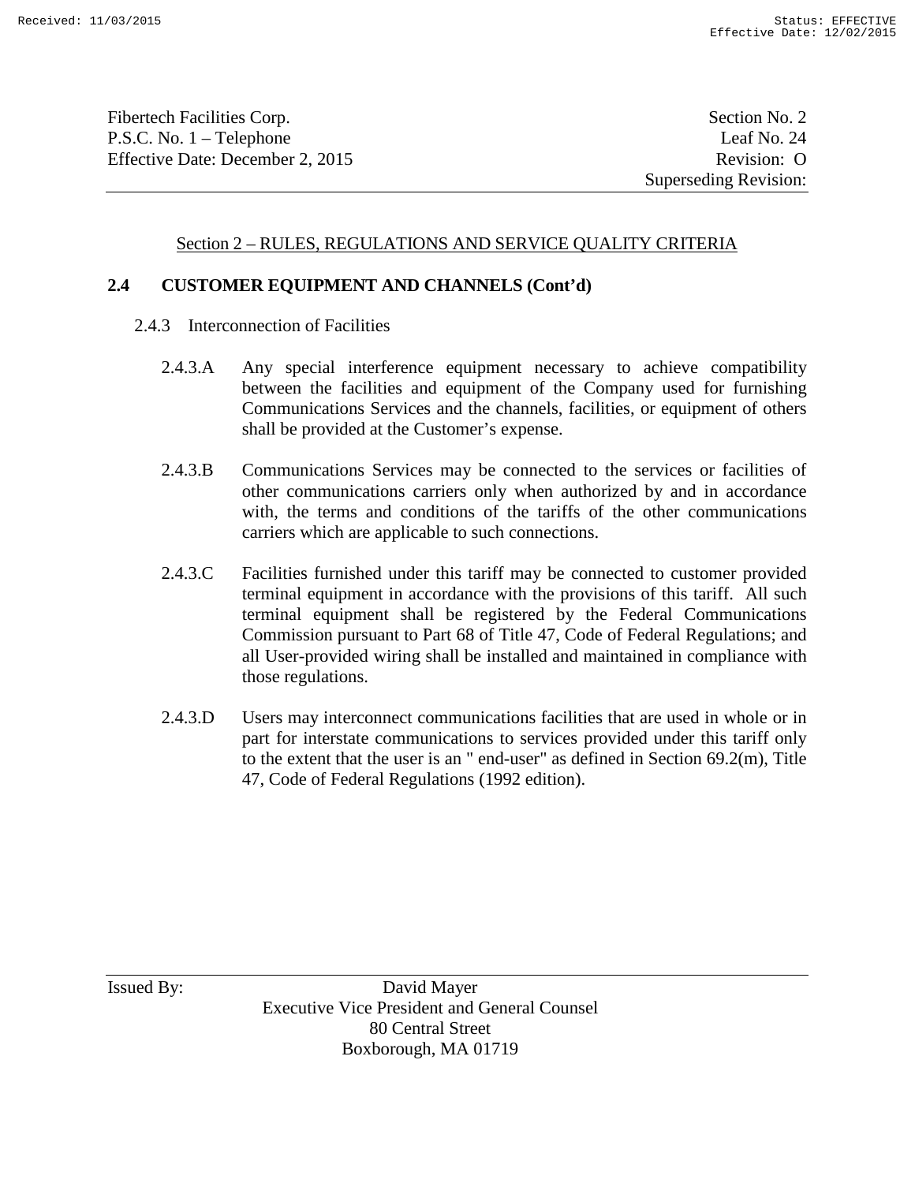Section 2 – RULES, REGULATIONS AND SERVICE QUALITY CRITERIA

## 2.4 CUSTOMER EQUIPMENT AND CHANNELS (Cont'd)

### 2.4.3 Interconnection of Facilities

2.4.3.A Any special interference equipment necessary to achieve compatibility between the facilities and equipment of the Company used for furnishing Communications Services and the channels, facilities, or equipment of others shall be provided at the Customer's expense.

2.4.3.B Communications Services may be connected to the services or facilities of other communications carriers only when authorized by and in accordance with, the terms and conditions of the tariffs of the other communications carriers which are applicable to such connections.

2.4.3.C Facilities furnished under this tariff may be connected to customer provided terminal equipment in accordance with the provisions of this tariff. All such terminal equipment shall be registered by the Federal Communications Commission pursuant to Part 68 of Title 47, Code of Federal Regulations; and all User-provided wiring shall be installed and maintained in compliance with those regulations.

2.4.3.D Users may interconnect communications facilities that are used in whole or in part for interstate communications to services provided under this tariff only to the extent that the user is an " end-user" as defined in Section 69.2(m), Title 47, Code of Federal Regulations (1992 edition).

Issued By: David Mayer
Executive Vice President and General Counsel
80 Central Street
Boxborough, MA 01719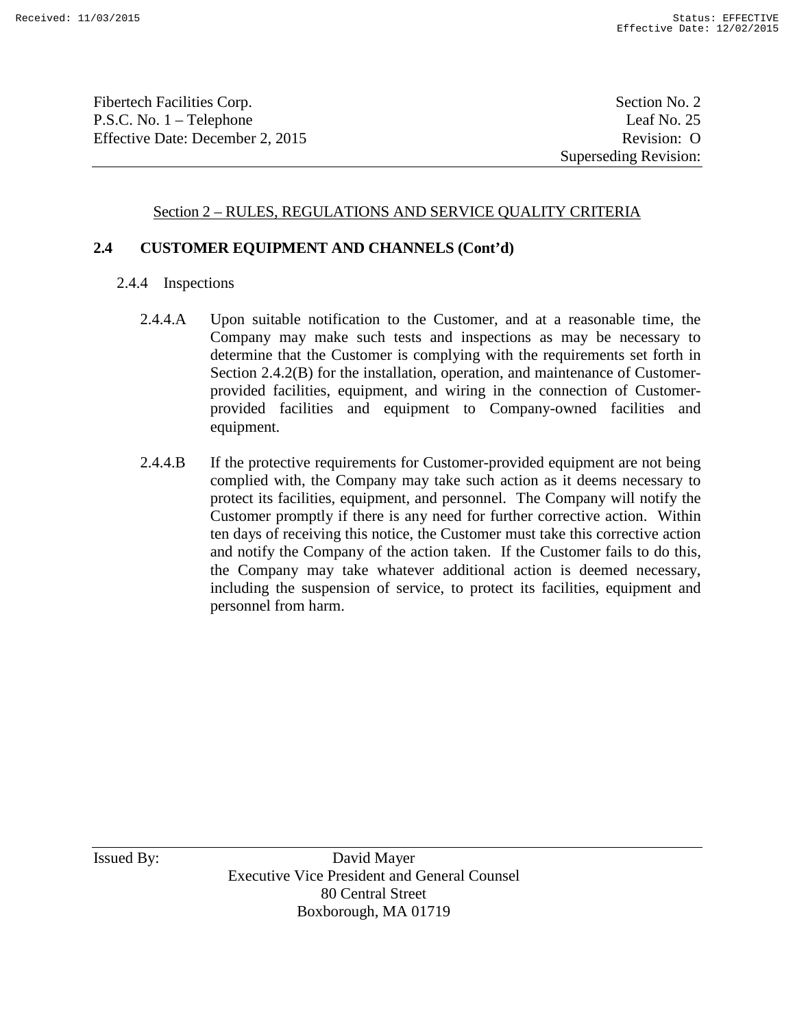## Section 2 – RULES, REGULATIONS AND SERVICE QUALITY CRITERIA

### 2.4 CUSTOMER EQUIPMENT AND CHANNELS (Cont'd)

2.4.4 Inspections

2.4.4.A Upon suitable notification to the Customer, and at a reasonable time, the Company may make such tests and inspections as may be necessary to determine that the Customer is complying with the requirements set forth in Section 2.4.2(B) for the installation, operation, and maintenance of Customer-provided facilities, equipment, and wiring in the connection of Customer-provided facilities and equipment to Company-owned facilities and equipment.

2.4.4.B If the protective requirements for Customer-provided equipment are not being complied with, the Company may take such action as it deems necessary to protect its facilities, equipment, and personnel. The Company will notify the Customer promptly if there is any need for further corrective action. Within ten days of receiving this notice, the Customer must take this corrective action and notify the Company of the action taken. If the Customer fails to do this, the Company may take whatever additional action is deemed necessary, including the suspension of service, to protect its facilities, equipment and personnel from harm.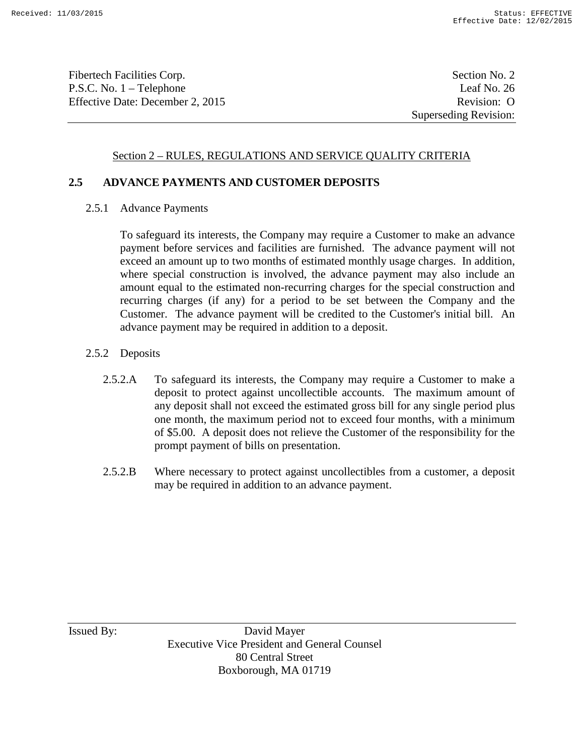Section 2 – RULES, REGULATIONS AND SERVICE QUALITY CRITERIA

## 2.5 ADVANCE PAYMENTS AND CUSTOMER DEPOSITS

### 2.5.1 Advance Payments

To safeguard its interests, the Company may require a Customer to make an advance payment before services and facilities are furnished. The advance payment will not exceed an amount up to two months of estimated monthly usage charges. In addition, where special construction is involved, the advance payment may also include an amount equal to the estimated non-recurring charges for the special construction and recurring charges (if any) for a period to be set between the Company and the Customer. The advance payment will be credited to the Customer's initial bill. An advance payment may be required in addition to a deposit.

### 2.5.2 Deposits

2.5.2.A To safeguard its interests, the Company may require a Customer to make a deposit to protect against uncollectible accounts. The maximum amount of any deposit shall not exceed the estimated gross bill for any single period plus one month, the maximum period not to exceed four months, with a minimum of $5.00. A deposit does not relieve the Customer of the responsibility for the prompt payment of bills on presentation.

2.5.2.B Where necessary to protect against uncollectibles from a customer, a deposit may be required in addition to an advance payment.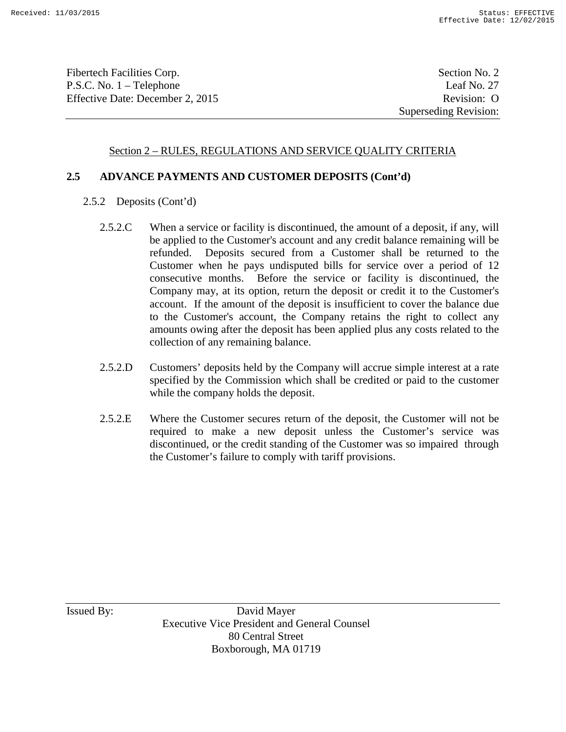## Section 2 – RULES, REGULATIONS AND SERVICE QUALITY CRITERIA

### 2.5 ADVANCE PAYMENTS AND CUSTOMER DEPOSITS (Cont'd)

2.5.2 Deposits (Cont'd)

2.5.2.C When a service or facility is discontinued, the amount of a deposit, if any, will be applied to the Customer's account and any credit balance remaining will be refunded. Deposits secured from a Customer shall be returned to the Customer when he pays undisputed bills for service over a period of 12 consecutive months. Before the service or facility is discontinued, the Company may, at its option, return the deposit or credit it to the Customer's account. If the amount of the deposit is insufficient to cover the balance due to the Customer's account, the Company retains the right to collect any amounts owing after the deposit has been applied plus any costs related to the collection of any remaining balance.

2.5.2.D Customers' deposits held by the Company will accrue simple interest at a rate specified by the Commission which shall be credited or paid to the customer while the company holds the deposit.

2.5.2.E Where the Customer secures return of the deposit, the Customer will not be required to make a new deposit unless the Customer's service was discontinued, or the credit standing of the Customer was so impaired through the Customer's failure to comply with tariff provisions.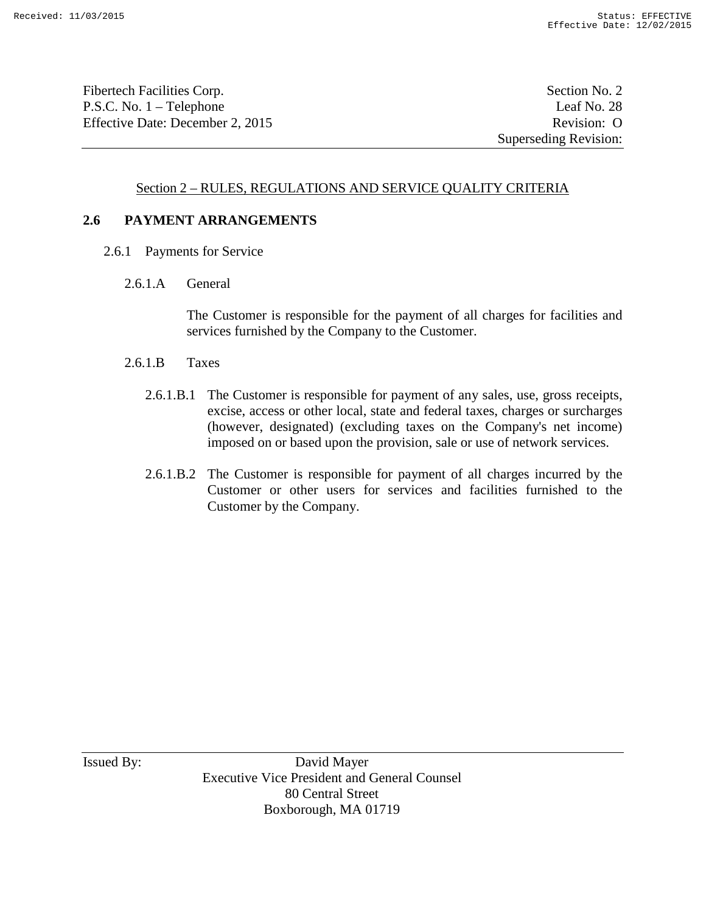Fibertech Facilities Corp.
P.S.C. No. 1 – Telephone
Effective Date: December 2, 2015

Section No. 2
Leaf No. 28
Revision: O
Superseding Revision:

Section 2 – RULES, REGULATIONS AND SERVICE QUALITY CRITERIA

## 2.6 PAYMENT ARRANGEMENTS

### 2.6.1 Payments for Service

#### 2.6.1.A General

The Customer is responsible for the payment of all charges for facilities and services furnished by the Company to the Customer.

#### 2.6.1.B Taxes

2.6.1.B.1 The Customer is responsible for payment of any sales, use, gross receipts, excise, access or other local, state and federal taxes, charges or surcharges (however, designated) (excluding taxes on the Company's net income) imposed on or based upon the provision, sale or use of network services.

2.6.1.B.2 The Customer is responsible for payment of all charges incurred by the Customer or other users for services and facilities furnished to the Customer by the Company.

Issued By: David Mayer
Executive Vice President and General Counsel
80 Central Street
Boxborough, MA 01719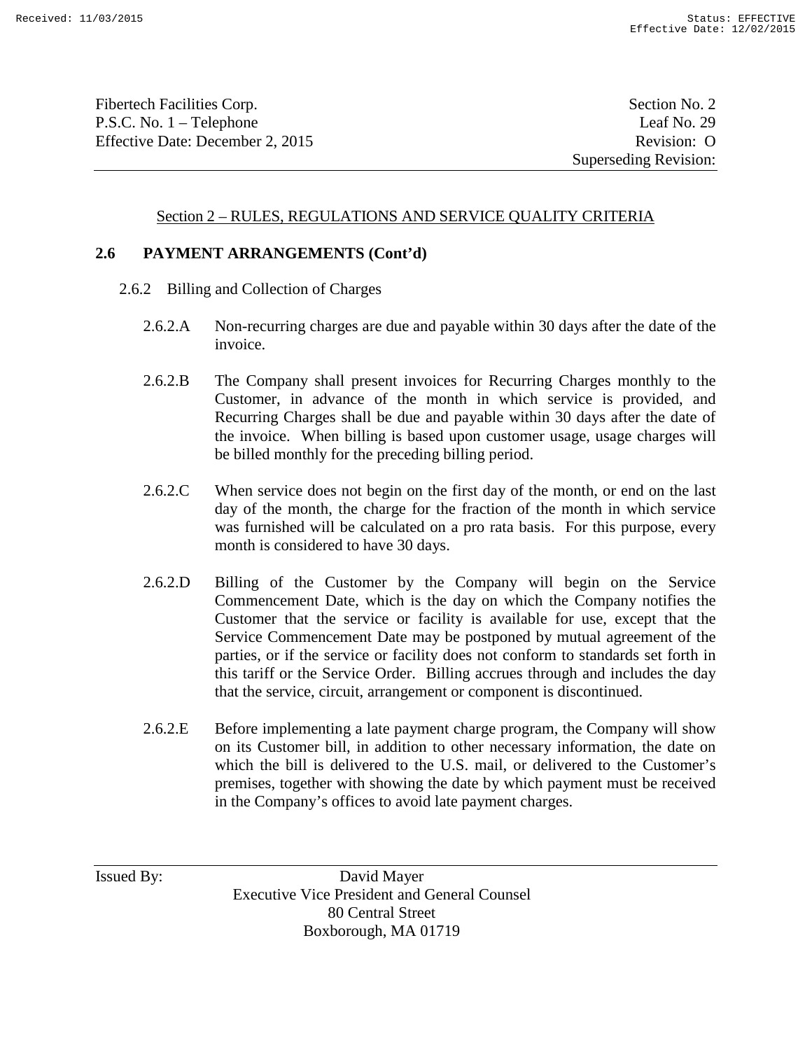## Section 2 – RULES, REGULATIONS AND SERVICE QUALITY CRITERIA

### 2.6 PAYMENT ARRANGEMENTS (Cont'd)

2.6.2 Billing and Collection of Charges

2.6.2.A Non-recurring charges are due and payable within 30 days after the date of the invoice.

2.6.2.B The Company shall present invoices for Recurring Charges monthly to the Customer, in advance of the month in which service is provided, and Recurring Charges shall be due and payable within 30 days after the date of the invoice. When billing is based upon customer usage, usage charges will be billed monthly for the preceding billing period.

2.6.2.C When service does not begin on the first day of the month, or end on the last day of the month, the charge for the fraction of the month in which service was furnished will be calculated on a pro rata basis. For this purpose, every month is considered to have 30 days.

2.6.2.D Billing of the Customer by the Company will begin on the Service Commencement Date, which is the day on which the Company notifies the Customer that the service or facility is available for use, except that the Service Commencement Date may be postponed by mutual agreement of the parties, or if the service or facility does not conform to standards set forth in this tariff or the Service Order. Billing accrues through and includes the day that the service, circuit, arrangement or component is discontinued.

2.6.2.E Before implementing a late payment charge program, the Company will show on its Customer bill, in addition to other necessary information, the date on which the bill is delivered to the U.S. mail, or delivered to the Customer's premises, together with showing the date by which payment must be received in the Company's offices to avoid late payment charges.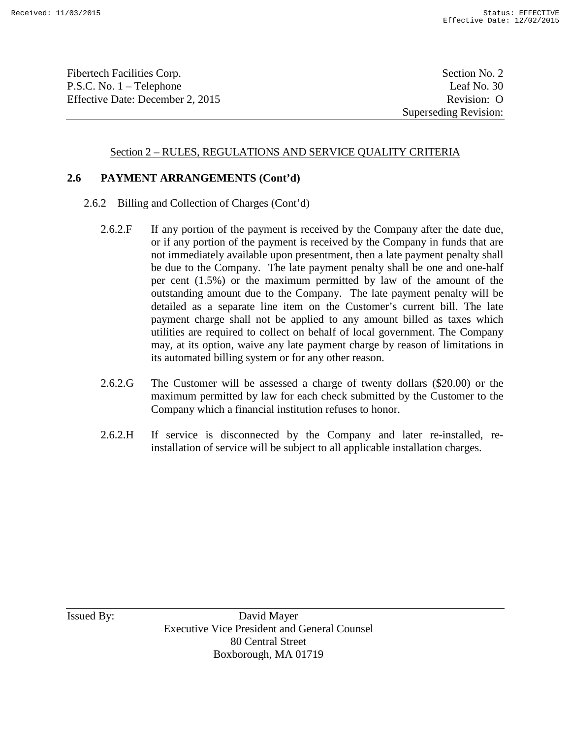Section 2 – RULES, REGULATIONS AND SERVICE QUALITY CRITERIA

## 2.6 PAYMENT ARRANGEMENTS (Cont'd)

### 2.6.2 Billing and Collection of Charges (Cont'd)

2.6.2.F If any portion of the payment is received by the Company after the date due, or if any portion of the payment is received by the Company in funds that are not immediately available upon presentment, then a late payment penalty shall be due to the Company. The late payment penalty shall be one and one-half per cent (1.5%) or the maximum permitted by law of the amount of the outstanding amount due to the Company. The late payment penalty will be detailed as a separate line item on the Customer's current bill. The late payment charge shall not be applied to any amount billed as taxes which utilities are required to collect on behalf of local government. The Company may, at its option, waive any late payment charge by reason of limitations in its automated billing system or for any other reason.

2.6.2.G The Customer will be assessed a charge of twenty dollars ($20.00) or the maximum permitted by law for each check submitted by the Customer to the Company which a financial institution refuses to honor.

2.6.2.H If service is disconnected by the Company and later re-installed, re-installation of service will be subject to all applicable installation charges.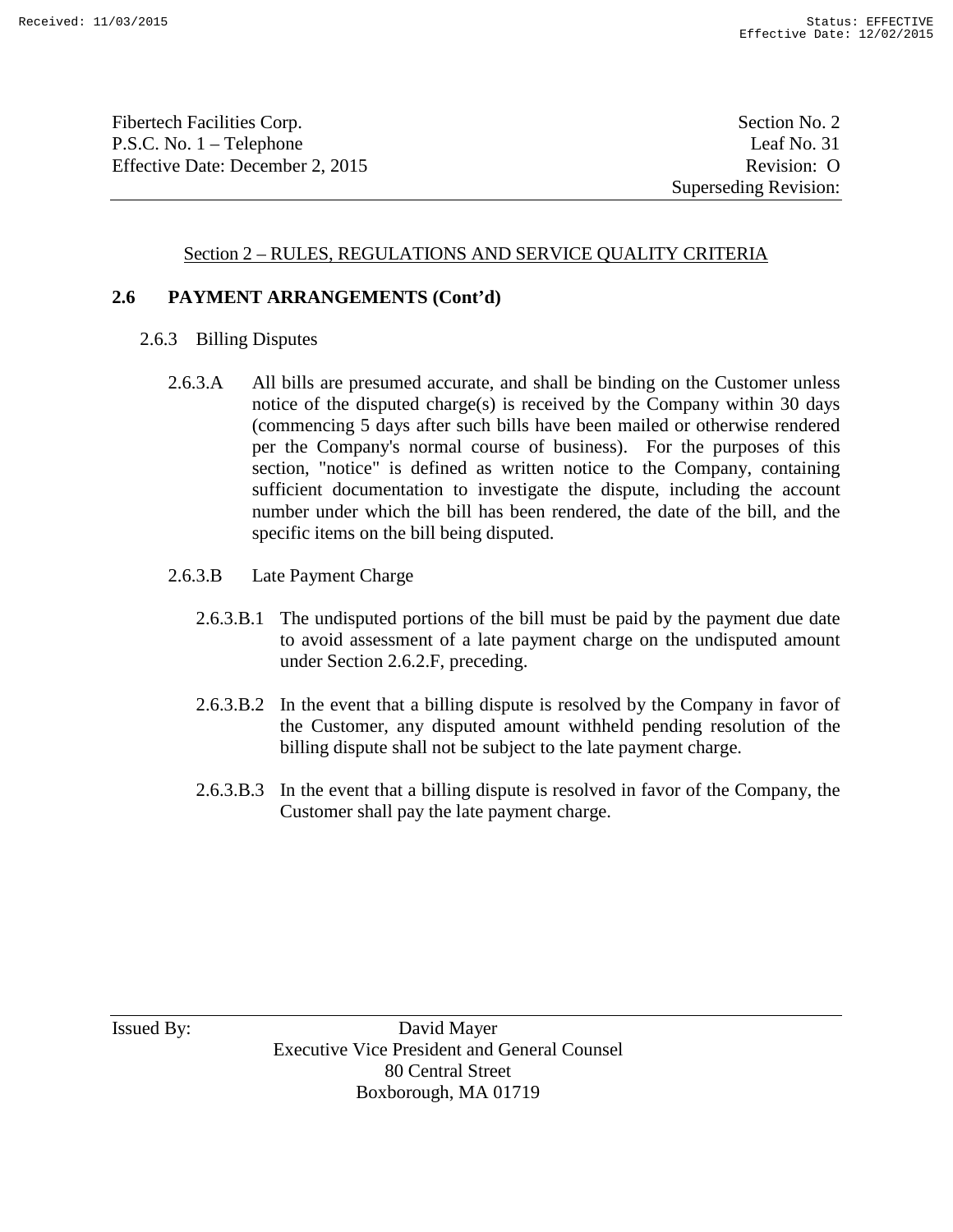## Section 2 – RULES, REGULATIONS AND SERVICE QUALITY CRITERIA

### 2.6 PAYMENT ARRANGEMENTS (Cont'd)

2.6.3 Billing Disputes

2.6.3.A All bills are presumed accurate, and shall be binding on the Customer unless notice of the disputed charge(s) is received by the Company within 30 days (commencing 5 days after such bills have been mailed or otherwise rendered per the Company's normal course of business). For the purposes of this section, "notice" is defined as written notice to the Company, containing sufficient documentation to investigate the dispute, including the account number under which the bill has been rendered, the date of the bill, and the specific items on the bill being disputed.

2.6.3.B Late Payment Charge

2.6.3.B.1 The undisputed portions of the bill must be paid by the payment due date to avoid assessment of a late payment charge on the undisputed amount under Section 2.6.2.F, preceding.

2.6.3.B.2 In the event that a billing dispute is resolved by the Company in favor of the Customer, any disputed amount withheld pending resolution of the billing dispute shall not be subject to the late payment charge.

2.6.3.B.3 In the event that a billing dispute is resolved in favor of the Company, the Customer shall pay the late payment charge.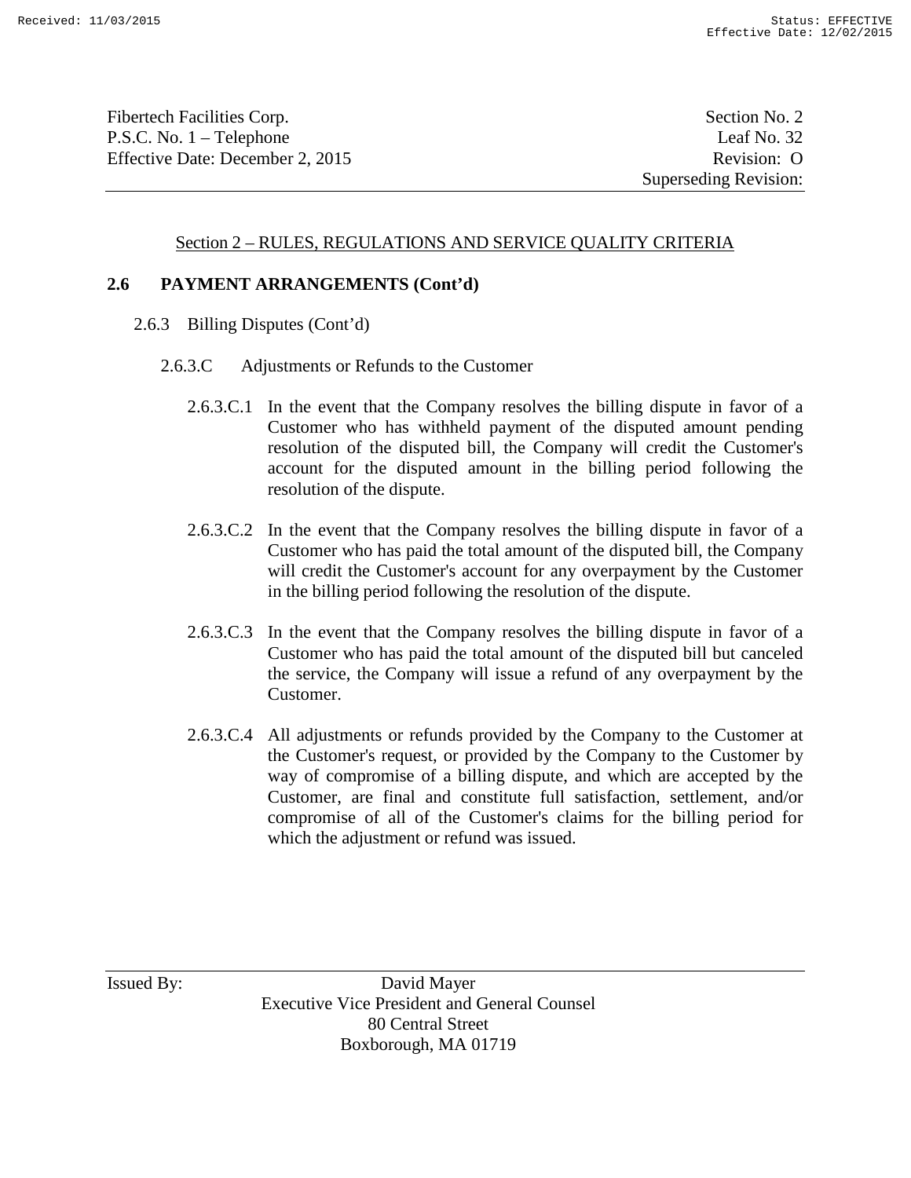## Section 2 – RULES, REGULATIONS AND SERVICE QUALITY CRITERIA

### 2.6 PAYMENT ARRANGEMENTS (Cont'd)

2.6.3 Billing Disputes (Cont'd)

2.6.3.C Adjustments or Refunds to the Customer

2.6.3.C.1 In the event that the Company resolves the billing dispute in favor of a Customer who has withheld payment of the disputed amount pending resolution of the disputed bill, the Company will credit the Customer's account for the disputed amount in the billing period following the resolution of the dispute.

2.6.3.C.2 In the event that the Company resolves the billing dispute in favor of a Customer who has paid the total amount of the disputed bill, the Company will credit the Customer's account for any overpayment by the Customer in the billing period following the resolution of the dispute.

2.6.3.C.3 In the event that the Company resolves the billing dispute in favor of a Customer who has paid the total amount of the disputed bill but canceled the service, the Company will issue a refund of any overpayment by the Customer.

2.6.3.C.4 All adjustments or refunds provided by the Company to the Customer at the Customer's request, or provided by the Company to the Customer by way of compromise of a billing dispute, and which are accepted by the Customer, are final and constitute full satisfaction, settlement, and/or compromise of all of the Customer's claims for the billing period for which the adjustment or refund was issued.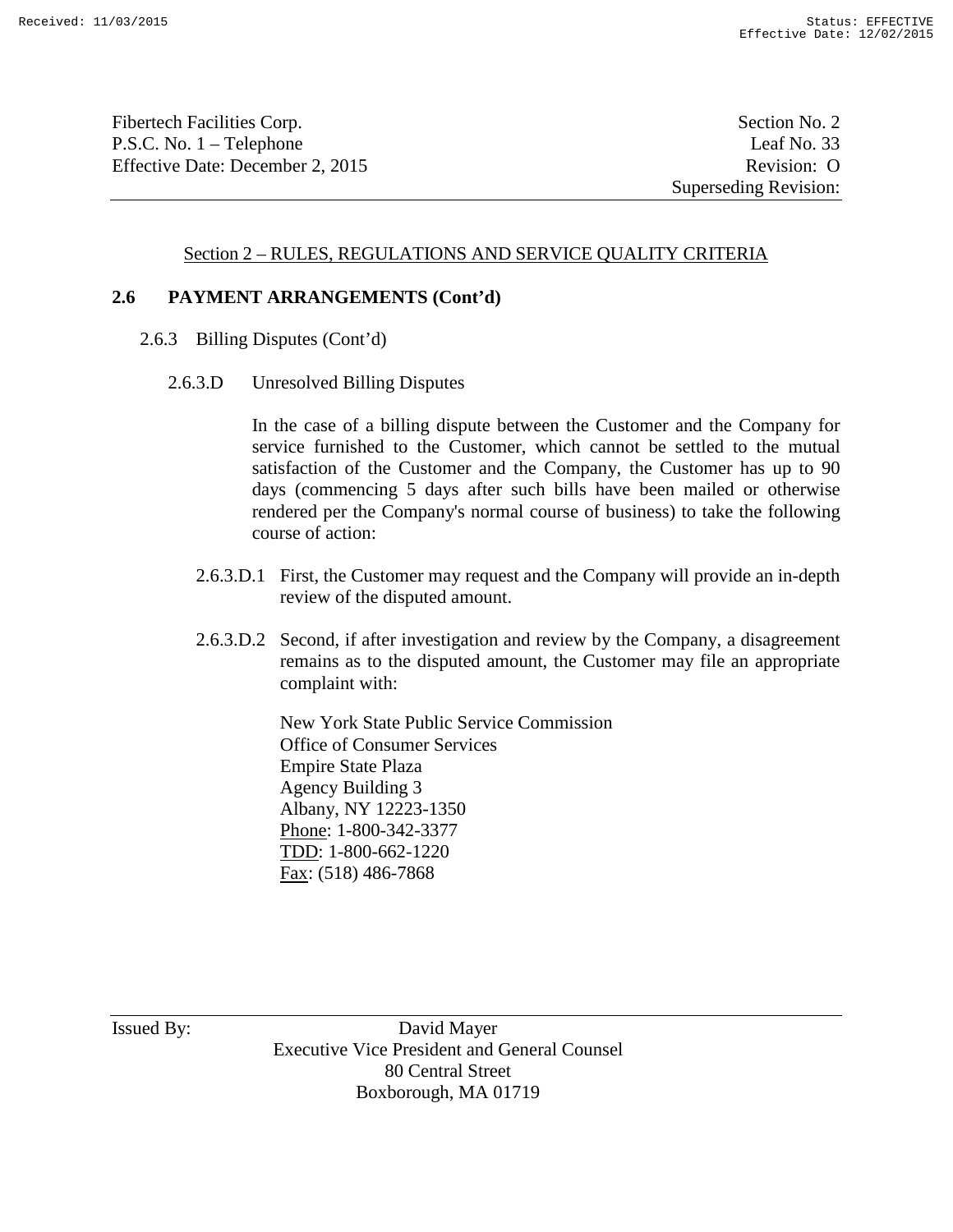Section 2 – RULES, REGULATIONS AND SERVICE QUALITY CRITERIA

**2.6 PAYMENT ARRANGEMENTS (Cont'd)**

2.6.3 Billing Disputes (Cont'd)

2.6.3.D Unresolved Billing Disputes

In the case of a billing dispute between the Customer and the Company for service furnished to the Customer, which cannot be settled to the mutual satisfaction of the Customer and the Company, the Customer has up to 90 days (commencing 5 days after such bills have been mailed or otherwise rendered per the Company's normal course of business) to take the following course of action:

2.6.3.D.1 First, the Customer may request and the Company will provide an in-depth review of the disputed amount.

2.6.3.D.2 Second, if after investigation and review by the Company, a disagreement remains as to the disputed amount, the Customer may file an appropriate complaint with:

New York State Public Service Commission
Office of Consumer Services
Empire State Plaza
Agency Building 3
Albany, NY 12223-1350
Phone: 1-800-342-3377
TDD: 1-800-662-1220
Fax: (518) 486-7868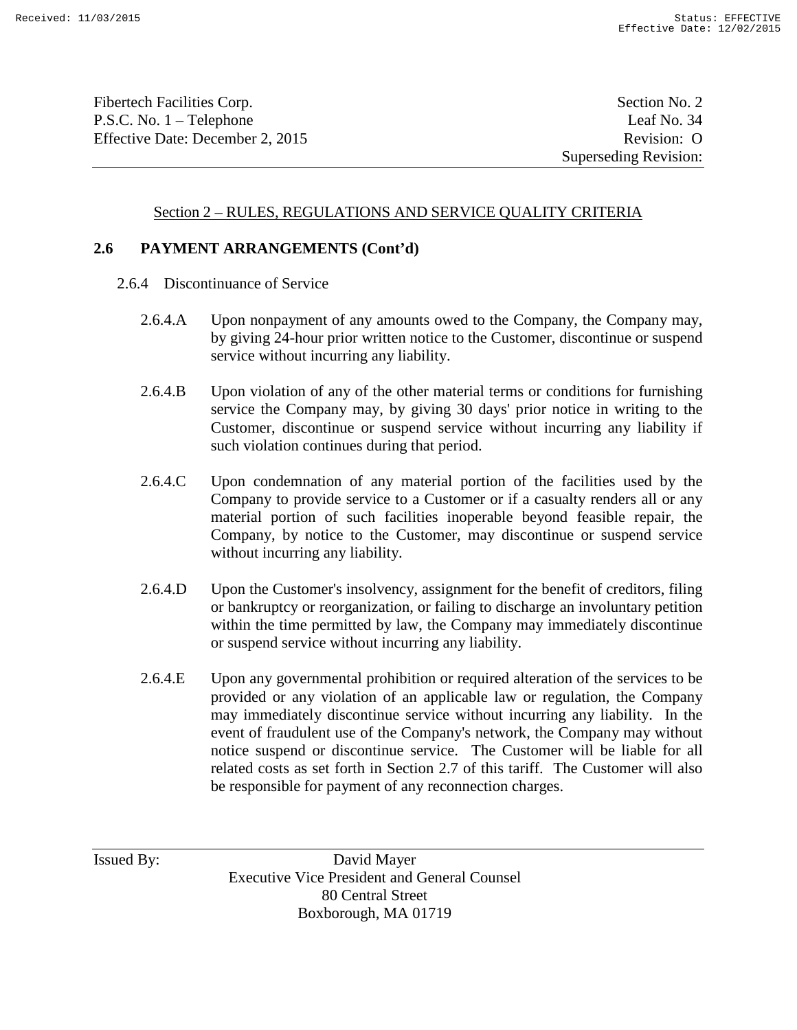Section 2 – RULES, REGULATIONS AND SERVICE QUALITY CRITERIA

## 2.6 PAYMENT ARRANGEMENTS (Cont'd)

### 2.6.4 Discontinuance of Service

2.6.4.A Upon nonpayment of any amounts owed to the Company, the Company may, by giving 24-hour prior written notice to the Customer, discontinue or suspend service without incurring any liability.

2.6.4.B Upon violation of any of the other material terms or conditions for furnishing service the Company may, by giving 30 days' prior notice in writing to the Customer, discontinue or suspend service without incurring any liability if such violation continues during that period.

2.6.4.C Upon condemnation of any material portion of the facilities used by the Company to provide service to a Customer or if a casualty renders all or any material portion of such facilities inoperable beyond feasible repair, the Company, by notice to the Customer, may discontinue or suspend service without incurring any liability.

2.6.4.D Upon the Customer's insolvency, assignment for the benefit of creditors, filing or bankruptcy or reorganization, or failing to discharge an involuntary petition within the time permitted by law, the Company may immediately discontinue or suspend service without incurring any liability.

2.6.4.E Upon any governmental prohibition or required alteration of the services to be provided or any violation of an applicable law or regulation, the Company may immediately discontinue service without incurring any liability. In the event of fraudulent use of the Company's network, the Company may without notice suspend or discontinue service. The Customer will be liable for all related costs as set forth in Section 2.7 of this tariff. The Customer will also be responsible for payment of any reconnection charges.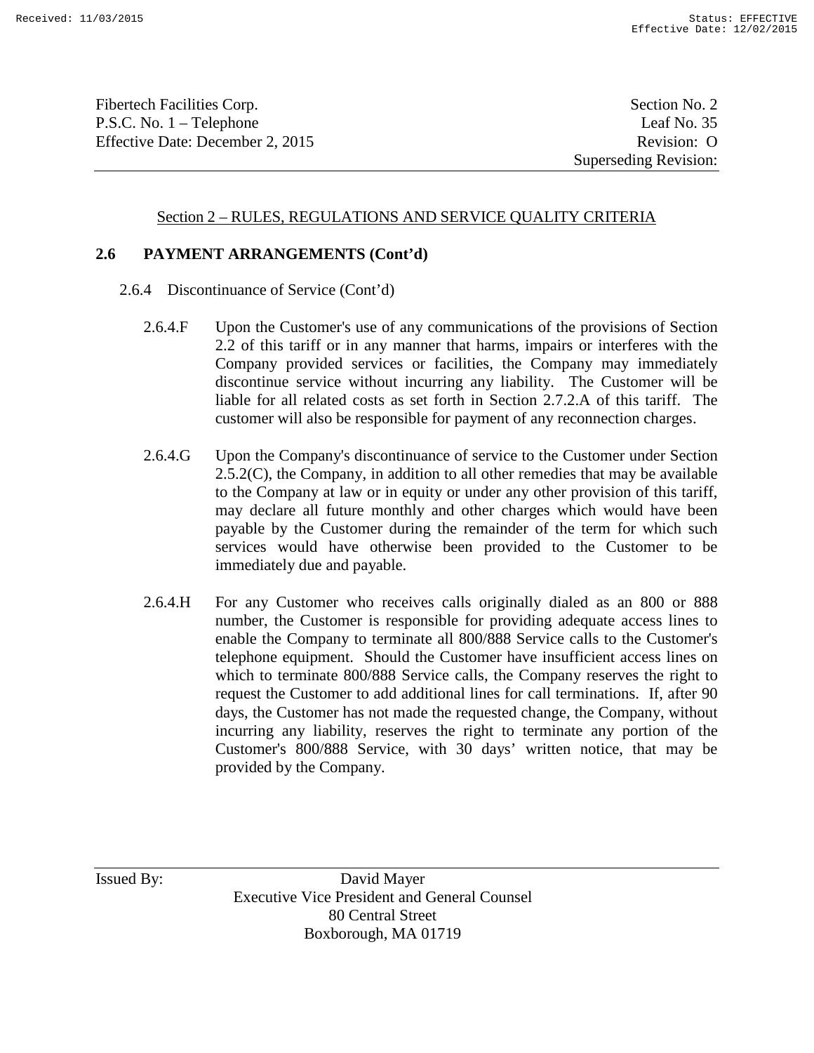## Section 2 – RULES, REGULATIONS AND SERVICE QUALITY CRITERIA

### 2.6 PAYMENT ARRANGEMENTS (Cont'd)

2.6.4 Discontinuance of Service (Cont'd)

2.6.4.F Upon the Customer's use of any communications of the provisions of Section 2.2 of this tariff or in any manner that harms, impairs or interferes with the Company provided services or facilities, the Company may immediately discontinue service without incurring any liability. The Customer will be liable for all related costs as set forth in Section 2.7.2.A of this tariff. The customer will also be responsible for payment of any reconnection charges.

2.6.4.G Upon the Company's discontinuance of service to the Customer under Section 2.5.2(C), the Company, in addition to all other remedies that may be available to the Company at law or in equity or under any other provision of this tariff, may declare all future monthly and other charges which would have been payable by the Customer during the remainder of the term for which such services would have otherwise been provided to the Customer to be immediately due and payable.

2.6.4.H For any Customer who receives calls originally dialed as an 800 or 888 number, the Customer is responsible for providing adequate access lines to enable the Company to terminate all 800/888 Service calls to the Customer's telephone equipment. Should the Customer have insufficient access lines on which to terminate 800/888 Service calls, the Company reserves the right to request the Customer to add additional lines for call terminations. If, after 90 days, the Customer has not made the requested change, the Company, without incurring any liability, reserves the right to terminate any portion of the Customer's 800/888 Service, with 30 days' written notice, that may be provided by the Company.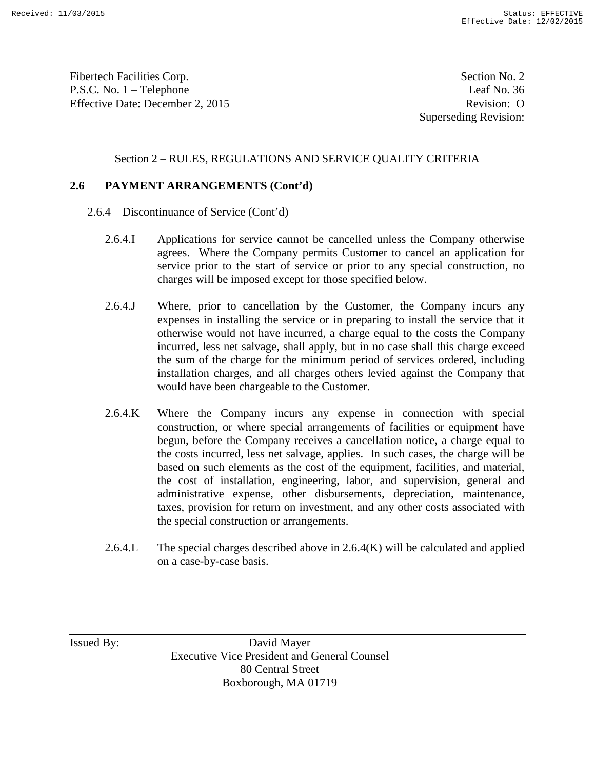Fibertech Facilities Corp. Section No. 2
P.S.C. No. 1 – Telephone Leaf No. 36
Effective Date: December 2, 2015 Revision: O
Superseding Revision:

## Section 2 – RULES, REGULATIONS AND SERVICE QUALITY CRITERIA

### 2.6 PAYMENT ARRANGEMENTS (Cont'd)

2.6.4 Discontinuance of Service (Cont'd)

2.6.4.I Applications for service cannot be cancelled unless the Company otherwise agrees. Where the Company permits Customer to cancel an application for service prior to the start of service or prior to any special construction, no charges will be imposed except for those specified below.

2.6.4.J Where, prior to cancellation by the Customer, the Company incurs any expenses in installing the service or in preparing to install the service that it otherwise would not have incurred, a charge equal to the costs the Company incurred, less net salvage, shall apply, but in no case shall this charge exceed the sum of the charge for the minimum period of services ordered, including installation charges, and all charges others levied against the Company that would have been chargeable to the Customer.

2.6.4.K Where the Company incurs any expense in connection with special construction, or where special arrangements of facilities or equipment have begun, before the Company receives a cancellation notice, a charge equal to the costs incurred, less net salvage, applies. In such cases, the charge will be based on such elements as the cost of the equipment, facilities, and material, the cost of installation, engineering, labor, and supervision, general and administrative expense, other disbursements, depreciation, maintenance, taxes, provision for return on investment, and any other costs associated with the special construction or arrangements.

2.6.4.L The special charges described above in 2.6.4(K) will be calculated and applied on a case-by-case basis.

Issued By: David Mayer
Executive Vice President and General Counsel
80 Central Street
Boxborough, MA 01719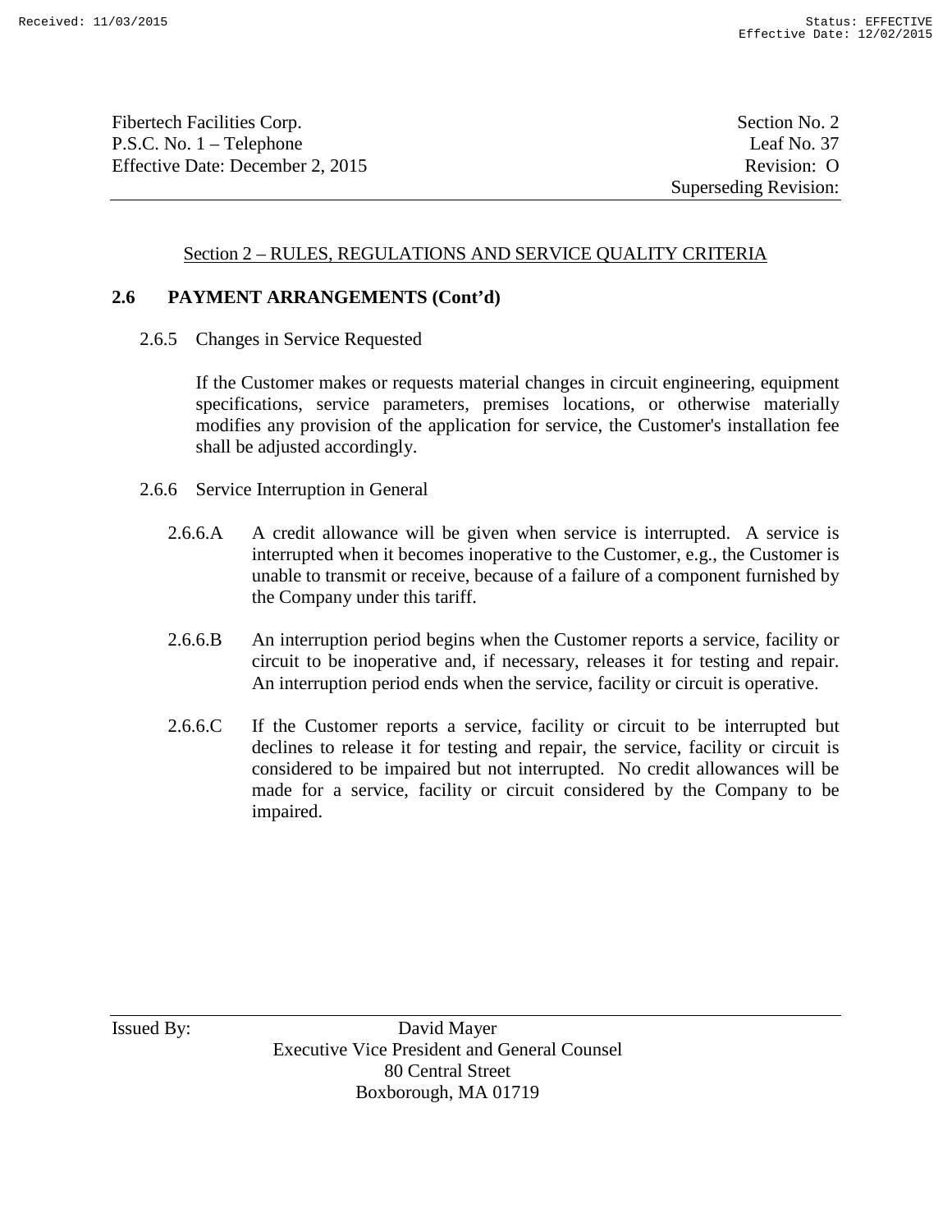Section 2 – RULES, REGULATIONS AND SERVICE QUALITY CRITERIA

## 2.6 PAYMENT ARRANGEMENTS (Cont'd)

2.6.5 Changes in Service Requested

If the Customer makes or requests material changes in circuit engineering, equipment specifications, service parameters, premises locations, or otherwise materially modifies any provision of the application for service, the Customer's installation fee shall be adjusted accordingly.

2.6.6 Service Interruption in General

2.6.6.A A credit allowance will be given when service is interrupted. A service is interrupted when it becomes inoperative to the Customer, e.g., the Customer is unable to transmit or receive, because of a failure of a component furnished by the Company under this tariff.

2.6.6.B An interruption period begins when the Customer reports a service, facility or circuit to be inoperative and, if necessary, releases it for testing and repair. An interruption period ends when the service, facility or circuit is operative.

2.6.6.C If the Customer reports a service, facility or circuit to be interrupted but declines to release it for testing and repair, the service, facility or circuit is considered to be impaired but not interrupted. No credit allowances will be made for a service, facility or circuit considered by the Company to be impaired.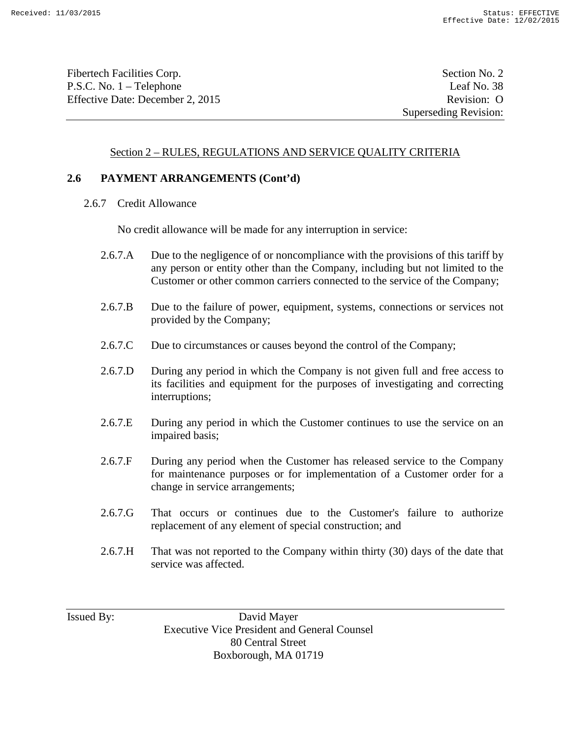Section 2 – RULES, REGULATIONS AND SERVICE QUALITY CRITERIA

## 2.6 PAYMENT ARRANGEMENTS (Cont'd)

### 2.6.7 Credit Allowance

No credit allowance will be made for any interruption in service:

2.6.7.A Due to the negligence of or noncompliance with the provisions of this tariff by any person or entity other than the Company, including but not limited to the Customer or other common carriers connected to the service of the Company;

2.6.7.B Due to the failure of power, equipment, systems, connections or services not provided by the Company;

2.6.7.C Due to circumstances or causes beyond the control of the Company;

2.6.7.D During any period in which the Company is not given full and free access to its facilities and equipment for the purposes of investigating and correcting interruptions;

2.6.7.E During any period in which the Customer continues to use the service on an impaired basis;

2.6.7.F During any period when the Customer has released service to the Company for maintenance purposes or for implementation of a Customer order for a change in service arrangements;

2.6.7.G That occurs or continues due to the Customer's failure to authorize replacement of any element of special construction; and

2.6.7.H That was not reported to the Company within thirty (30) days of the date that service was affected.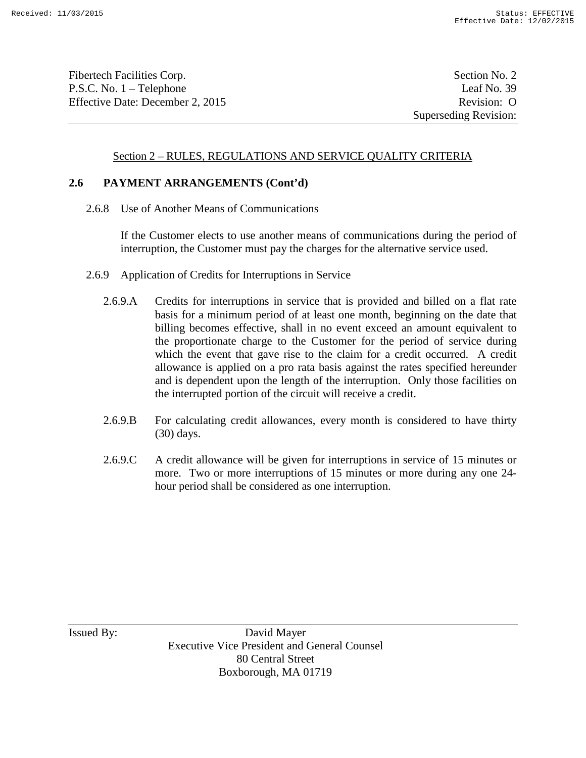## Section 2 – RULES, REGULATIONS AND SERVICE QUALITY CRITERIA

### 2.6 PAYMENT ARRANGEMENTS (Cont'd)

2.6.8 Use of Another Means of Communications

If the Customer elects to use another means of communications during the period of interruption, the Customer must pay the charges for the alternative service used.

2.6.9 Application of Credits for Interruptions in Service

2.6.9.A Credits for interruptions in service that is provided and billed on a flat rate basis for a minimum period of at least one month, beginning on the date that billing becomes effective, shall in no event exceed an amount equivalent to the proportionate charge to the Customer for the period of service during which the event that gave rise to the claim for a credit occurred. A credit allowance is applied on a pro rata basis against the rates specified hereunder and is dependent upon the length of the interruption. Only those facilities on the interrupted portion of the circuit will receive a credit.

2.6.9.B For calculating credit allowances, every month is considered to have thirty (30) days.

2.6.9.C A credit allowance will be given for interruptions in service of 15 minutes or more. Two or more interruptions of 15 minutes or more during any one 24-hour period shall be considered as one interruption.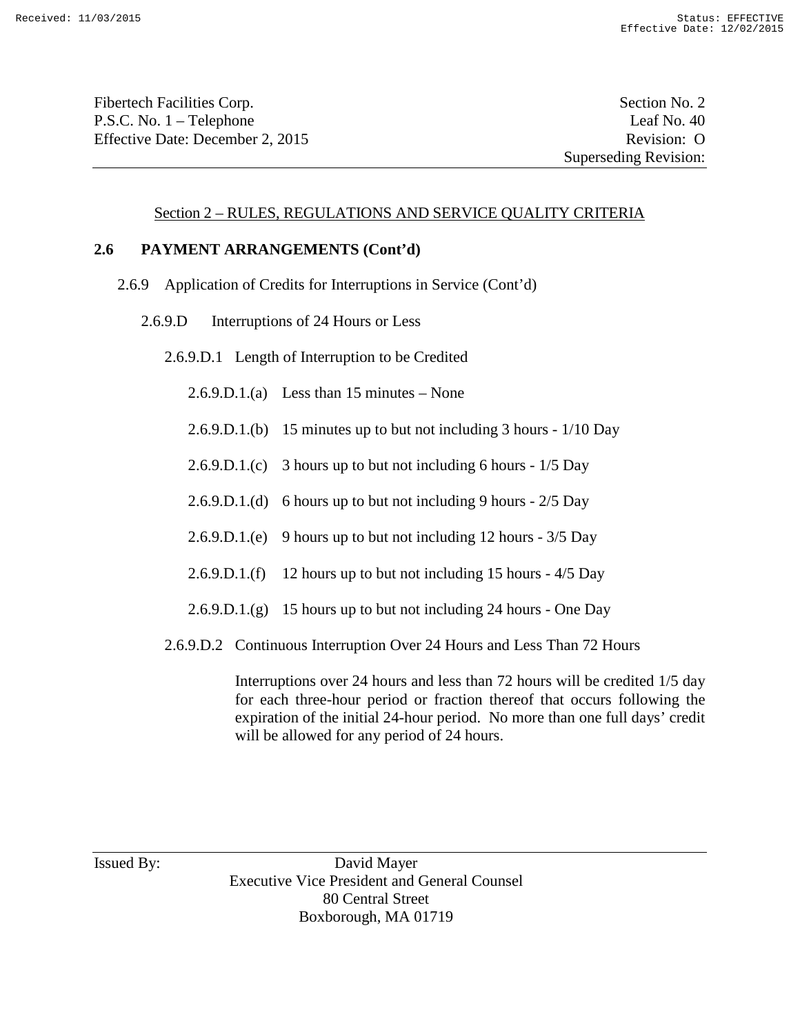Section 2 – RULES, REGULATIONS AND SERVICE QUALITY CRITERIA

## 2.6 PAYMENT ARRANGEMENTS (Cont'd)

2.6.9 Application of Credits for Interruptions in Service (Cont'd)

2.6.9.D Interruptions of 24 Hours or Less

2.6.9.D.1 Length of Interruption to be Credited

2.6.9.D.1.(a) Less than 15 minutes – None

2.6.9.D.1.(b) 15 minutes up to but not including 3 hours - 1/10 Day

2.6.9.D.1.(c) 3 hours up to but not including 6 hours - 1/5 Day

2.6.9.D.1.(d) 6 hours up to but not including 9 hours - 2/5 Day

2.6.9.D.1.(e) 9 hours up to but not including 12 hours - 3/5 Day

2.6.9.D.1.(f) 12 hours up to but not including 15 hours - 4/5 Day

2.6.9.D.1.(g) 15 hours up to but not including 24 hours - One Day

2.6.9.D.2 Continuous Interruption Over 24 Hours and Less Than 72 Hours

Interruptions over 24 hours and less than 72 hours will be credited 1/5 day for each three-hour period or fraction thereof that occurs following the expiration of the initial 24-hour period. No more than one full days' credit will be allowed for any period of 24 hours.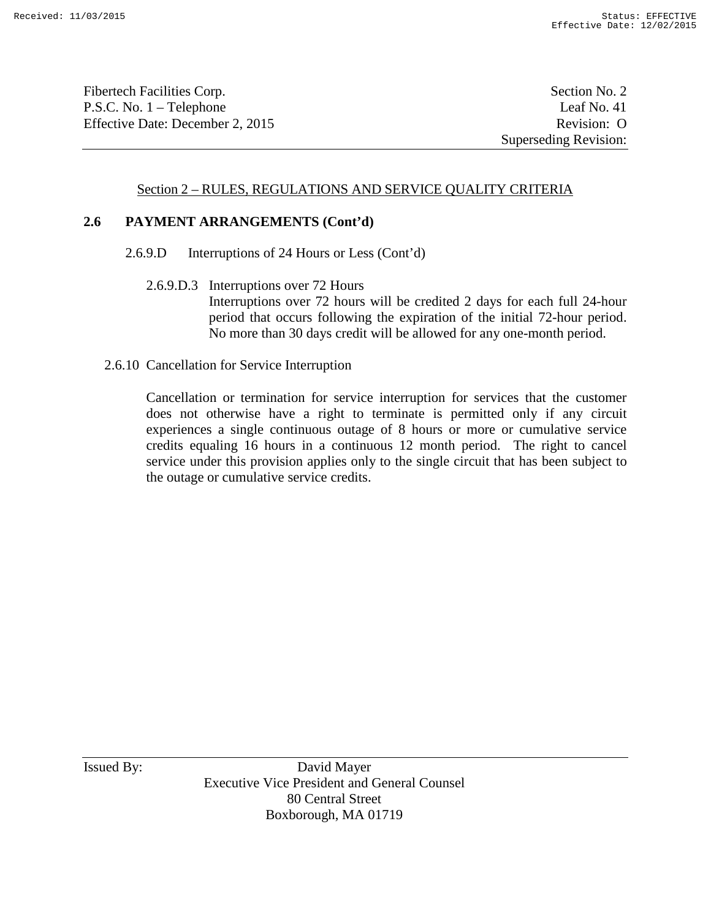Section 2 – RULES, REGULATIONS AND SERVICE QUALITY CRITERIA

## 2.6 PAYMENT ARRANGEMENTS (Cont'd)

2.6.9.D Interruptions of 24 Hours or Less (Cont'd)

2.6.9.D.3 Interruptions over 72 Hours

Interruptions over 72 hours will be credited 2 days for each full 24-hour period that occurs following the expiration of the initial 72-hour period. No more than 30 days credit will be allowed for any one-month period.

2.6.10 Cancellation for Service Interruption

Cancellation or termination for service interruption for services that the customer does not otherwise have a right to terminate is permitted only if any circuit experiences a single continuous outage of 8 hours or more or cumulative service credits equaling 16 hours in a continuous 12 month period. The right to cancel service under this provision applies only to the single circuit that has been subject to the outage or cumulative service credits.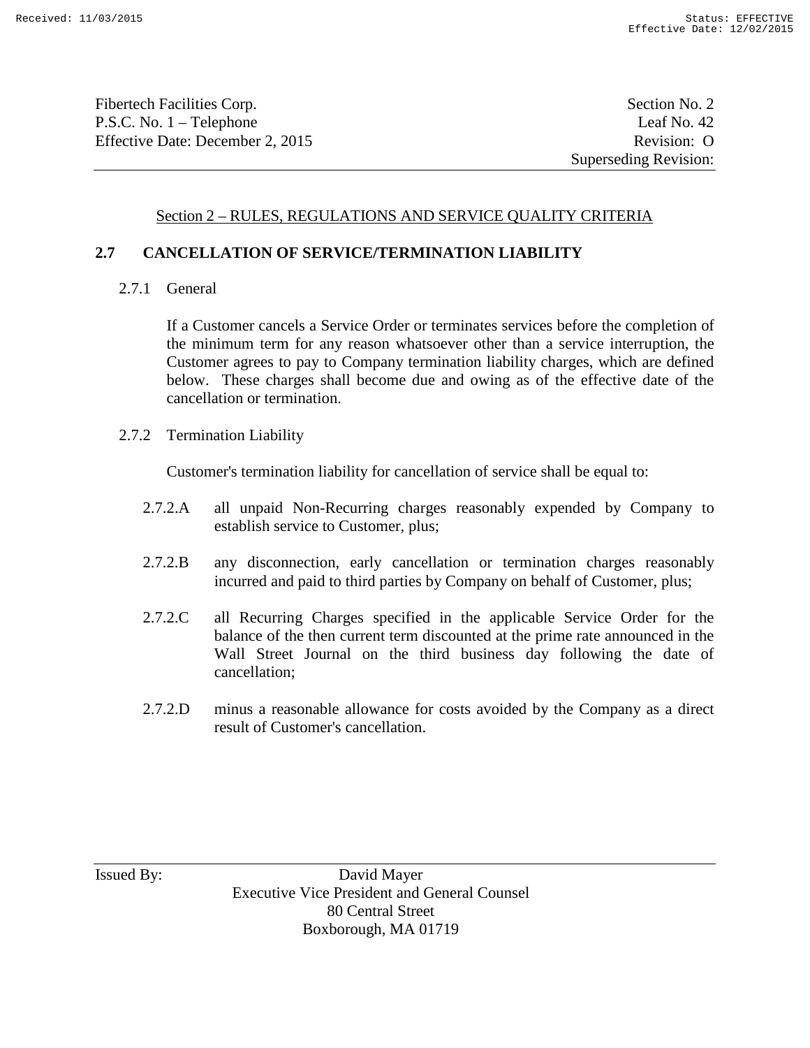Section 2 – RULES, REGULATIONS AND SERVICE QUALITY CRITERIA

## 2.7 CANCELLATION OF SERVICE/TERMINATION LIABILITY

2.7.1 General

If a Customer cancels a Service Order or terminates services before the completion of the minimum term for any reason whatsoever other than a service interruption, the Customer agrees to pay to Company termination liability charges, which are defined below. These charges shall become due and owing as of the effective date of the cancellation or termination.

2.7.2 Termination Liability

Customer's termination liability for cancellation of service shall be equal to:

2.7.2.A all unpaid Non-Recurring charges reasonably expended by Company to establish service to Customer, plus;

2.7.2.B any disconnection, early cancellation or termination charges reasonably incurred and paid to third parties by Company on behalf of Customer, plus;

2.7.2.C all Recurring Charges specified in the applicable Service Order for the balance of the then current term discounted at the prime rate announced in the Wall Street Journal on the third business day following the date of cancellation;

2.7.2.D minus a reasonable allowance for costs avoided by the Company as a direct result of Customer's cancellation.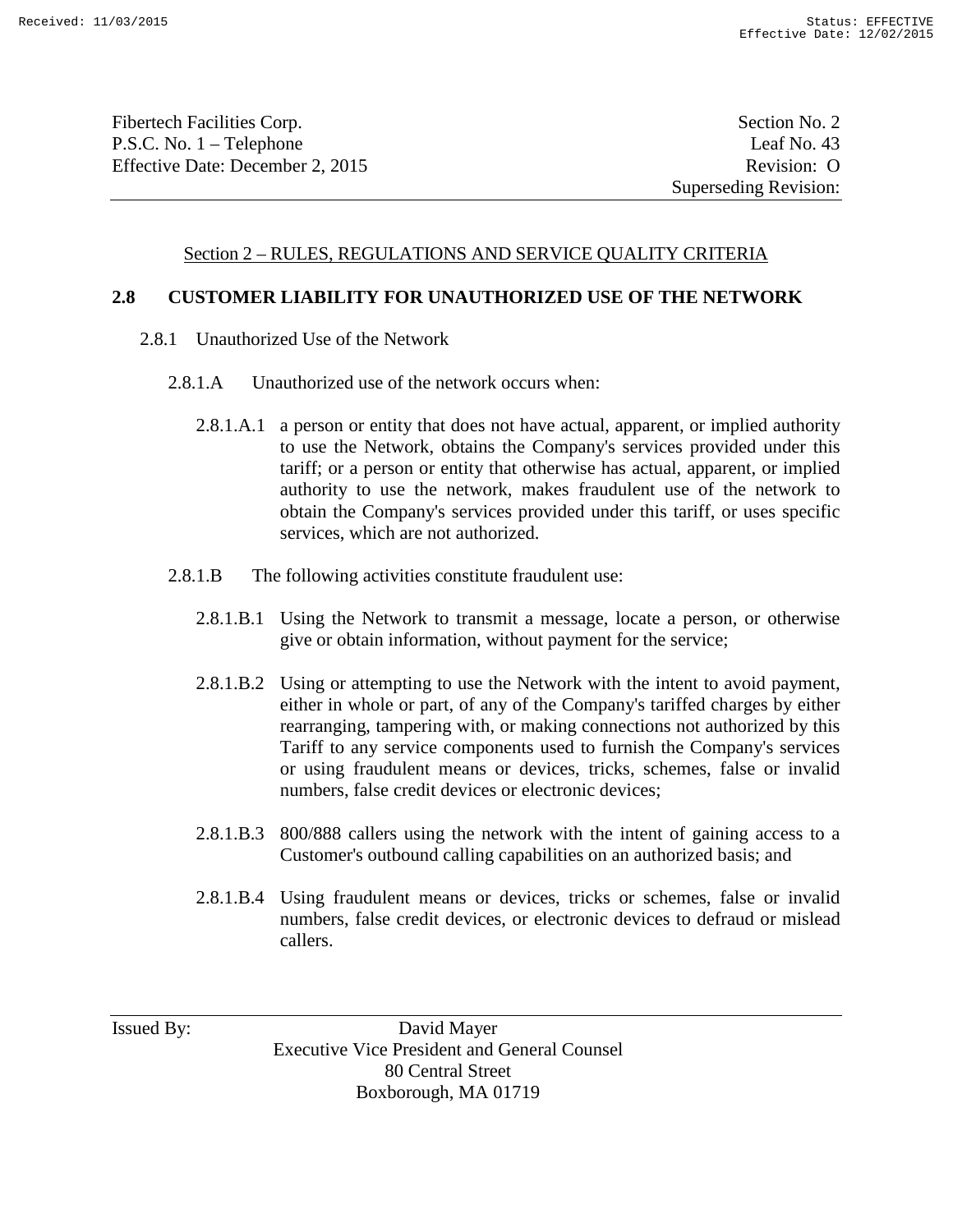Section 2 – RULES, REGULATIONS AND SERVICE QUALITY CRITERIA

## 2.8 CUSTOMER LIABILITY FOR UNAUTHORIZED USE OF THE NETWORK

2.8.1 Unauthorized Use of the Network

2.8.1.A Unauthorized use of the network occurs when:

2.8.1.A.1 a person or entity that does not have actual, apparent, or implied authority to use the Network, obtains the Company's services provided under this tariff; or a person or entity that otherwise has actual, apparent, or implied authority to use the network, makes fraudulent use of the network to obtain the Company's services provided under this tariff, or uses specific services, which are not authorized.

2.8.1.B The following activities constitute fraudulent use:

2.8.1.B.1 Using the Network to transmit a message, locate a person, or otherwise give or obtain information, without payment for the service;

2.8.1.B.2 Using or attempting to use the Network with the intent to avoid payment, either in whole or part, of any of the Company's tariffed charges by either rearranging, tampering with, or making connections not authorized by this Tariff to any service components used to furnish the Company's services or using fraudulent means or devices, tricks, schemes, false or invalid numbers, false credit devices or electronic devices;

2.8.1.B.3 800/888 callers using the network with the intent of gaining access to a Customer's outbound calling capabilities on an authorized basis; and

2.8.1.B.4 Using fraudulent means or devices, tricks or schemes, false or invalid numbers, false credit devices, or electronic devices to defraud or mislead callers.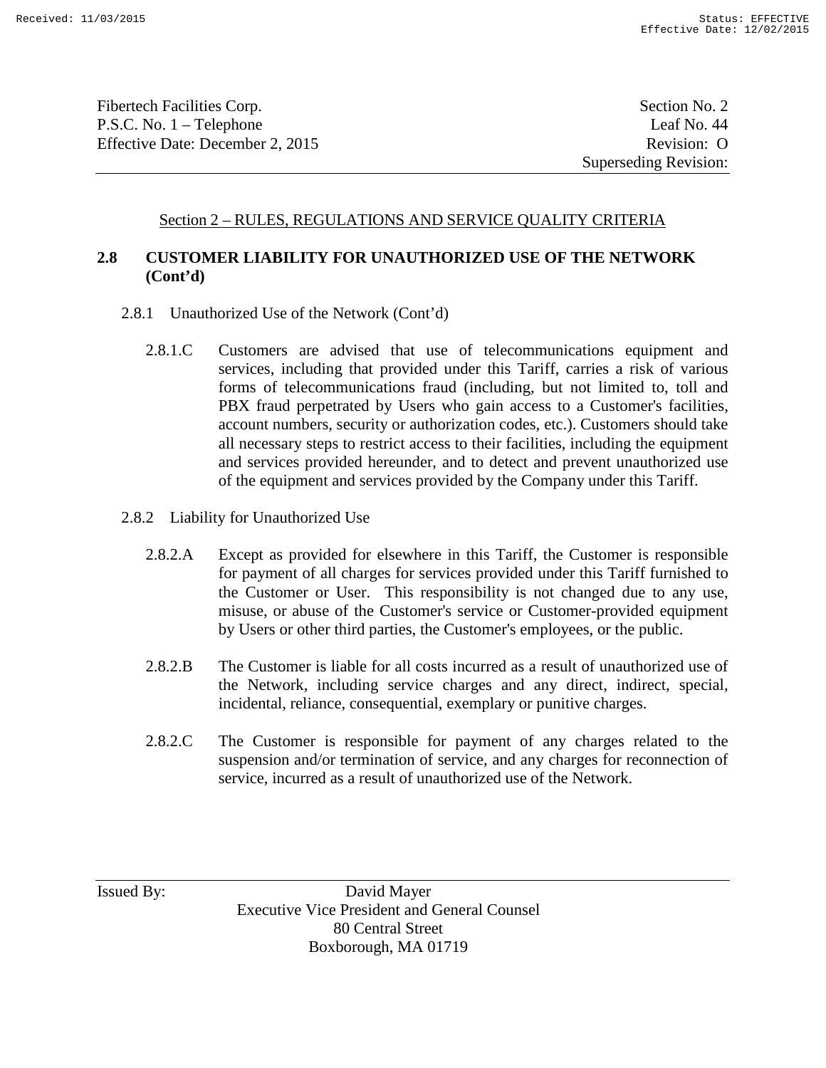Section 2 – RULES, REGULATIONS AND SERVICE QUALITY CRITERIA

## 2.8 CUSTOMER LIABILITY FOR UNAUTHORIZED USE OF THE NETWORK (Cont'd)

### 2.8.1 Unauthorized Use of the Network (Cont'd)

2.8.1.C Customers are advised that use of telecommunications equipment and services, including that provided under this Tariff, carries a risk of various forms of telecommunications fraud (including, but not limited to, toll and PBX fraud perpetrated by Users who gain access to a Customer's facilities, account numbers, security or authorization codes, etc.). Customers should take all necessary steps to restrict access to their facilities, including the equipment and services provided hereunder, and to detect and prevent unauthorized use of the equipment and services provided by the Company under this Tariff.

### 2.8.2 Liability for Unauthorized Use

2.8.2.A Except as provided for elsewhere in this Tariff, the Customer is responsible for payment of all charges for services provided under this Tariff furnished to the Customer or User. This responsibility is not changed due to any use, misuse, or abuse of the Customer's service or Customer-provided equipment by Users or other third parties, the Customer's employees, or the public.

2.8.2.B The Customer is liable for all costs incurred as a result of unauthorized use of the Network, including service charges and any direct, indirect, special, incidental, reliance, consequential, exemplary or punitive charges.

2.8.2.C The Customer is responsible for payment of any charges related to the suspension and/or termination of service, and any charges for reconnection of service, incurred as a result of unauthorized use of the Network.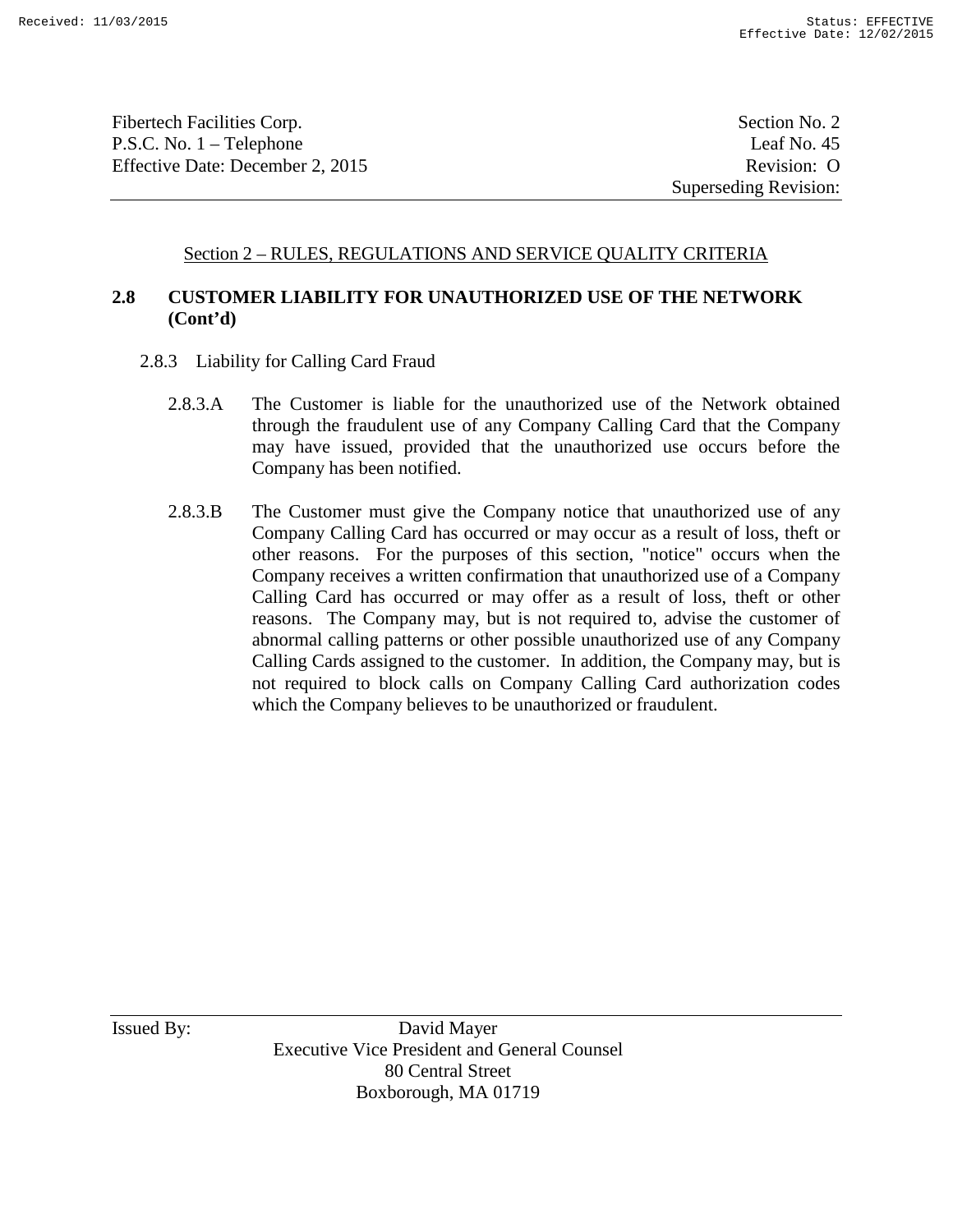Section 2 – RULES, REGULATIONS AND SERVICE QUALITY CRITERIA

**2.8 CUSTOMER LIABILITY FOR UNAUTHORIZED USE OF THE NETWORK (Cont'd)**

2.8.3 Liability for Calling Card Fraud

2.8.3.A The Customer is liable for the unauthorized use of the Network obtained through the fraudulent use of any Company Calling Card that the Company may have issued, provided that the unauthorized use occurs before the Company has been notified.

2.8.3.B The Customer must give the Company notice that unauthorized use of any Company Calling Card has occurred or may occur as a result of loss, theft or other reasons. For the purposes of this section, "notice" occurs when the Company receives a written confirmation that unauthorized use of a Company Calling Card has occurred or may offer as a result of loss, theft or other reasons. The Company may, but is not required to, advise the customer of abnormal calling patterns or other possible unauthorized use of any Company Calling Cards assigned to the customer. In addition, the Company may, but is not required to block calls on Company Calling Card authorization codes which the Company believes to be unauthorized or fraudulent.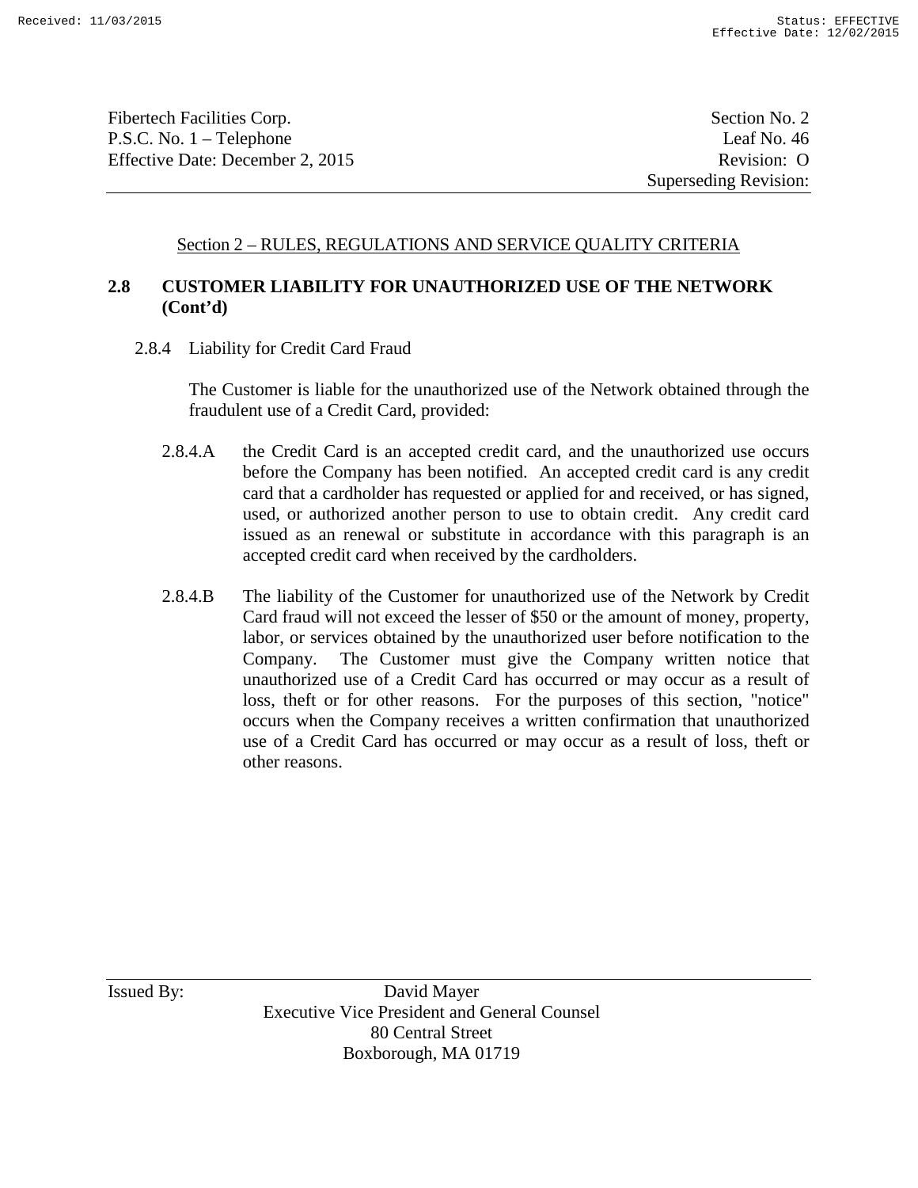Section 2 – RULES, REGULATIONS AND SERVICE QUALITY CRITERIA

## 2.8 CUSTOMER LIABILITY FOR UNAUTHORIZED USE OF THE NETWORK (Cont'd)

### 2.8.4 Liability for Credit Card Fraud

The Customer is liable for the unauthorized use of the Network obtained through the fraudulent use of a Credit Card, provided:

2.8.4.A the Credit Card is an accepted credit card, and the unauthorized use occurs before the Company has been notified. An accepted credit card is any credit card that a cardholder has requested or applied for and received, or has signed, used, or authorized another person to use to obtain credit. Any credit card issued as an renewal or substitute in accordance with this paragraph is an accepted credit card when received by the cardholders.

2.8.4.B The liability of the Customer for unauthorized use of the Network by Credit Card fraud will not exceed the lesser of $50 or the amount of money, property, labor, or services obtained by the unauthorized user before notification to the Company. The Customer must give the Company written notice that unauthorized use of a Credit Card has occurred or may occur as a result of loss, theft or for other reasons. For the purposes of this section, "notice" occurs when the Company receives a written confirmation that unauthorized use of a Credit Card has occurred or may occur as a result of loss, theft or other reasons.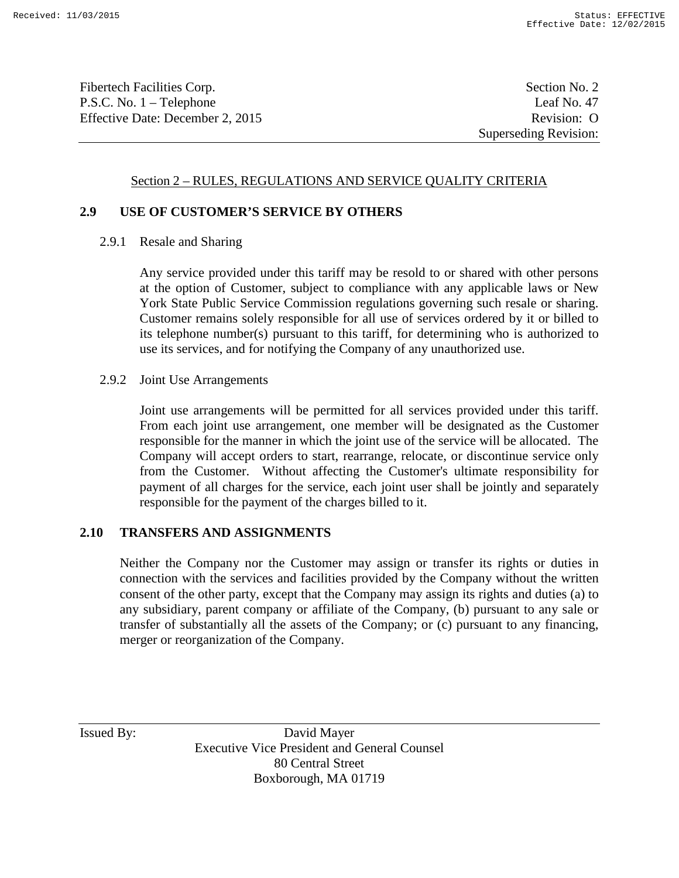Section 2 – RULES, REGULATIONS AND SERVICE QUALITY CRITERIA

## 2.9 USE OF CUSTOMER'S SERVICE BY OTHERS

### 2.9.1 Resale and Sharing

Any service provided under this tariff may be resold to or shared with other persons at the option of Customer, subject to compliance with any applicable laws or New York State Public Service Commission regulations governing such resale or sharing. Customer remains solely responsible for all use of services ordered by it or billed to its telephone number(s) pursuant to this tariff, for determining who is authorized to use its services, and for notifying the Company of any unauthorized use.

### 2.9.2 Joint Use Arrangements

Joint use arrangements will be permitted for all services provided under this tariff. From each joint use arrangement, one member will be designated as the Customer responsible for the manner in which the joint use of the service will be allocated. The Company will accept orders to start, rearrange, relocate, or discontinue service only from the Customer. Without affecting the Customer's ultimate responsibility for payment of all charges for the service, each joint user shall be jointly and separately responsible for the payment of the charges billed to it.

## 2.10 TRANSFERS AND ASSIGNMENTS

Neither the Company nor the Customer may assign or transfer its rights or duties in connection with the services and facilities provided by the Company without the written consent of the other party, except that the Company may assign its rights and duties (a) to any subsidiary, parent company or affiliate of the Company, (b) pursuant to any sale or transfer of substantially all the assets of the Company; or (c) pursuant to any financing, merger or reorganization of the Company.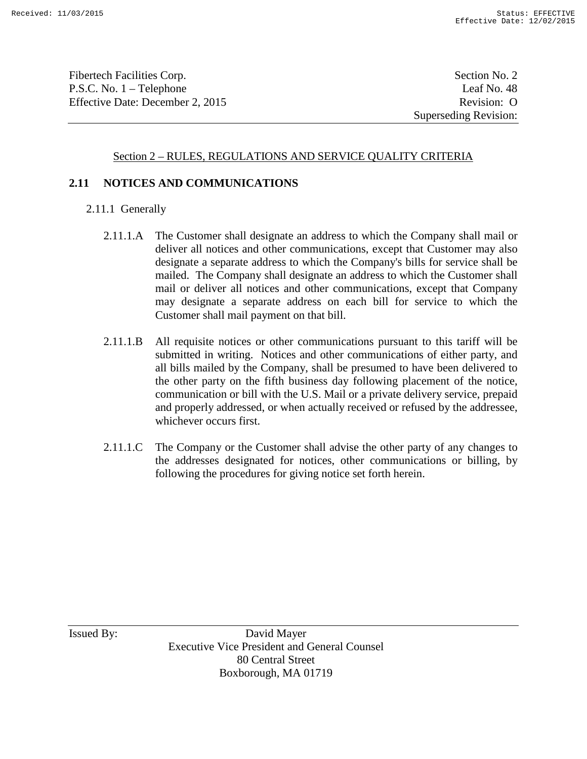## Section 2 – RULES, REGULATIONS AND SERVICE QUALITY CRITERIA

### 2.11 NOTICES AND COMMUNICATIONS

2.11.1 Generally

2.11.1.A The Customer shall designate an address to which the Company shall mail or deliver all notices and other communications, except that Customer may also designate a separate address to which the Company's bills for service shall be mailed. The Company shall designate an address to which the Customer shall mail or deliver all notices and other communications, except that Company may designate a separate address on each bill for service to which the Customer shall mail payment on that bill.

2.11.1.B All requisite notices or other communications pursuant to this tariff will be submitted in writing. Notices and other communications of either party, and all bills mailed by the Company, shall be presumed to have been delivered to the other party on the fifth business day following placement of the notice, communication or bill with the U.S. Mail or a private delivery service, prepaid and properly addressed, or when actually received or refused by the addressee, whichever occurs first.

2.11.1.C The Company or the Customer shall advise the other party of any changes to the addresses designated for notices, other communications or billing, by following the procedures for giving notice set forth herein.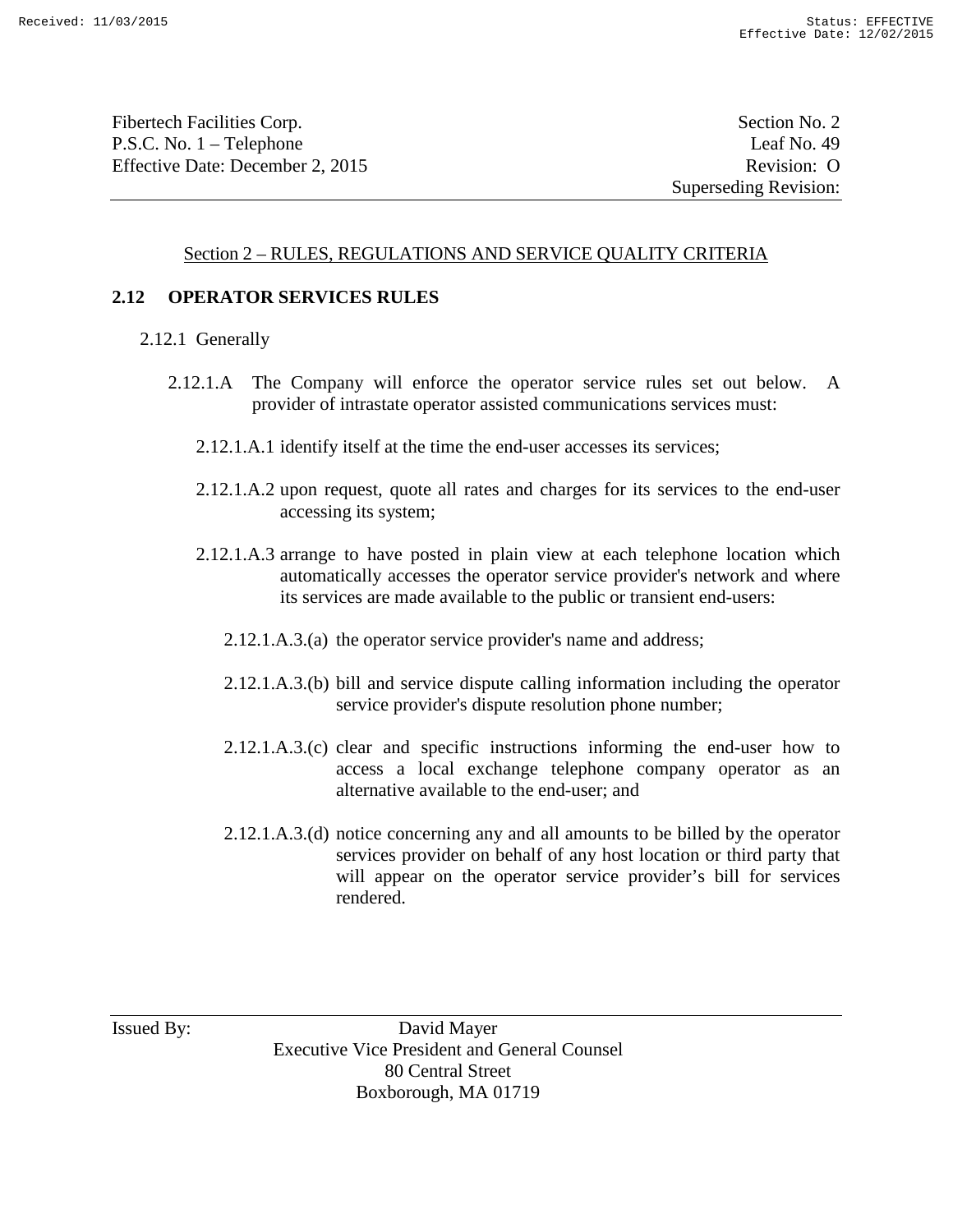## Section 2 – RULES, REGULATIONS AND SERVICE QUALITY CRITERIA

### 2.12 OPERATOR SERVICES RULES

2.12.1 Generally

2.12.1.A The Company will enforce the operator service rules set out below. A provider of intrastate operator assisted communications services must:

2.12.1.A.1 identify itself at the time the end-user accesses its services;

2.12.1.A.2 upon request, quote all rates and charges for its services to the end-user accessing its system;

2.12.1.A.3 arrange to have posted in plain view at each telephone location which automatically accesses the operator service provider's network and where its services are made available to the public or transient end-users:

2.12.1.A.3.(a) the operator service provider's name and address;

2.12.1.A.3.(b) bill and service dispute calling information including the operator service provider's dispute resolution phone number;

2.12.1.A.3.(c) clear and specific instructions informing the end-user how to access a local exchange telephone company operator as an alternative available to the end-user; and

2.12.1.A.3.(d) notice concerning any and all amounts to be billed by the operator services provider on behalf of any host location or third party that will appear on the operator service provider's bill for services rendered.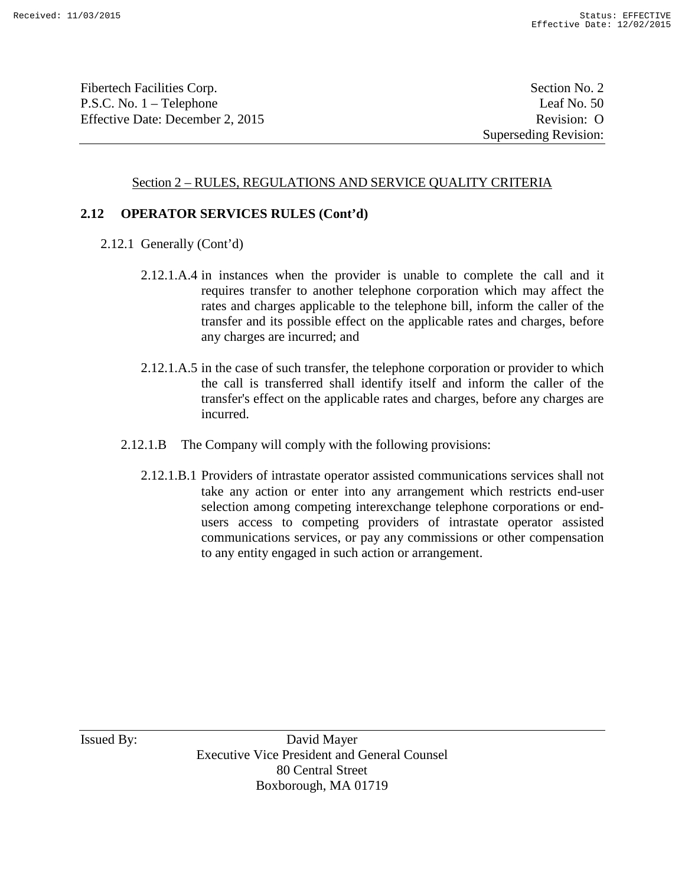Section 2 – RULES, REGULATIONS AND SERVICE QUALITY CRITERIA

## 2.12 OPERATOR SERVICES RULES (Cont'd)

2.12.1 Generally (Cont'd)

2.12.1.A.4 in instances when the provider is unable to complete the call and it requires transfer to another telephone corporation which may affect the rates and charges applicable to the telephone bill, inform the caller of the transfer and its possible effect on the applicable rates and charges, before any charges are incurred; and

2.12.1.A.5 in the case of such transfer, the telephone corporation or provider to which the call is transferred shall identify itself and inform the caller of the transfer's effect on the applicable rates and charges, before any charges are incurred.

2.12.1.B The Company will comply with the following provisions:

2.12.1.B.1 Providers of intrastate operator assisted communications services shall not take any action or enter into any arrangement which restricts end-user selection among competing interexchange telephone corporations or end-users access to competing providers of intrastate operator assisted communications services, or pay any commissions or other compensation to any entity engaged in such action or arrangement.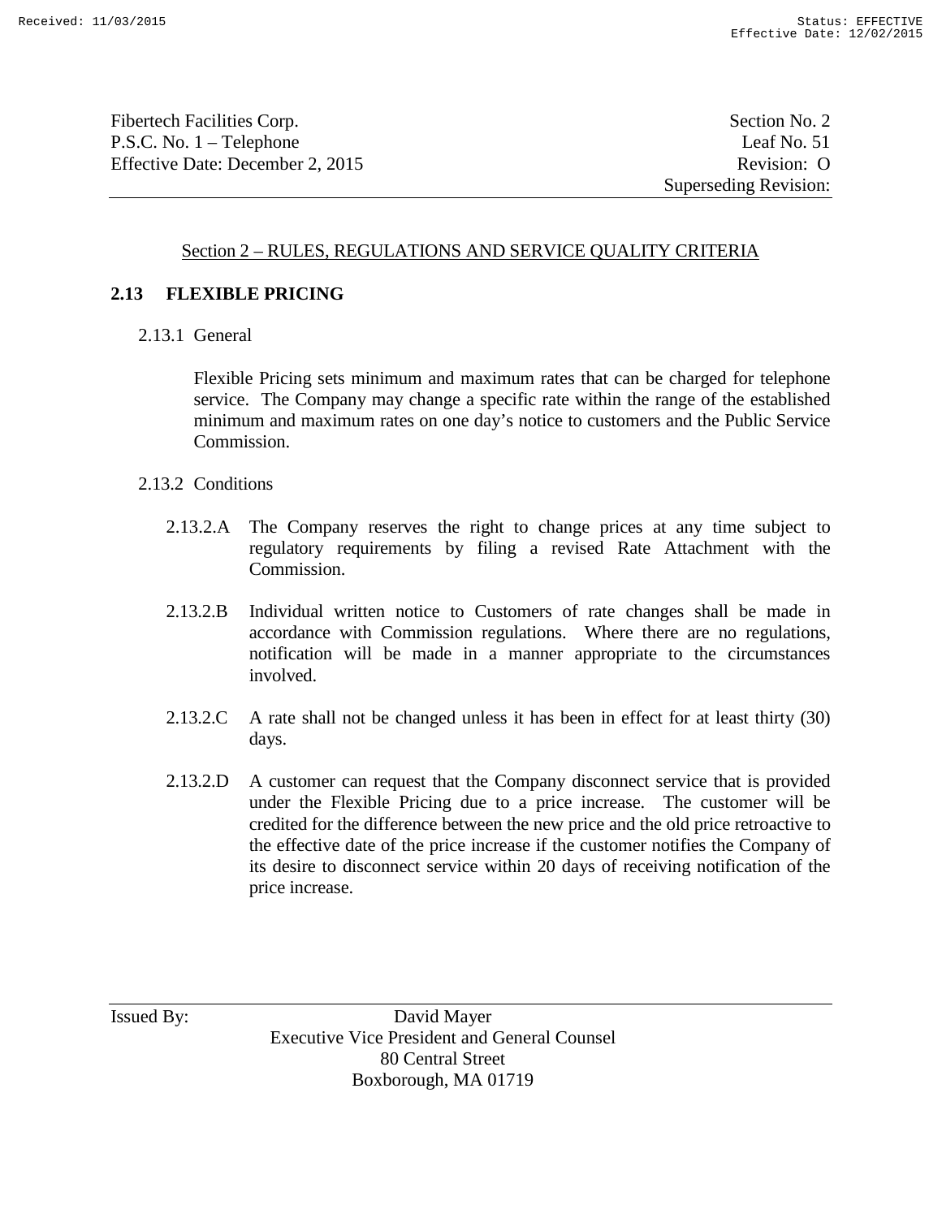## Section 2 – RULES, REGULATIONS AND SERVICE QUALITY CRITERIA

### 2.13 FLEXIBLE PRICING

2.13.1 General

Flexible Pricing sets minimum and maximum rates that can be charged for telephone service. The Company may change a specific rate within the range of the established minimum and maximum rates on one day's notice to customers and the Public Service Commission.

2.13.2 Conditions

2.13.2.A The Company reserves the right to change prices at any time subject to regulatory requirements by filing a revised Rate Attachment with the Commission.

2.13.2.B Individual written notice to Customers of rate changes shall be made in accordance with Commission regulations. Where there are no regulations, notification will be made in a manner appropriate to the circumstances involved.

2.13.2.C A rate shall not be changed unless it has been in effect for at least thirty (30) days.

2.13.2.D A customer can request that the Company disconnect service that is provided under the Flexible Pricing due to a price increase. The customer will be credited for the difference between the new price and the old price retroactive to the effective date of the price increase if the customer notifies the Company of its desire to disconnect service within 20 days of receiving notification of the price increase.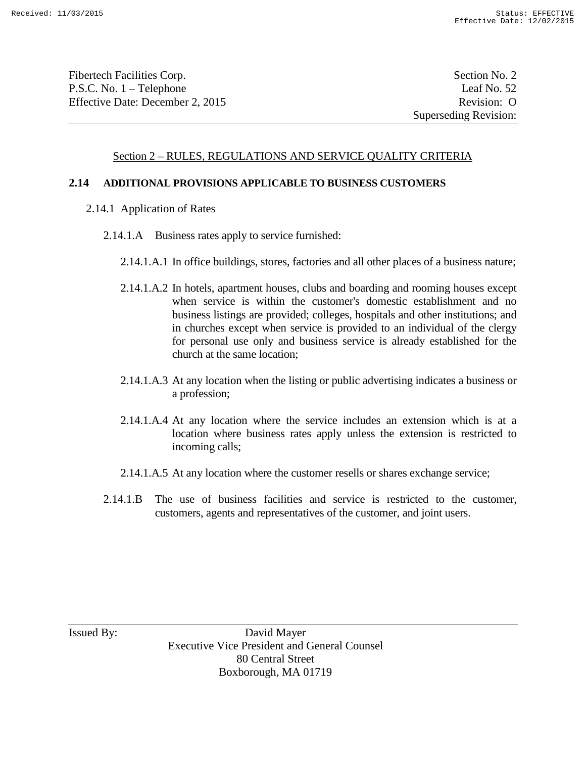Section 2 – RULES, REGULATIONS AND SERVICE QUALITY CRITERIA

## 2.14 ADDITIONAL PROVISIONS APPLICABLE TO BUSINESS CUSTOMERS

2.14.1 Application of Rates

2.14.1.A Business rates apply to service furnished:

2.14.1.A.1 In office buildings, stores, factories and all other places of a business nature;

2.14.1.A.2 In hotels, apartment houses, clubs and boarding and rooming houses except when service is within the customer's domestic establishment and no business listings are provided; colleges, hospitals and other institutions; and in churches except when service is provided to an individual of the clergy for personal use only and business service is already established for the church at the same location;

2.14.1.A.3 At any location when the listing or public advertising indicates a business or a profession;

2.14.1.A.4 At any location where the service includes an extension which is at a location where business rates apply unless the extension is restricted to incoming calls;

2.14.1.A.5 At any location where the customer resells or shares exchange service;

2.14.1.B The use of business facilities and service is restricted to the customer, customers, agents and representatives of the customer, and joint users.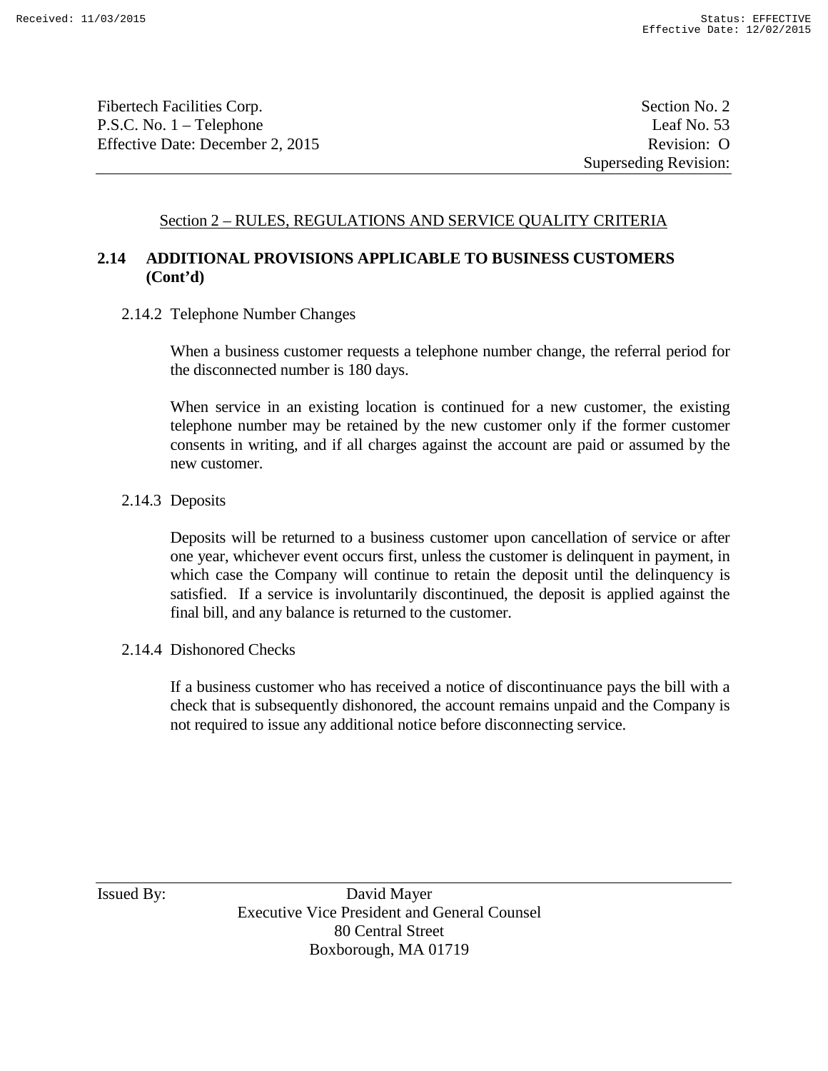Section 2 – RULES, REGULATIONS AND SERVICE QUALITY CRITERIA

## 2.14 ADDITIONAL PROVISIONS APPLICABLE TO BUSINESS CUSTOMERS (Cont'd)

### 2.14.2 Telephone Number Changes

When a business customer requests a telephone number change, the referral period for the disconnected number is 180 days.

When service in an existing location is continued for a new customer, the existing telephone number may be retained by the new customer only if the former customer consents in writing, and if all charges against the account are paid or assumed by the new customer.

### 2.14.3 Deposits

Deposits will be returned to a business customer upon cancellation of service or after one year, whichever event occurs first, unless the customer is delinquent in payment, in which case the Company will continue to retain the deposit until the delinquency is satisfied. If a service is involuntarily discontinued, the deposit is applied against the final bill, and any balance is returned to the customer.

### 2.14.4 Dishonored Checks

If a business customer who has received a notice of discontinuance pays the bill with a check that is subsequently dishonored, the account remains unpaid and the Company is not required to issue any additional notice before disconnecting service.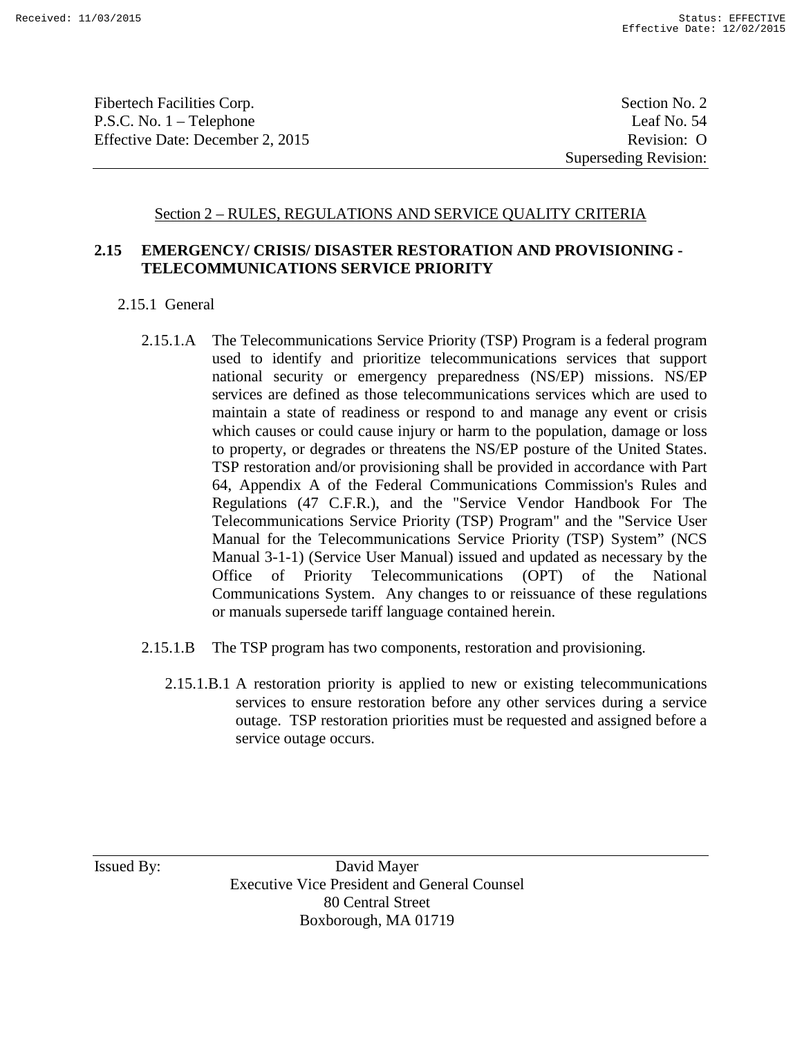Section 2 – RULES, REGULATIONS AND SERVICE QUALITY CRITERIA

## 2.15 EMERGENCY/ CRISIS/ DISASTER RESTORATION AND PROVISIONING - TELECOMMUNICATIONS SERVICE PRIORITY

2.15.1 General

2.15.1.A The Telecommunications Service Priority (TSP) Program is a federal program used to identify and prioritize telecommunications services that support national security or emergency preparedness (NS/EP) missions. NS/EP services are defined as those telecommunications services which are used to maintain a state of readiness or respond to and manage any event or crisis which causes or could cause injury or harm to the population, damage or loss to property, or degrades or threatens the NS/EP posture of the United States. TSP restoration and/or provisioning shall be provided in accordance with Part 64, Appendix A of the Federal Communications Commission's Rules and Regulations (47 C.F.R.), and the "Service Vendor Handbook For The Telecommunications Service Priority (TSP) Program" and the "Service User Manual for the Telecommunications Service Priority (TSP) System" (NCS Manual 3-1-1) (Service User Manual) issued and updated as necessary by the Office of Priority Telecommunications (OPT) of the National Communications System. Any changes to or reissuance of these regulations or manuals supersede tariff language contained herein.

2.15.1.B The TSP program has two components, restoration and provisioning.

2.15.1.B.1 A restoration priority is applied to new or existing telecommunications services to ensure restoration before any other services during a service outage. TSP restoration priorities must be requested and assigned before a service outage occurs.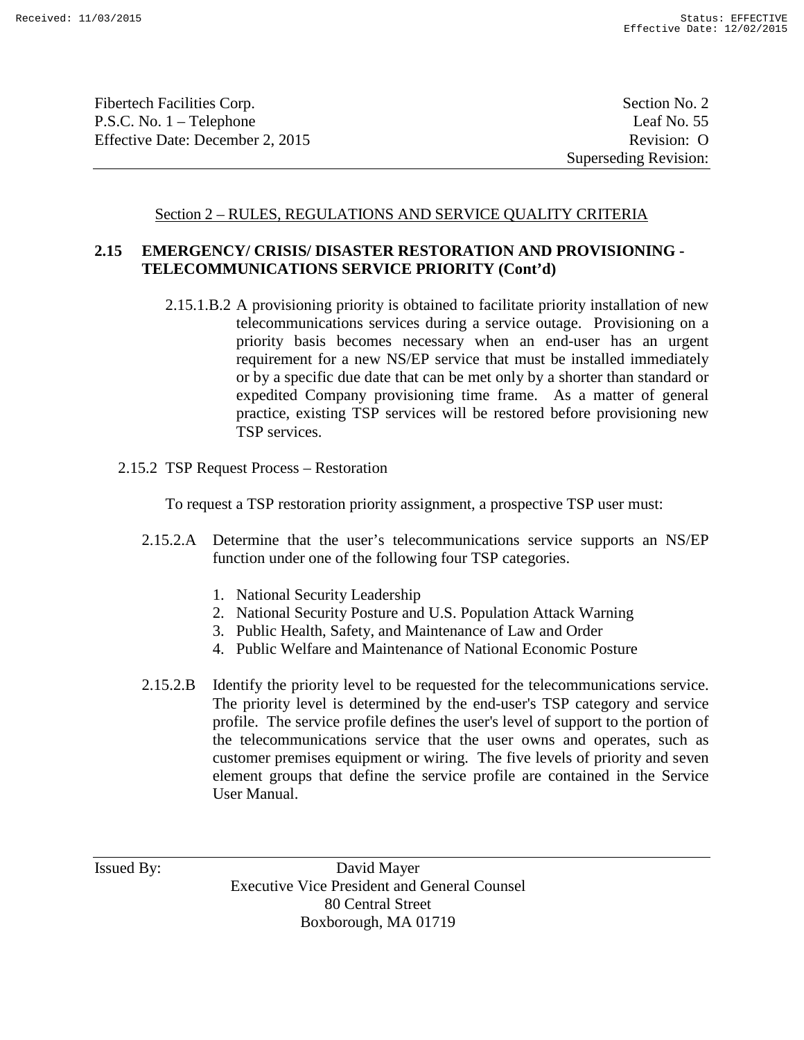Section 2 – RULES, REGULATIONS AND SERVICE QUALITY CRITERIA

## 2.15 EMERGENCY/ CRISIS/ DISASTER RESTORATION AND PROVISIONING - TELECOMMUNICATIONS SERVICE PRIORITY (Cont'd)

2.15.1.B.2 A provisioning priority is obtained to facilitate priority installation of new telecommunications services during a service outage. Provisioning on a priority basis becomes necessary when an end-user has an urgent requirement for a new NS/EP service that must be installed immediately or by a specific due date that can be met only by a shorter than standard or expedited Company provisioning time frame. As a matter of general practice, existing TSP services will be restored before provisioning new TSP services.

2.15.2 TSP Request Process – Restoration

To request a TSP restoration priority assignment, a prospective TSP user must:

2.15.2.A Determine that the user's telecommunications service supports an NS/EP function under one of the following four TSP categories.

1. National Security Leadership
2. National Security Posture and U.S. Population Attack Warning
3. Public Health, Safety, and Maintenance of Law and Order
4. Public Welfare and Maintenance of National Economic Posture

2.15.2.B Identify the priority level to be requested for the telecommunications service. The priority level is determined by the end-user's TSP category and service profile. The service profile defines the user's level of support to the portion of the telecommunications service that the user owns and operates, such as customer premises equipment or wiring. The five levels of priority and seven element groups that define the service profile are contained in the Service User Manual.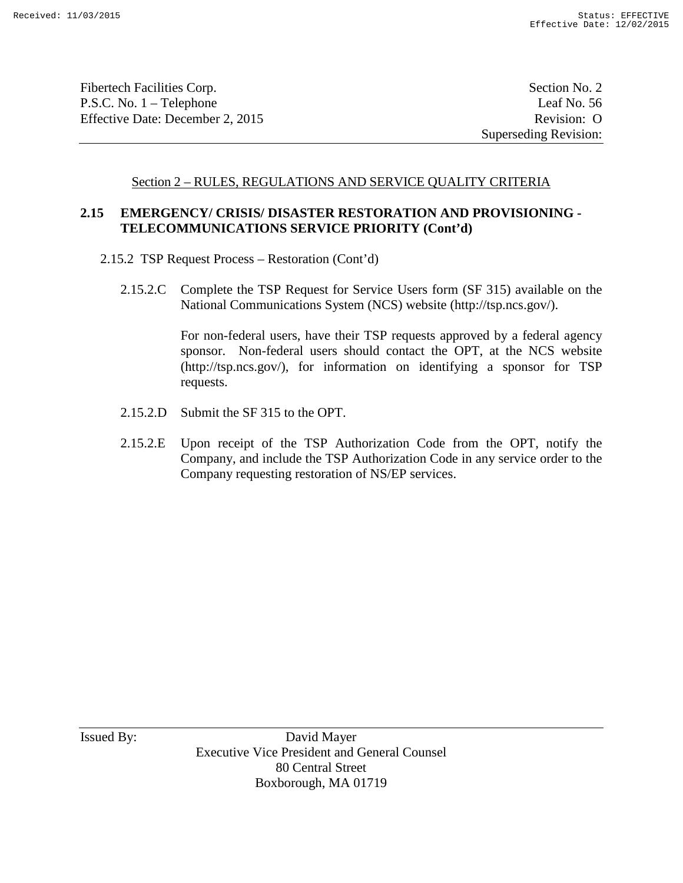Section 2 – RULES, REGULATIONS AND SERVICE QUALITY CRITERIA

## 2.15 EMERGENCY/ CRISIS/ DISASTER RESTORATION AND PROVISIONING - TELECOMMUNICATIONS SERVICE PRIORITY (Cont'd)

2.15.2 TSP Request Process – Restoration (Cont'd)

2.15.2.C Complete the TSP Request for Service Users form (SF 315) available on the National Communications System (NCS) website (http://tsp.ncs.gov/).

For non-federal users, have their TSP requests approved by a federal agency sponsor. Non-federal users should contact the OPT, at the NCS website (http://tsp.ncs.gov/), for information on identifying a sponsor for TSP requests.

2.15.2.D Submit the SF 315 to the OPT.

2.15.2.E Upon receipt of the TSP Authorization Code from the OPT, notify the Company, and include the TSP Authorization Code in any service order to the Company requesting restoration of NS/EP services.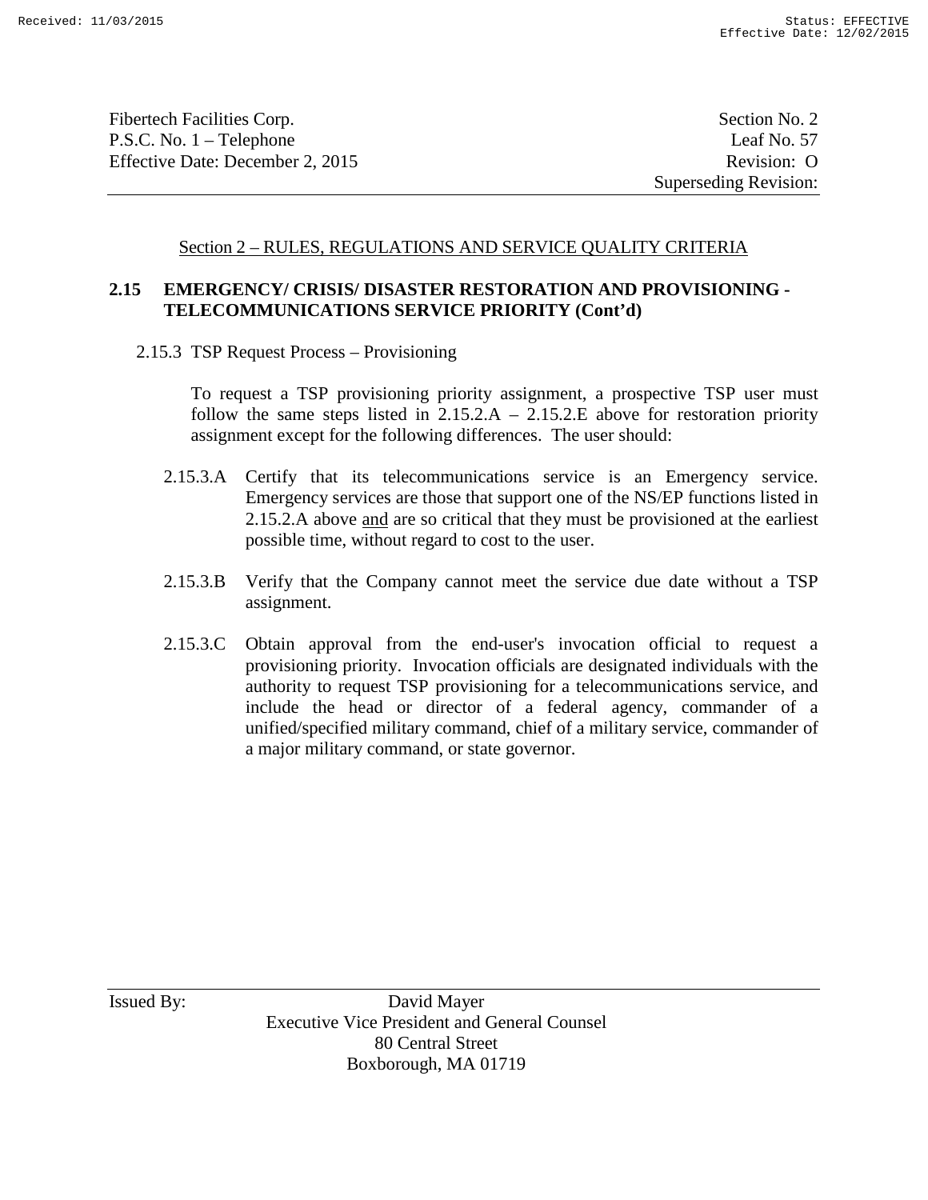## Section 2 – RULES, REGULATIONS AND SERVICE QUALITY CRITERIA

### 2.15 EMERGENCY/ CRISIS/ DISASTER RESTORATION AND PROVISIONING - TELECOMMUNICATIONS SERVICE PRIORITY (Cont'd)

2.15.3 TSP Request Process – Provisioning

To request a TSP provisioning priority assignment, a prospective TSP user must follow the same steps listed in 2.15.2.A – 2.15.2.E above for restoration priority assignment except for the following differences. The user should:

2.15.3.A Certify that its telecommunications service is an Emergency service. Emergency services are those that support one of the NS/EP functions listed in 2.15.2.A above and are so critical that they must be provisioned at the earliest possible time, without regard to cost to the user.

2.15.3.B Verify that the Company cannot meet the service due date without a TSP assignment.

2.15.3.C Obtain approval from the end-user's invocation official to request a provisioning priority. Invocation officials are designated individuals with the authority to request TSP provisioning for a telecommunications service, and include the head or director of a federal agency, commander of a unified/specified military command, chief of a military service, commander of a major military command, or state governor.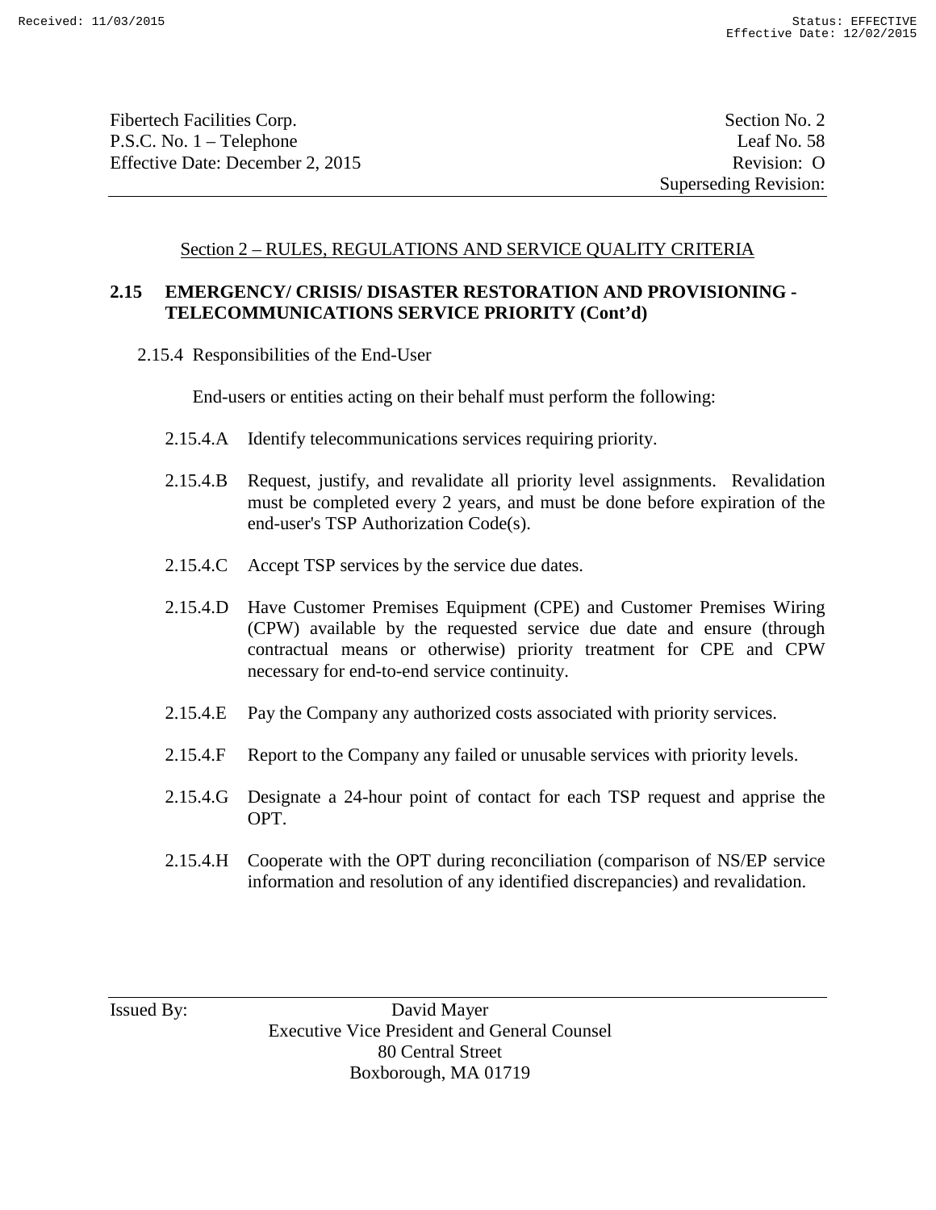## Section 2 – RULES, REGULATIONS AND SERVICE QUALITY CRITERIA

### 2.15 EMERGENCY/ CRISIS/ DISASTER RESTORATION AND PROVISIONING - TELECOMMUNICATIONS SERVICE PRIORITY (Cont'd)

2.15.4 Responsibilities of the End-User

End-users or entities acting on their behalf must perform the following:

2.15.4.A Identify telecommunications services requiring priority.

2.15.4.B Request, justify, and revalidate all priority level assignments. Revalidation must be completed every 2 years, and must be done before expiration of the end-user's TSP Authorization Code(s).

2.15.4.C Accept TSP services by the service due dates.

2.15.4.D Have Customer Premises Equipment (CPE) and Customer Premises Wiring (CPW) available by the requested service due date and ensure (through contractual means or otherwise) priority treatment for CPE and CPW necessary for end-to-end service continuity.

2.15.4.E Pay the Company any authorized costs associated with priority services.

2.15.4.F Report to the Company any failed or unusable services with priority levels.

2.15.4.G Designate a 24-hour point of contact for each TSP request and apprise the OPT.

2.15.4.H Cooperate with the OPT during reconciliation (comparison of NS/EP service information and resolution of any identified discrepancies) and revalidation.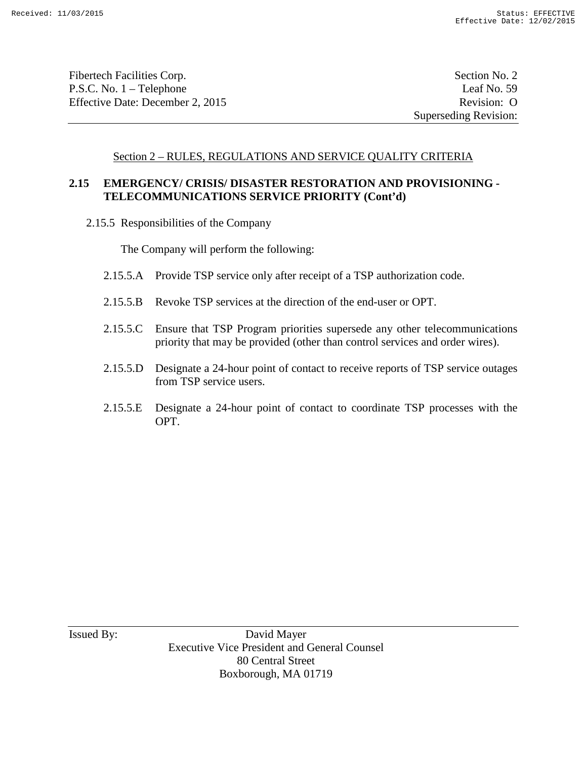Section 2 – RULES, REGULATIONS AND SERVICE QUALITY CRITERIA

**2.15 EMERGENCY/ CRISIS/ DISASTER RESTORATION AND PROVISIONING - TELECOMMUNICATIONS SERVICE PRIORITY (Cont'd)**

2.15.5 Responsibilities of the Company

The Company will perform the following:

2.15.5.A Provide TSP service only after receipt of a TSP authorization code.

2.15.5.B Revoke TSP services at the direction of the end-user or OPT.

2.15.5.C Ensure that TSP Program priorities supersede any other telecommunications priority that may be provided (other than control services and order wires).

2.15.5.D Designate a 24-hour point of contact to receive reports of TSP service outages from TSP service users.

2.15.5.E Designate a 24-hour point of contact to coordinate TSP processes with the OPT.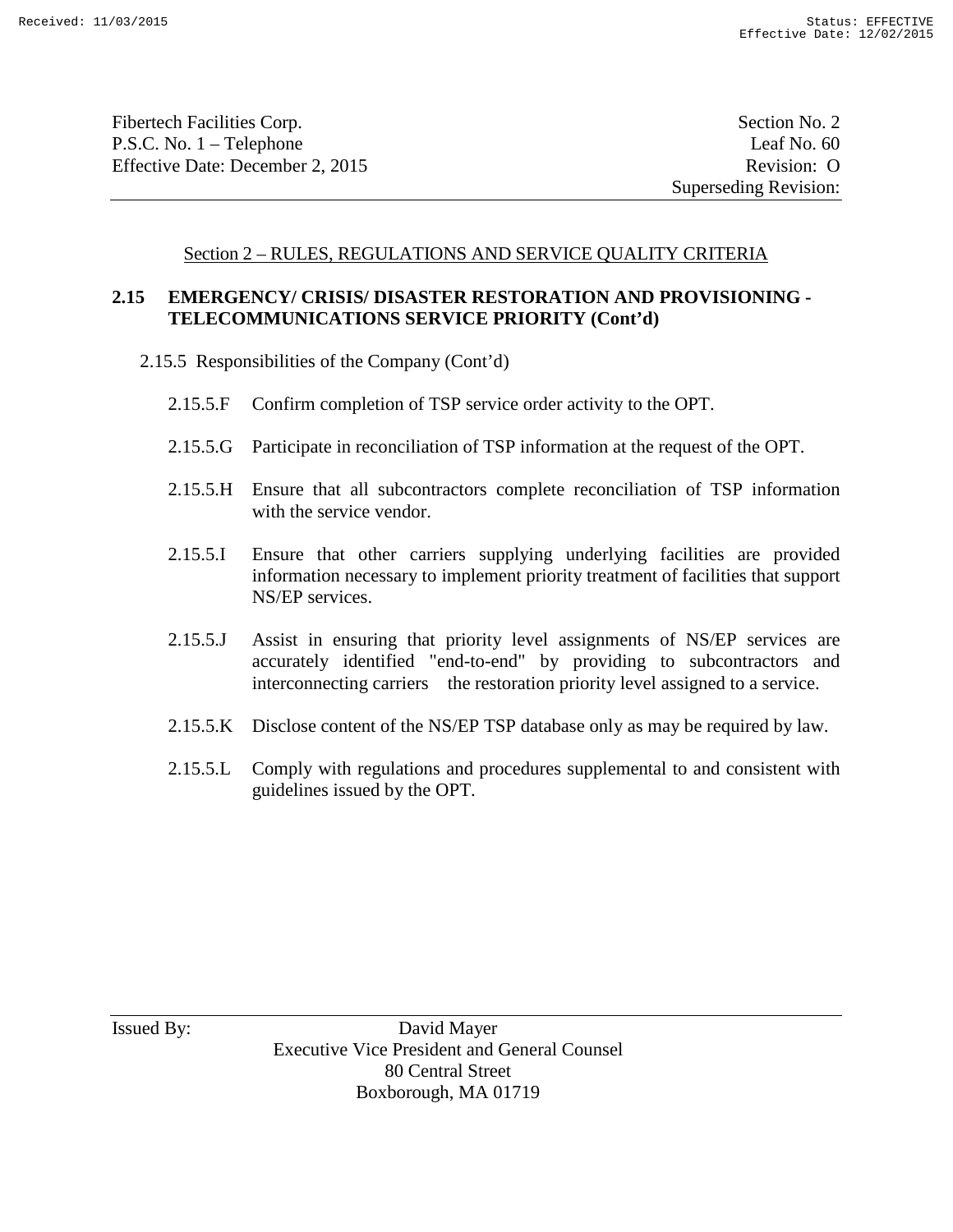Section 2 – RULES, REGULATIONS AND SERVICE QUALITY CRITERIA

**2.15 EMERGENCY/ CRISIS/ DISASTER RESTORATION AND PROVISIONING - TELECOMMUNICATIONS SERVICE PRIORITY (Cont'd)**

2.15.5 Responsibilities of the Company (Cont'd)

2.15.5.F Confirm completion of TSP service order activity to the OPT.

2.15.5.G Participate in reconciliation of TSP information at the request of the OPT.

2.15.5.H Ensure that all subcontractors complete reconciliation of TSP information with the service vendor.

2.15.5.I Ensure that other carriers supplying underlying facilities are provided information necessary to implement priority treatment of facilities that support NS/EP services.

2.15.5.J Assist in ensuring that priority level assignments of NS/EP services are accurately identified "end-to-end" by providing to subcontractors and interconnecting carriers the restoration priority level assigned to a service.

2.15.5.K Disclose content of the NS/EP TSP database only as may be required by law.

2.15.5.L Comply with regulations and procedures supplemental to and consistent with guidelines issued by the OPT.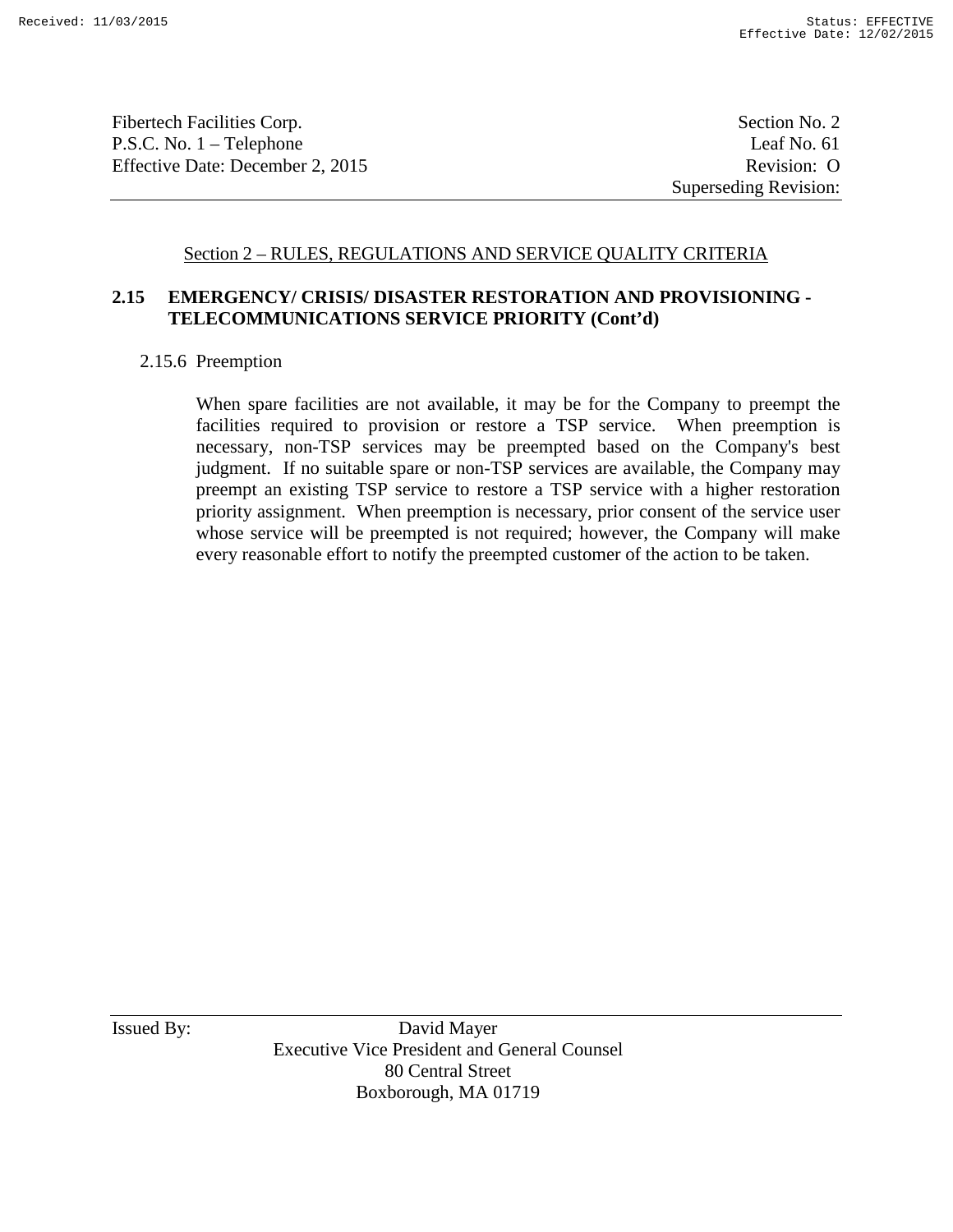## Section 2 – RULES, REGULATIONS AND SERVICE QUALITY CRITERIA

### 2.15 EMERGENCY/ CRISIS/ DISASTER RESTORATION AND PROVISIONING - TELECOMMUNICATIONS SERVICE PRIORITY (Cont'd)

2.15.6 Preemption

When spare facilities are not available, it may be for the Company to preempt the facilities required to provision or restore a TSP service. When preemption is necessary, non-TSP services may be preempted based on the Company's best judgment. If no suitable spare or non-TSP services are available, the Company may preempt an existing TSP service to restore a TSP service with a higher restoration priority assignment. When preemption is necessary, prior consent of the service user whose service will be preempted is not required; however, the Company will make every reasonable effort to notify the preempted customer of the action to be taken.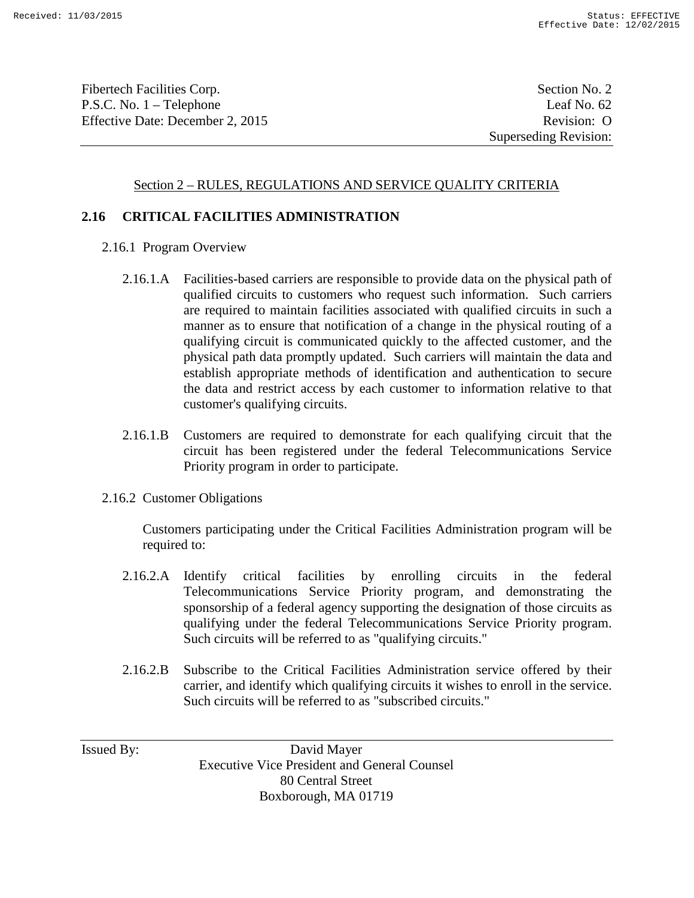Section 2 – RULES, REGULATIONS AND SERVICE QUALITY CRITERIA

## 2.16 CRITICAL FACILITIES ADMINISTRATION

### 2.16.1 Program Overview

2.16.1.A Facilities-based carriers are responsible to provide data on the physical path of qualified circuits to customers who request such information. Such carriers are required to maintain facilities associated with qualified circuits in such a manner as to ensure that notification of a change in the physical routing of a qualifying circuit is communicated quickly to the affected customer, and the physical path data promptly updated. Such carriers will maintain the data and establish appropriate methods of identification and authentication to secure the data and restrict access by each customer to information relative to that customer's qualifying circuits.

2.16.1.B Customers are required to demonstrate for each qualifying circuit that the circuit has been registered under the federal Telecommunications Service Priority program in order to participate.

### 2.16.2 Customer Obligations

Customers participating under the Critical Facilities Administration program will be required to:

2.16.2.A Identify critical facilities by enrolling circuits in the federal Telecommunications Service Priority program, and demonstrating the sponsorship of a federal agency supporting the designation of those circuits as qualifying under the federal Telecommunications Service Priority program. Such circuits will be referred to as "qualifying circuits."

2.16.2.B Subscribe to the Critical Facilities Administration service offered by their carrier, and identify which qualifying circuits it wishes to enroll in the service. Such circuits will be referred to as "subscribed circuits."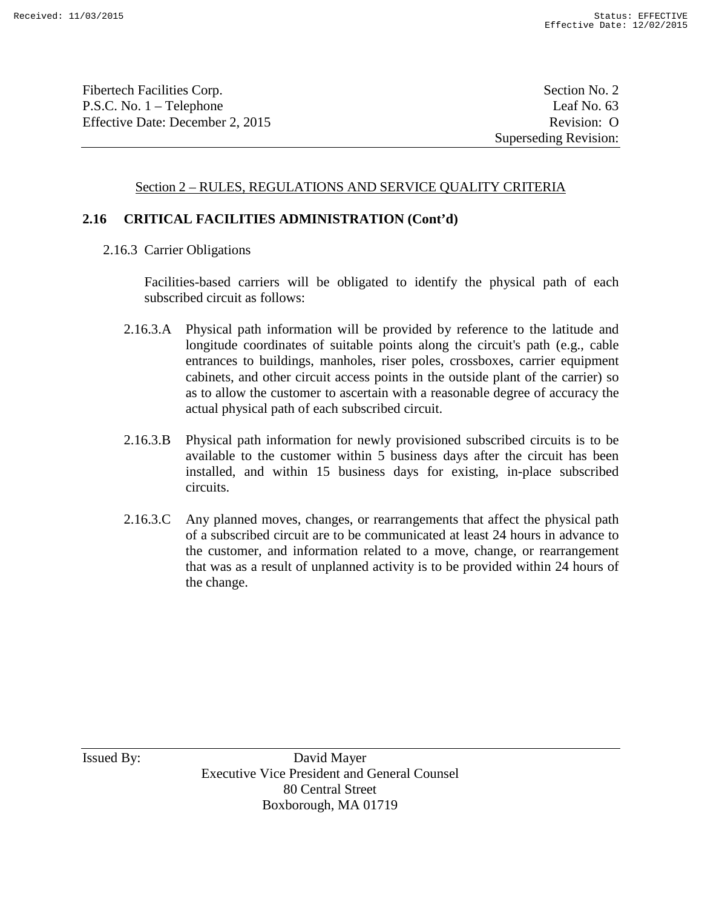## Section 2 – RULES, REGULATIONS AND SERVICE QUALITY CRITERIA

### 2.16 CRITICAL FACILITIES ADMINISTRATION (Cont'd)

2.16.3 Carrier Obligations

Facilities-based carriers will be obligated to identify the physical path of each subscribed circuit as follows:

2.16.3.A Physical path information will be provided by reference to the latitude and longitude coordinates of suitable points along the circuit's path (e.g., cable entrances to buildings, manholes, riser poles, crossboxes, carrier equipment cabinets, and other circuit access points in the outside plant of the carrier) so as to allow the customer to ascertain with a reasonable degree of accuracy the actual physical path of each subscribed circuit.

2.16.3.B Physical path information for newly provisioned subscribed circuits is to be available to the customer within 5 business days after the circuit has been installed, and within 15 business days for existing, in-place subscribed circuits.

2.16.3.C Any planned moves, changes, or rearrangements that affect the physical path of a subscribed circuit are to be communicated at least 24 hours in advance to the customer, and information related to a move, change, or rearrangement that was as a result of unplanned activity is to be provided within 24 hours of the change.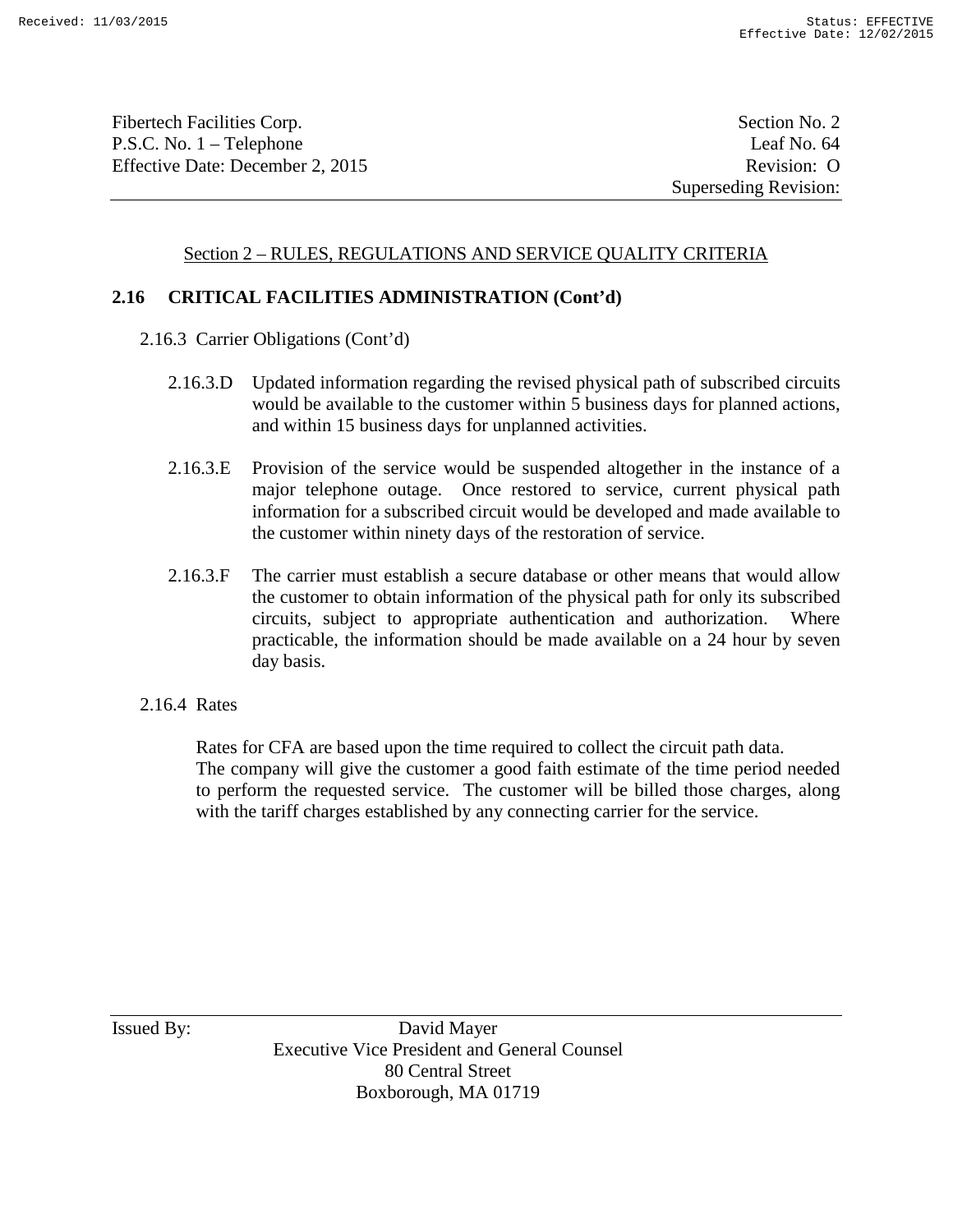## Section 2 – RULES, REGULATIONS AND SERVICE QUALITY CRITERIA

### 2.16 CRITICAL FACILITIES ADMINISTRATION (Cont'd)

2.16.3 Carrier Obligations (Cont'd)

2.16.3.D Updated information regarding the revised physical path of subscribed circuits would be available to the customer within 5 business days for planned actions, and within 15 business days for unplanned activities.

2.16.3.E Provision of the service would be suspended altogether in the instance of a major telephone outage. Once restored to service, current physical path information for a subscribed circuit would be developed and made available to the customer within ninety days of the restoration of service.

2.16.3.F The carrier must establish a secure database or other means that would allow the customer to obtain information of the physical path for only its subscribed circuits, subject to appropriate authentication and authorization. Where practicable, the information should be made available on a 24 hour by seven day basis.

2.16.4 Rates

Rates for CFA are based upon the time required to collect the circuit path data. The company will give the customer a good faith estimate of the time period needed to perform the requested service. The customer will be billed those charges, along with the tariff charges established by any connecting carrier for the service.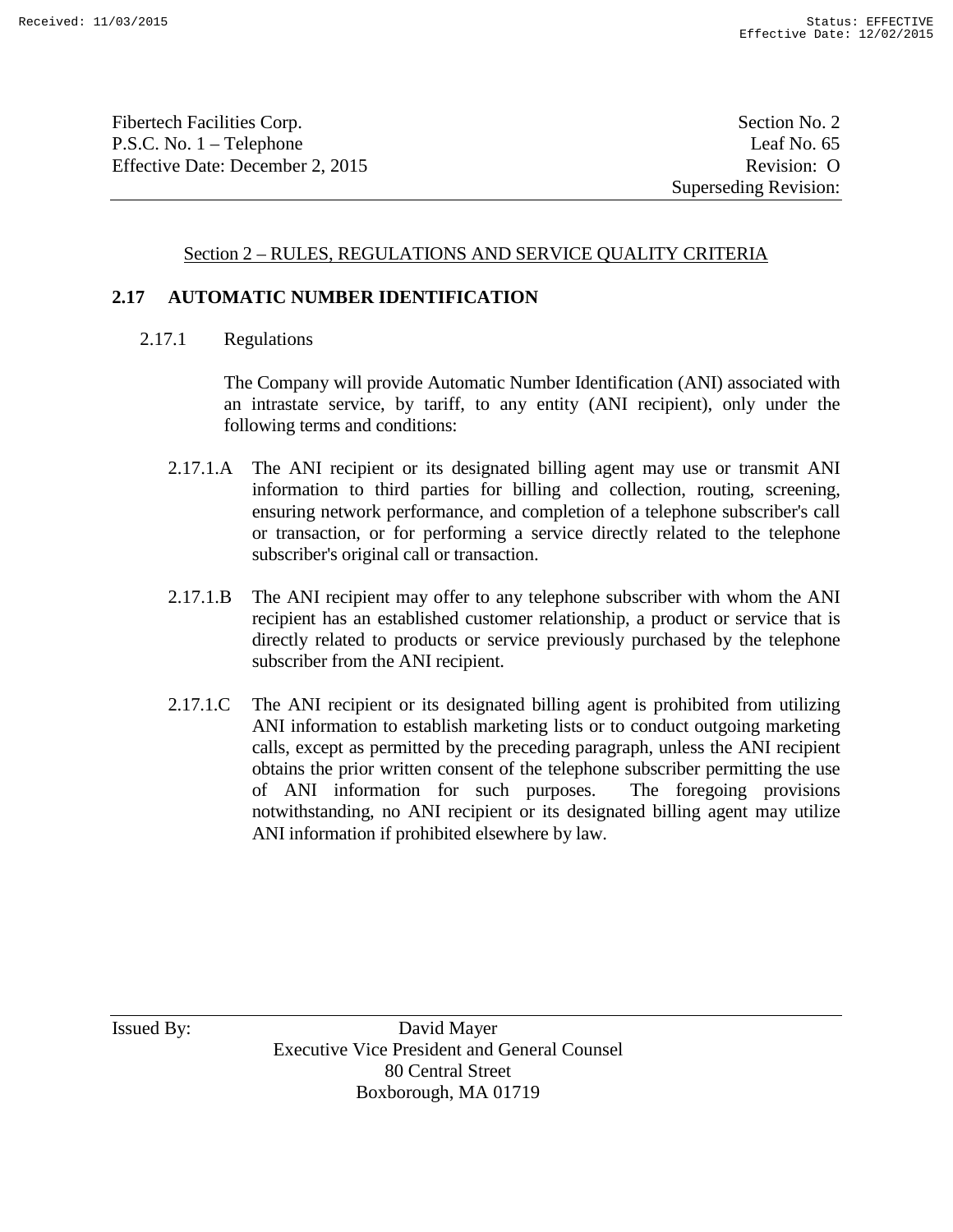Section 2 – RULES, REGULATIONS AND SERVICE QUALITY CRITERIA

## 2.17 AUTOMATIC NUMBER IDENTIFICATION

### 2.17.1 Regulations

The Company will provide Automatic Number Identification (ANI) associated with an intrastate service, by tariff, to any entity (ANI recipient), only under the following terms and conditions:

2.17.1.A The ANI recipient or its designated billing agent may use or transmit ANI information to third parties for billing and collection, routing, screening, ensuring network performance, and completion of a telephone subscriber's call or transaction, or for performing a service directly related to the telephone subscriber's original call or transaction.

2.17.1.B The ANI recipient may offer to any telephone subscriber with whom the ANI recipient has an established customer relationship, a product or service that is directly related to products or service previously purchased by the telephone subscriber from the ANI recipient.

2.17.1.C The ANI recipient or its designated billing agent is prohibited from utilizing ANI information to establish marketing lists or to conduct outgoing marketing calls, except as permitted by the preceding paragraph, unless the ANI recipient obtains the prior written consent of the telephone subscriber permitting the use of ANI information for such purposes. The foregoing provisions notwithstanding, no ANI recipient or its designated billing agent may utilize ANI information if prohibited elsewhere by law.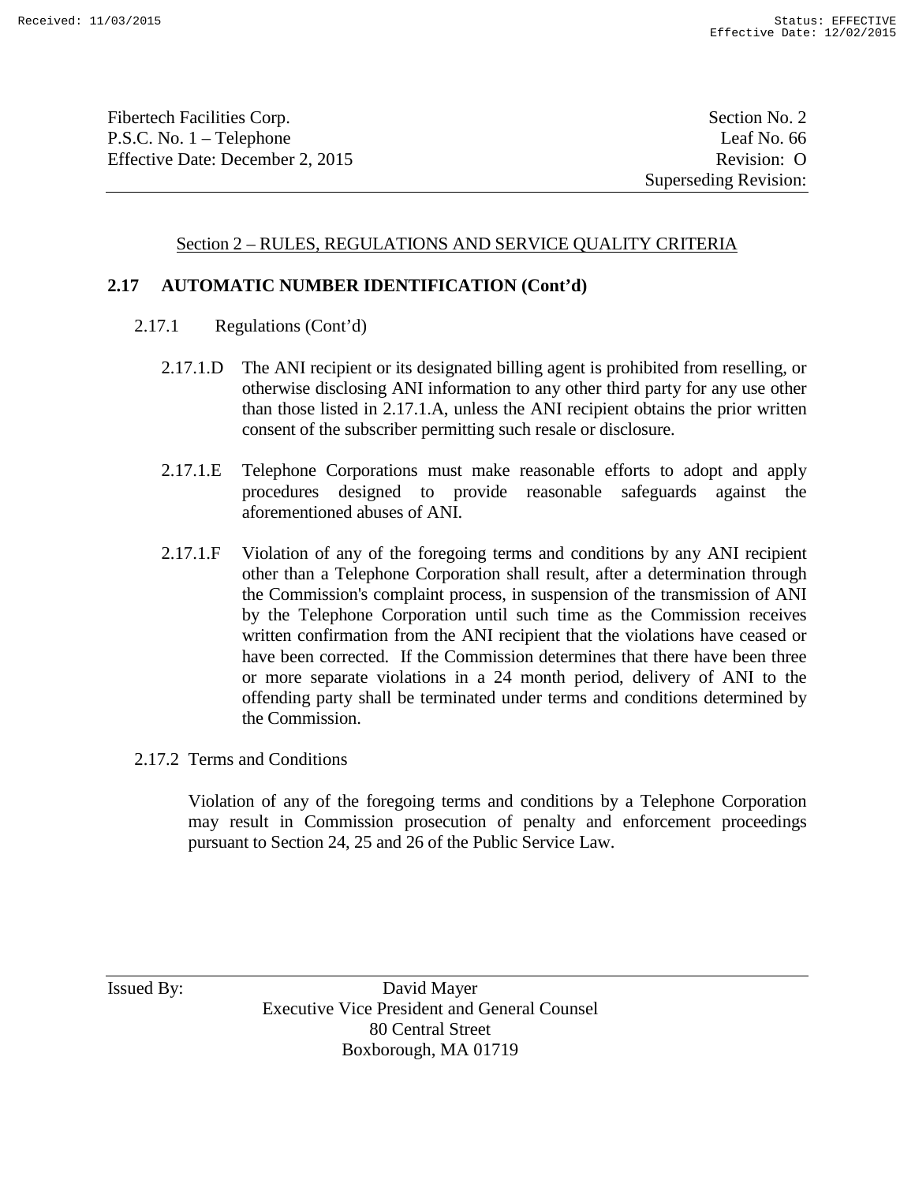Fibertech Facilities Corp. Section No. 2
P.S.C. No. 1 – Telephone Leaf No. 66
Effective Date: December 2, 2015 Revision: O
Superseding Revision:

Section 2 – RULES, REGULATIONS AND SERVICE QUALITY CRITERIA

**2.17 AUTOMATIC NUMBER IDENTIFICATION (Cont'd)**

2.17.1 Regulations (Cont'd)

2.17.1.D The ANI recipient or its designated billing agent is prohibited from reselling, or otherwise disclosing ANI information to any other third party for any use other than those listed in 2.17.1.A, unless the ANI recipient obtains the prior written consent of the subscriber permitting such resale or disclosure.

2.17.1.E Telephone Corporations must make reasonable efforts to adopt and apply procedures designed to provide reasonable safeguards against the aforementioned abuses of ANI.

2.17.1.F Violation of any of the foregoing terms and conditions by any ANI recipient other than a Telephone Corporation shall result, after a determination through the Commission's complaint process, in suspension of the transmission of ANI by the Telephone Corporation until such time as the Commission receives written confirmation from the ANI recipient that the violations have ceased or have been corrected. If the Commission determines that there have been three or more separate violations in a 24 month period, delivery of ANI to the offending party shall be terminated under terms and conditions determined by the Commission.

2.17.2 Terms and Conditions

Violation of any of the foregoing terms and conditions by a Telephone Corporation may result in Commission prosecution of penalty and enforcement proceedings pursuant to Section 24, 25 and 26 of the Public Service Law.

Issued By: David Mayer
Executive Vice President and General Counsel
80 Central Street
Boxborough, MA 01719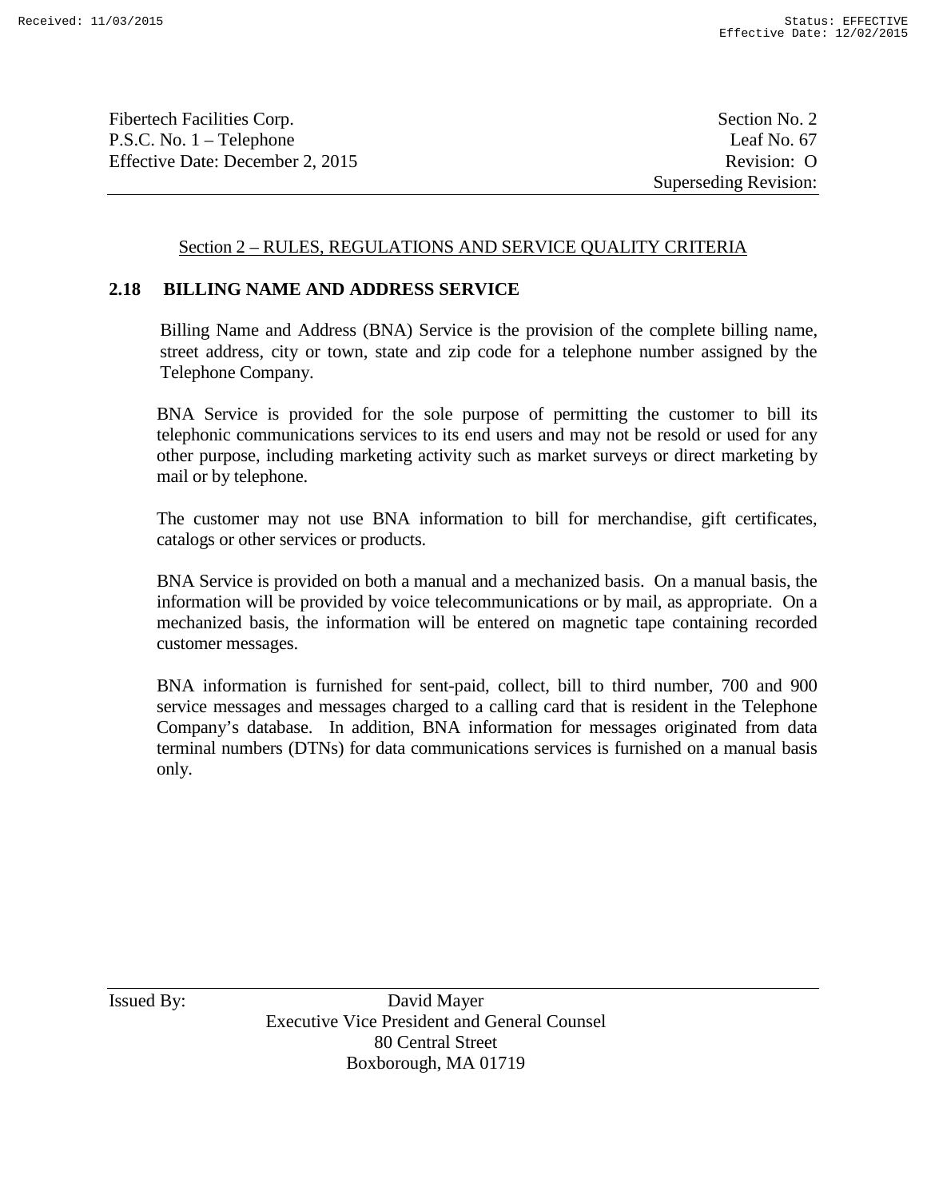Section 2 – RULES, REGULATIONS AND SERVICE QUALITY CRITERIA

## 2.18 BILLING NAME AND ADDRESS SERVICE

Billing Name and Address (BNA) Service is the provision of the complete billing name, street address, city or town, state and zip code for a telephone number assigned by the Telephone Company.

BNA Service is provided for the sole purpose of permitting the customer to bill its telephonic communications services to its end users and may not be resold or used for any other purpose, including marketing activity such as market surveys or direct marketing by mail or by telephone.

The customer may not use BNA information to bill for merchandise, gift certificates, catalogs or other services or products.

BNA Service is provided on both a manual and a mechanized basis. On a manual basis, the information will be provided by voice telecommunications or by mail, as appropriate. On a mechanized basis, the information will be entered on magnetic tape containing recorded customer messages.

BNA information is furnished for sent-paid, collect, bill to third number, 700 and 900 service messages and messages charged to a calling card that is resident in the Telephone Company's database. In addition, BNA information for messages originated from data terminal numbers (DTNs) for data communications services is furnished on a manual basis only.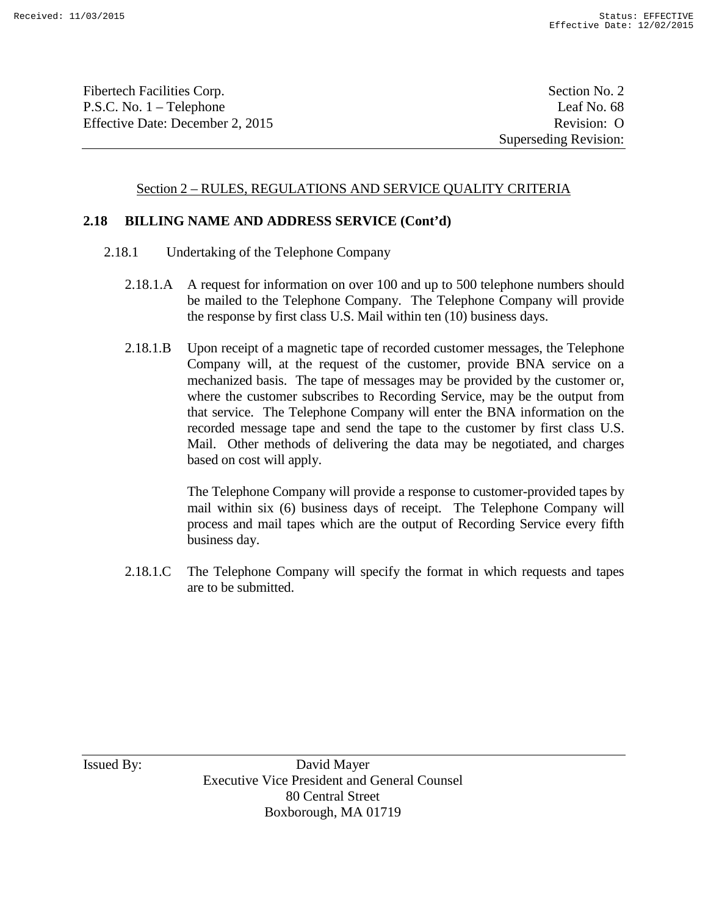## Section 2 – RULES, REGULATIONS AND SERVICE QUALITY CRITERIA

### 2.18 BILLING NAME AND ADDRESS SERVICE (Cont'd)

2.18.1 Undertaking of the Telephone Company

2.18.1.A A request for information on over 100 and up to 500 telephone numbers should be mailed to the Telephone Company. The Telephone Company will provide the response by first class U.S. Mail within ten (10) business days.

2.18.1.B Upon receipt of a magnetic tape of recorded customer messages, the Telephone Company will, at the request of the customer, provide BNA service on a mechanized basis. The tape of messages may be provided by the customer or, where the customer subscribes to Recording Service, may be the output from that service. The Telephone Company will enter the BNA information on the recorded message tape and send the tape to the customer by first class U.S. Mail. Other methods of delivering the data may be negotiated, and charges based on cost will apply.

The Telephone Company will provide a response to customer-provided tapes by mail within six (6) business days of receipt. The Telephone Company will process and mail tapes which are the output of Recording Service every fifth business day.

2.18.1.C The Telephone Company will specify the format in which requests and tapes are to be submitted.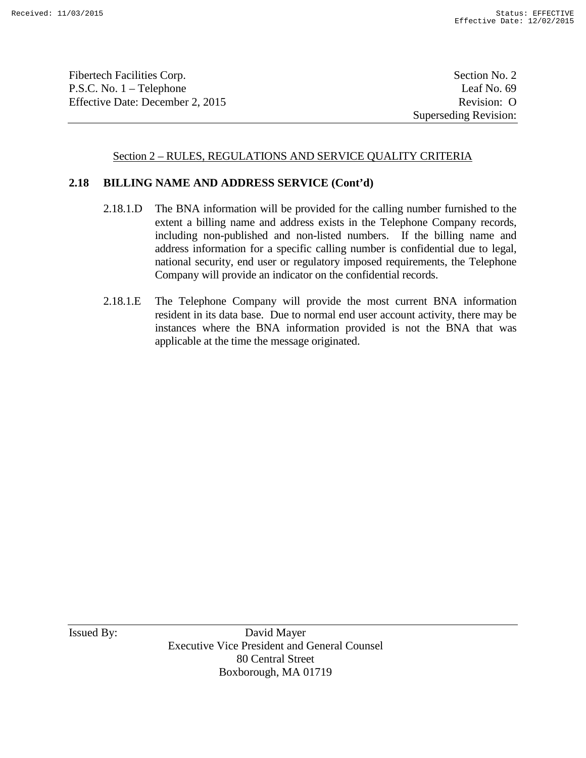Section 2 – RULES, REGULATIONS AND SERVICE QUALITY CRITERIA

**2.18 BILLING NAME AND ADDRESS SERVICE (Cont'd)**

2.18.1.D The BNA information will be provided for the calling number furnished to the extent a billing name and address exists in the Telephone Company records, including non-published and non-listed numbers. If the billing name and address information for a specific calling number is confidential due to legal, national security, end user or regulatory imposed requirements, the Telephone Company will provide an indicator on the confidential records.

2.18.1.E The Telephone Company will provide the most current BNA information resident in its data base. Due to normal end user account activity, there may be instances where the BNA information provided is not the BNA that was applicable at the time the message originated.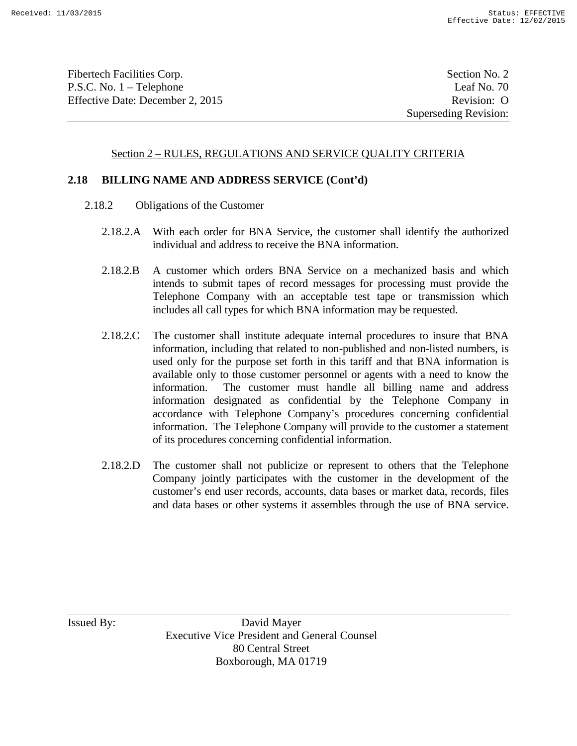## Section 2 – RULES, REGULATIONS AND SERVICE QUALITY CRITERIA

### 2.18 BILLING NAME AND ADDRESS SERVICE (Cont'd)

2.18.2 Obligations of the Customer

2.18.2.A With each order for BNA Service, the customer shall identify the authorized individual and address to receive the BNA information.

2.18.2.B A customer which orders BNA Service on a mechanized basis and which intends to submit tapes of record messages for processing must provide the Telephone Company with an acceptable test tape or transmission which includes all call types for which BNA information may be requested.

2.18.2.C The customer shall institute adequate internal procedures to insure that BNA information, including that related to non-published and non-listed numbers, is used only for the purpose set forth in this tariff and that BNA information is available only to those customer personnel or agents with a need to know the information. The customer must handle all billing name and address information designated as confidential by the Telephone Company in accordance with Telephone Company's procedures concerning confidential information. The Telephone Company will provide to the customer a statement of its procedures concerning confidential information.

2.18.2.D The customer shall not publicize or represent to others that the Telephone Company jointly participates with the customer in the development of the customer's end user records, accounts, data bases or market data, records, files and data bases or other systems it assembles through the use of BNA service.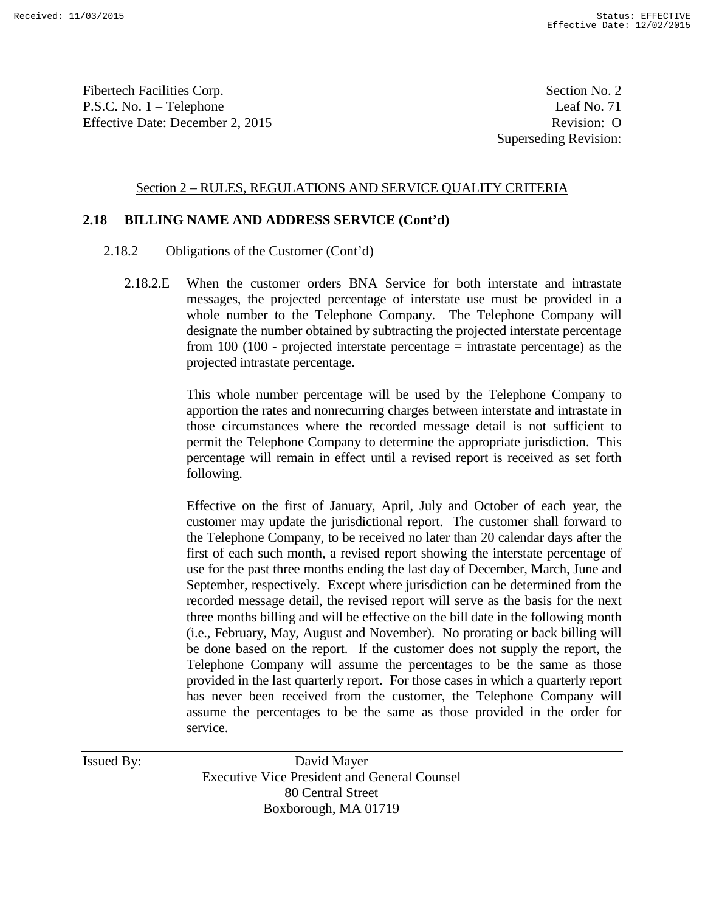## Section 2 – RULES, REGULATIONS AND SERVICE QUALITY CRITERIA

### 2.18 BILLING NAME AND ADDRESS SERVICE (Cont'd)

2.18.2 Obligations of the Customer (Cont'd)

2.18.2.E When the customer orders BNA Service for both interstate and intrastate messages, the projected percentage of interstate use must be provided in a whole number to the Telephone Company. The Telephone Company will designate the number obtained by subtracting the projected interstate percentage from 100 (100 - projected interstate percentage = intrastate percentage) as the projected intrastate percentage.

This whole number percentage will be used by the Telephone Company to apportion the rates and nonrecurring charges between interstate and intrastate in those circumstances where the recorded message detail is not sufficient to permit the Telephone Company to determine the appropriate jurisdiction. This percentage will remain in effect until a revised report is received as set forth following.

Effective on the first of January, April, July and October of each year, the customer may update the jurisdictional report. The customer shall forward to the Telephone Company, to be received no later than 20 calendar days after the first of each such month, a revised report showing the interstate percentage of use for the past three months ending the last day of December, March, June and September, respectively. Except where jurisdiction can be determined from the recorded message detail, the revised report will serve as the basis for the next three months billing and will be effective on the bill date in the following month (i.e., February, May, August and November). No prorating or back billing will be done based on the report. If the customer does not supply the report, the Telephone Company will assume the percentages to be the same as those provided in the last quarterly report. For those cases in which a quarterly report has never been received from the customer, the Telephone Company will assume the percentages to be the same as those provided in the order for service.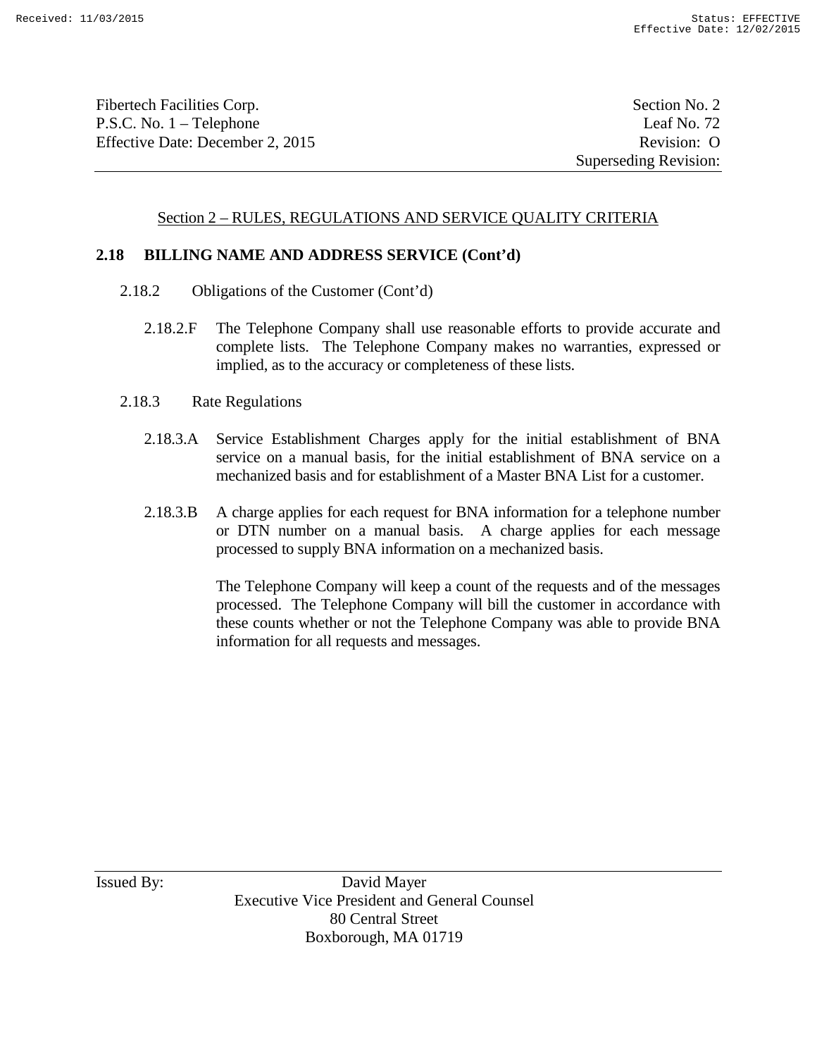## Section 2 – RULES, REGULATIONS AND SERVICE QUALITY CRITERIA

### 2.18 BILLING NAME AND ADDRESS SERVICE (Cont'd)

2.18.2 Obligations of the Customer (Cont'd)

2.18.2.F The Telephone Company shall use reasonable efforts to provide accurate and complete lists. The Telephone Company makes no warranties, expressed or implied, as to the accuracy or completeness of these lists.

2.18.3 Rate Regulations

2.18.3.A Service Establishment Charges apply for the initial establishment of BNA service on a manual basis, for the initial establishment of BNA service on a mechanized basis and for establishment of a Master BNA List for a customer.

2.18.3.B A charge applies for each request for BNA information for a telephone number or DTN number on a manual basis. A charge applies for each message processed to supply BNA information on a mechanized basis.

The Telephone Company will keep a count of the requests and of the messages processed. The Telephone Company will bill the customer in accordance with these counts whether or not the Telephone Company was able to provide BNA information for all requests and messages.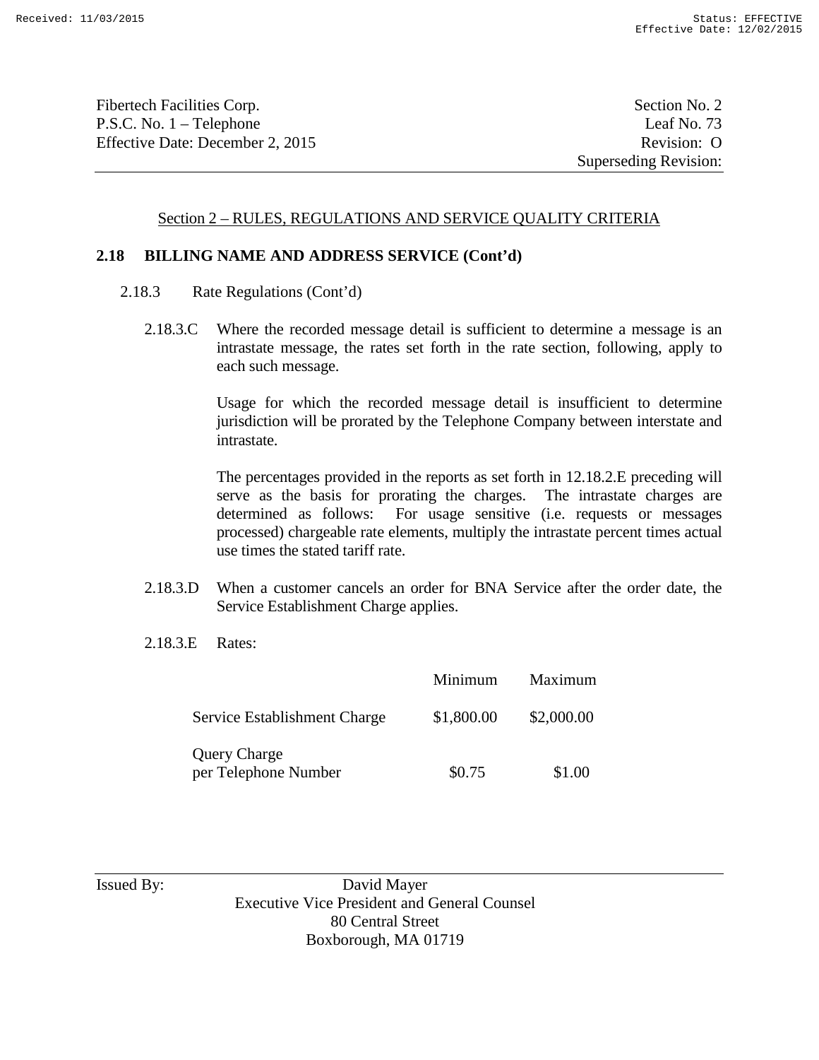Section 2 – RULES, REGULATIONS AND SERVICE QUALITY CRITERIA

**2.18 BILLING NAME AND ADDRESS SERVICE (Cont'd)**

2.18.3 Rate Regulations (Cont'd)

2.18.3.C Where the recorded message detail is sufficient to determine a message is an intrastate message, the rates set forth in the rate section, following, apply to each such message.

Usage for which the recorded message detail is insufficient to determine jurisdiction will be prorated by the Telephone Company between interstate and intrastate.

The percentages provided in the reports as set forth in 12.18.2.E preceding will serve as the basis for prorating the charges. The intrastate charges are determined as follows: For usage sensitive (i.e. requests or messages processed) chargeable rate elements, multiply the intrastate percent times actual use times the stated tariff rate.

2.18.3.D When a customer cancels an order for BNA Service after the order date, the Service Establishment Charge applies.

2.18.3.E Rates:

| | Minimum | Maximum |
|---|---|---|
| Service Establishment Charge | $1,800.00 | $2,000.00 |
| Query Charge per Telephone Number | $0.75 | $1.00 |